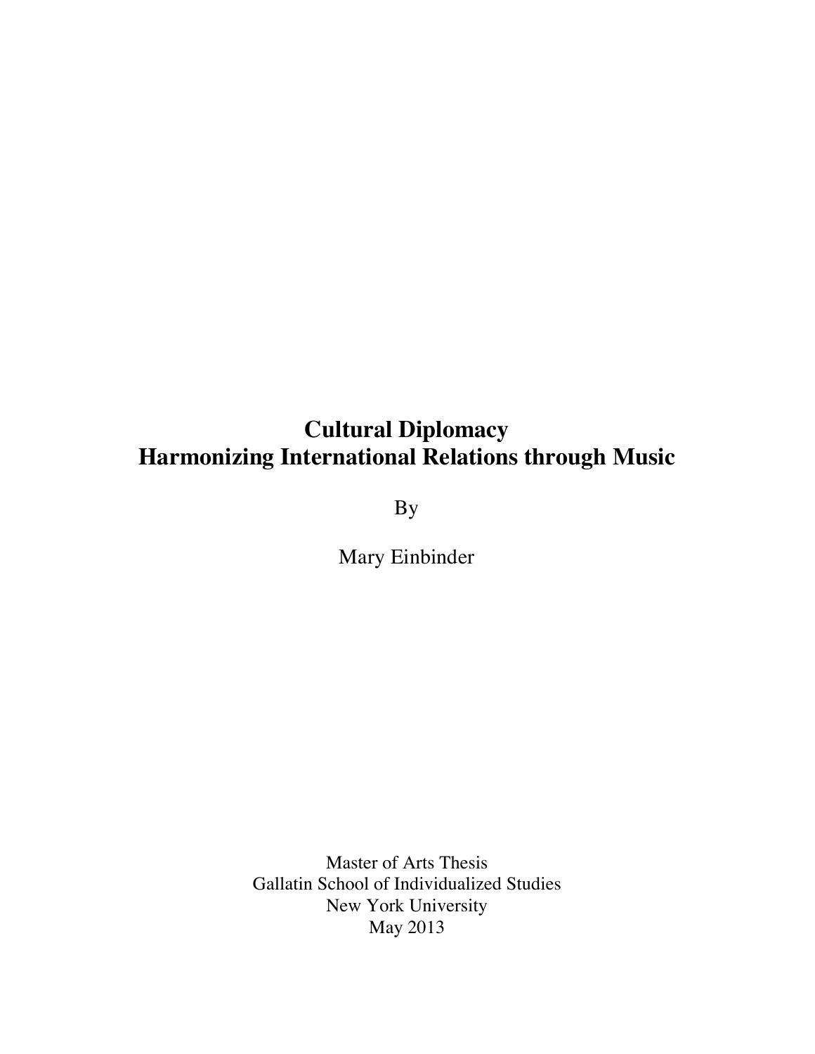# Cultural Diplomacy
# Harmonizing International Relations through Music

By

Mary Einbinder

Master of Arts Thesis
Gallatin School of Individualized Studies
New York University
May 2013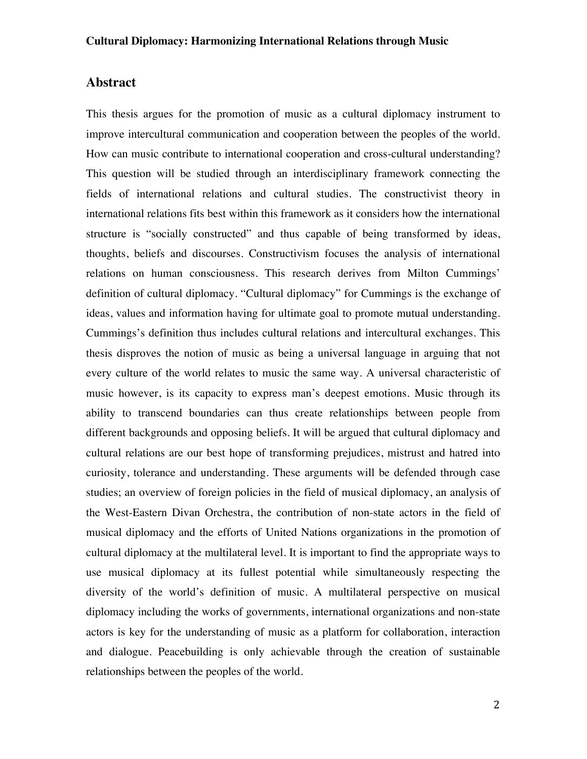## Abstract

This thesis argues for the promotion of music as a cultural diplomacy instrument to improve intercultural communication and cooperation between the peoples of the world. How can music contribute to international cooperation and cross-cultural understanding? This question will be studied through an interdisciplinary framework connecting the fields of international relations and cultural studies. The constructivist theory in international relations fits best within this framework as it considers how the international structure is "socially constructed" and thus capable of being transformed by ideas, thoughts, beliefs and discourses. Constructivism focuses the analysis of international relations on human consciousness. This research derives from Milton Cummings' definition of cultural diplomacy. "Cultural diplomacy" for Cummings is the exchange of ideas, values and information having for ultimate goal to promote mutual understanding. Cummings's definition thus includes cultural relations and intercultural exchanges. This thesis disproves the notion of music as being a universal language in arguing that not every culture of the world relates to music the same way. A universal characteristic of music however, is its capacity to express man's deepest emotions. Music through its ability to transcend boundaries can thus create relationships between people from different backgrounds and opposing beliefs. It will be argued that cultural diplomacy and cultural relations are our best hope of transforming prejudices, mistrust and hatred into curiosity, tolerance and understanding. These arguments will be defended through case studies; an overview of foreign policies in the field of musical diplomacy, an analysis of the West-Eastern Divan Orchestra, the contribution of non-state actors in the field of musical diplomacy and the efforts of United Nations organizations in the promotion of cultural diplomacy at the multilateral level. It is important to find the appropriate ways to use musical diplomacy at its fullest potential while simultaneously respecting the diversity of the world's definition of music. A multilateral perspective on musical diplomacy including the works of governments, international organizations and non-state actors is key for the understanding of music as a platform for collaboration, interaction and dialogue. Peacebuilding is only achievable through the creation of sustainable relationships between the peoples of the world.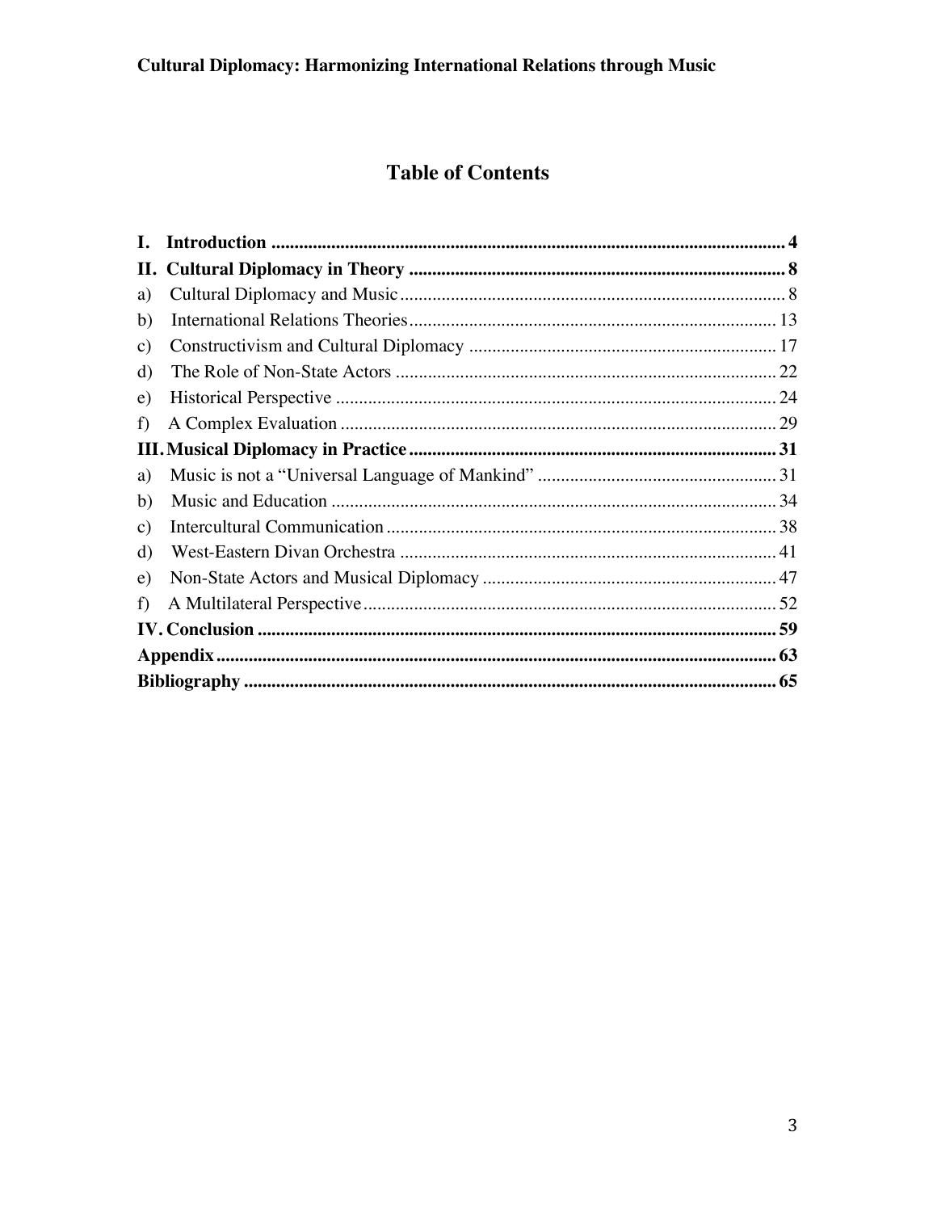# Table of Contents

**I. Introduction** ................................................................................................................ **4**

**II. Cultural Diplomacy in Theory** .................................................................................. **8**

a) Cultural Diplomacy and Music .................................................................................... 8

b) International Relations Theories ................................................................................ 13

c) Constructivism and Cultural Diplomacy ................................................................... 17

d) The Role of Non-State Actors ................................................................................... 22

e) Historical Perspective ................................................................................................ 24

f) A Complex Evaluation ............................................................................................... 29

**III. Musical Diplomacy in Practice** ............................................................................... **31**

a) Music is not a "Universal Language of Mankind" .................................................... 31

b) Music and Education ................................................................................................. 34

c) Intercultural Communication ..................................................................................... 38

d) West-Eastern Divan Orchestra .................................................................................. 41

e) Non-State Actors and Musical Diplomacy ................................................................ 47

f) A Multilateral Perspective .......................................................................................... 52

**IV. Conclusion** ................................................................................................................ **59**

**Appendix** ........................................................................................................................ **63**

**Bibliography** ................................................................................................................... **65**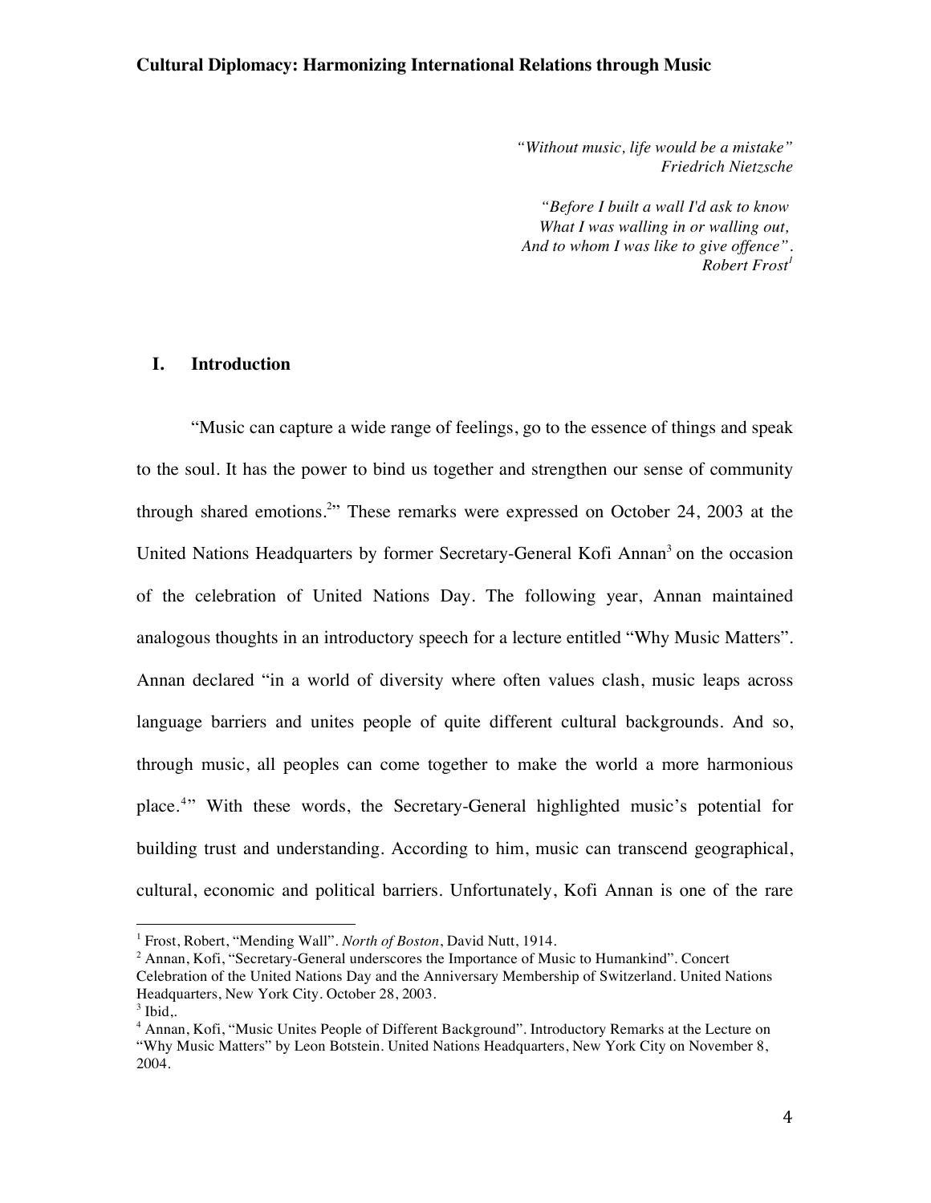*"Without music, life would be a mistake"*
*Friedrich Nietzsche*

*"Before I built a wall I'd ask to know*
*What I was walling in or walling out,*
*And to whom I was like to give offence".*
*Robert Frost*[1]

## I. Introduction

"Music can capture a wide range of feelings, go to the essence of things and speak to the soul. It has the power to bind us together and strengthen our sense of community through shared emotions.[2]" These remarks were expressed on October 24, 2003 at the United Nations Headquarters by former Secretary-General Kofi Annan[3] on the occasion of the celebration of United Nations Day. The following year, Annan maintained analogous thoughts in an introductory speech for a lecture entitled "Why Music Matters". Annan declared "in a world of diversity where often values clash, music leaps across language barriers and unites people of quite different cultural backgrounds. And so, through music, all peoples can come together to make the world a more harmonious place.[4]" With these words, the Secretary-General highlighted music's potential for building trust and understanding. According to him, music can transcend geographical, cultural, economic and political barriers. Unfortunately, Kofi Annan is one of the rare

---

[1] Frost, Robert, "Mending Wall". *North of Boston*, David Nutt, 1914.

[2] Annan, Kofi, "Secretary-General underscores the Importance of Music to Humankind". Concert Celebration of the United Nations Day and the Anniversary Membership of Switzerland. United Nations Headquarters, New York City. October 28, 2003.

[3] Ibid,.

[4] Annan, Kofi, "Music Unites People of Different Background". Introductory Remarks at the Lecture on "Why Music Matters" by Leon Botstein. United Nations Headquarters, New York City on November 8, 2004.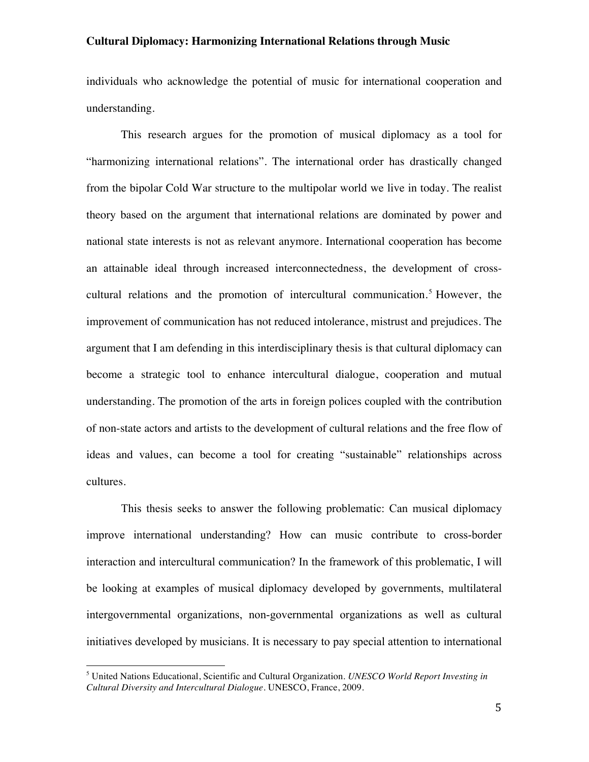individuals who acknowledge the potential of music for international cooperation and understanding.

This research argues for the promotion of musical diplomacy as a tool for "harmonizing international relations". The international order has drastically changed from the bipolar Cold War structure to the multipolar world we live in today. The realist theory based on the argument that international relations are dominated by power and national state interests is not as relevant anymore. International cooperation has become an attainable ideal through increased interconnectedness, the development of cross-cultural relations and the promotion of intercultural communication.[5] However, the improvement of communication has not reduced intolerance, mistrust and prejudices. The argument that I am defending in this interdisciplinary thesis is that cultural diplomacy can become a strategic tool to enhance intercultural dialogue, cooperation and mutual understanding. The promotion of the arts in foreign polices coupled with the contribution of non-state actors and artists to the development of cultural relations and the free flow of ideas and values, can become a tool for creating "sustainable" relationships across cultures.

This thesis seeks to answer the following problematic: Can musical diplomacy improve international understanding? How can music contribute to cross-border interaction and intercultural communication? In the framework of this problematic, I will be looking at examples of musical diplomacy developed by governments, multilateral intergovernmental organizations, non-governmental organizations as well as cultural initiatives developed by musicians. It is necessary to pay special attention to international

---

[5] United Nations Educational, Scientific and Cultural Organization. *UNESCO World Report Investing in Cultural Diversity and Intercultural Dialogue*. UNESCO, France, 2009.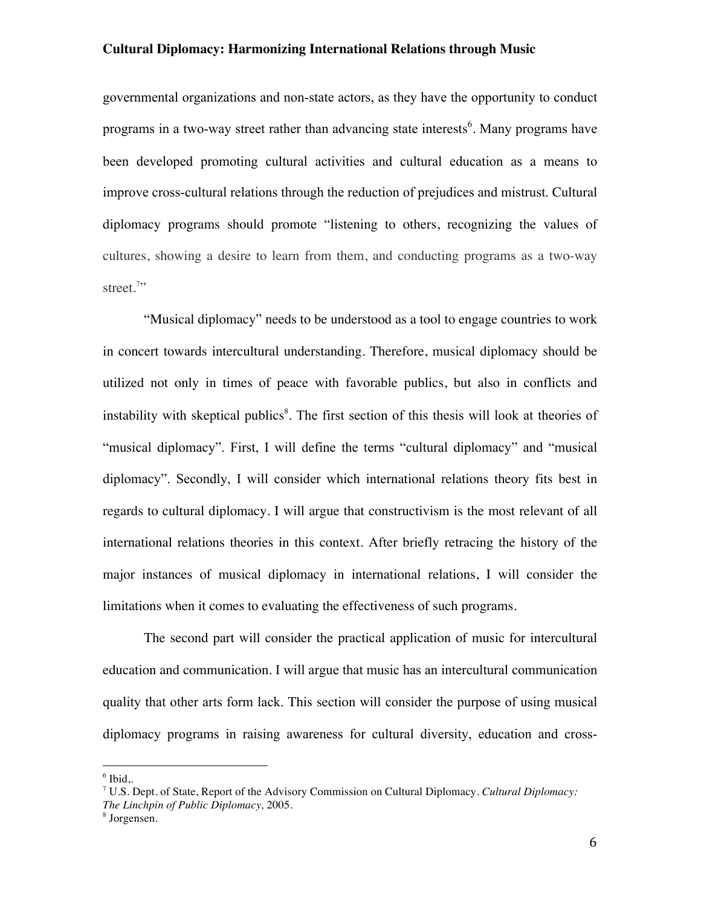governmental organizations and non-state actors, as they have the opportunity to conduct programs in a two-way street rather than advancing state interests[6]. Many programs have been developed promoting cultural activities and cultural education as a means to improve cross-cultural relations through the reduction of prejudices and mistrust. Cultural diplomacy programs should promote "listening to others, recognizing the values of cultures, showing a desire to learn from them, and conducting programs as a two-way street.[7]"

"Musical diplomacy" needs to be understood as a tool to engage countries to work in concert towards intercultural understanding. Therefore, musical diplomacy should be utilized not only in times of peace with favorable publics, but also in conflicts and instability with skeptical publics[8]. The first section of this thesis will look at theories of "musical diplomacy". First, I will define the terms "cultural diplomacy" and "musical diplomacy". Secondly, I will consider which international relations theory fits best in regards to cultural diplomacy. I will argue that constructivism is the most relevant of all international relations theories in this context. After briefly retracing the history of the major instances of musical diplomacy in international relations, I will consider the limitations when it comes to evaluating the effectiveness of such programs.

The second part will consider the practical application of music for intercultural education and communication. I will argue that music has an intercultural communication quality that other arts form lack. This section will consider the purpose of using musical diplomacy programs in raising awareness for cultural diversity, education and cross-

---

[6] Ibid,.

[7] U.S. Dept. of State, Report of the Advisory Commission on Cultural Diplomacy. *Cultural Diplomacy: The Linchpin of Public Diplomacy,* 2005.

[8] Jorgensen.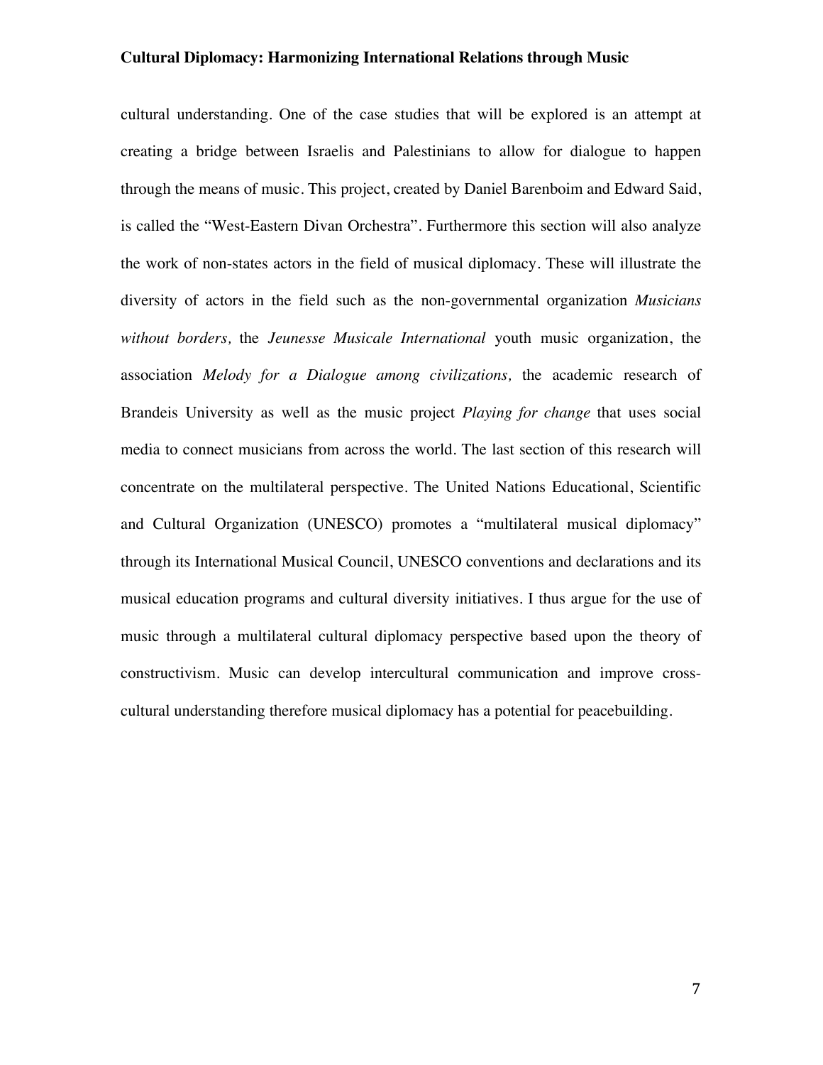cultural understanding. One of the case studies that will be explored is an attempt at creating a bridge between Israelis and Palestinians to allow for dialogue to happen through the means of music. This project, created by Daniel Barenboim and Edward Said, is called the "West-Eastern Divan Orchestra". Furthermore this section will also analyze the work of non-states actors in the field of musical diplomacy. These will illustrate the diversity of actors in the field such as the non-governmental organization *Musicians without borders,* the *Jeunesse Musicale International* youth music organization, the association *Melody for a Dialogue among civilizations,* the academic research of Brandeis University as well as the music project *Playing for change* that uses social media to connect musicians from across the world. The last section of this research will concentrate on the multilateral perspective. The United Nations Educational, Scientific and Cultural Organization (UNESCO) promotes a "multilateral musical diplomacy" through its International Musical Council, UNESCO conventions and declarations and its musical education programs and cultural diversity initiatives. I thus argue for the use of music through a multilateral cultural diplomacy perspective based upon the theory of constructivism. Music can develop intercultural communication and improve cross-cultural understanding therefore musical diplomacy has a potential for peacebuilding.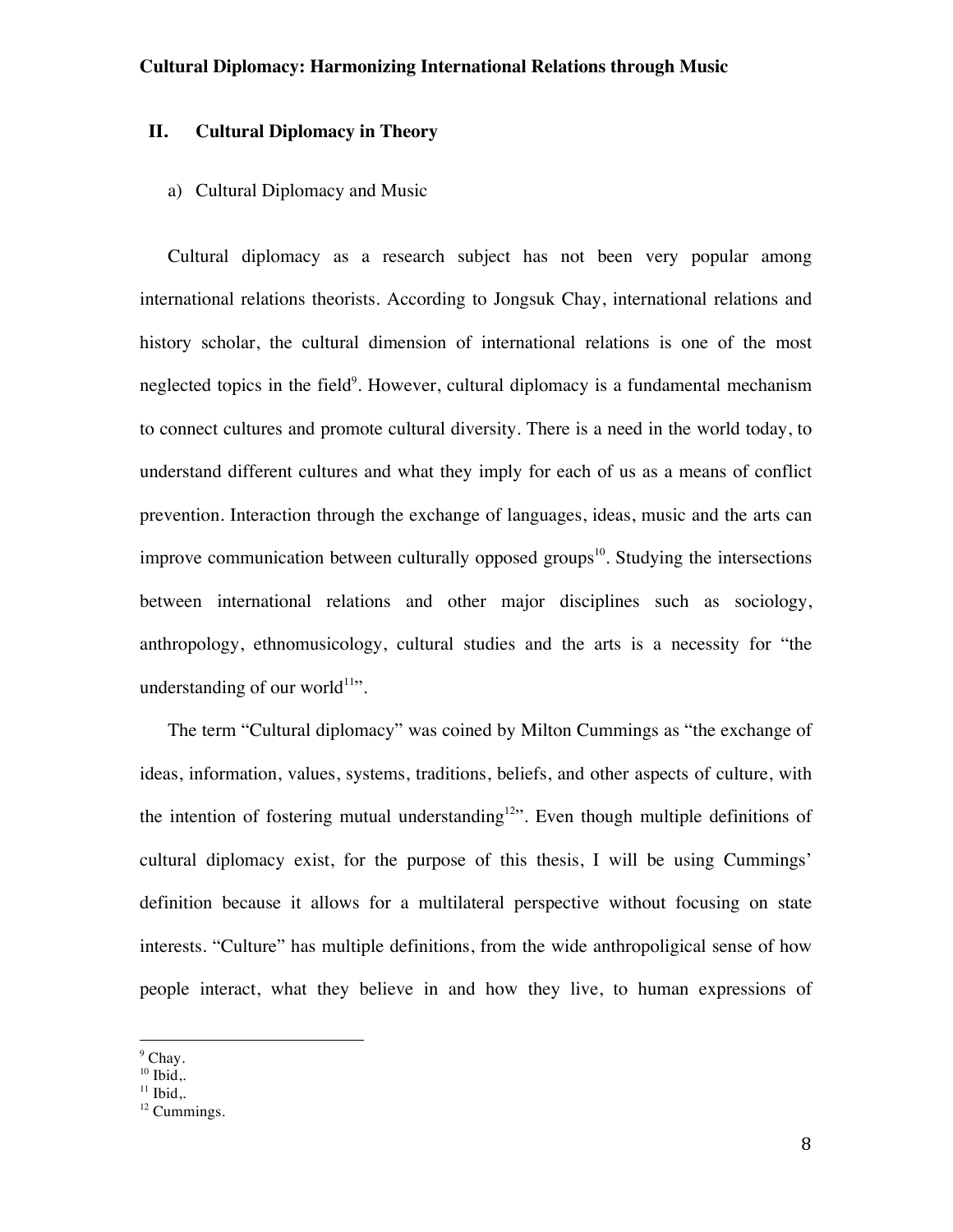## II. Cultural Diplomacy in Theory

### a) Cultural Diplomacy and Music

Cultural diplomacy as a research subject has not been very popular among international relations theorists. According to Jongsuk Chay, international relations and history scholar, the cultural dimension of international relations is one of the most neglected topics in the field[9]. However, cultural diplomacy is a fundamental mechanism to connect cultures and promote cultural diversity. There is a need in the world today, to understand different cultures and what they imply for each of us as a means of conflict prevention. Interaction through the exchange of languages, ideas, music and the arts can improve communication between culturally opposed groups[10]. Studying the intersections between international relations and other major disciplines such as sociology, anthropology, ethnomusicology, cultural studies and the arts is a necessity for "the understanding of our world[11]".

The term "Cultural diplomacy" was coined by Milton Cummings as "the exchange of ideas, information, values, systems, traditions, beliefs, and other aspects of culture, with the intention of fostering mutual understanding[12]". Even though multiple definitions of cultural diplomacy exist, for the purpose of this thesis, I will be using Cummings' definition because it allows for a multilateral perspective without focusing on state interests. "Culture" has multiple definitions, from the wide anthropoligical sense of how people interact, what they believe in and how they live, to human expressions of

---

[9] Chay.
[10] Ibid,.
[11] Ibid,.
[12] Cummings.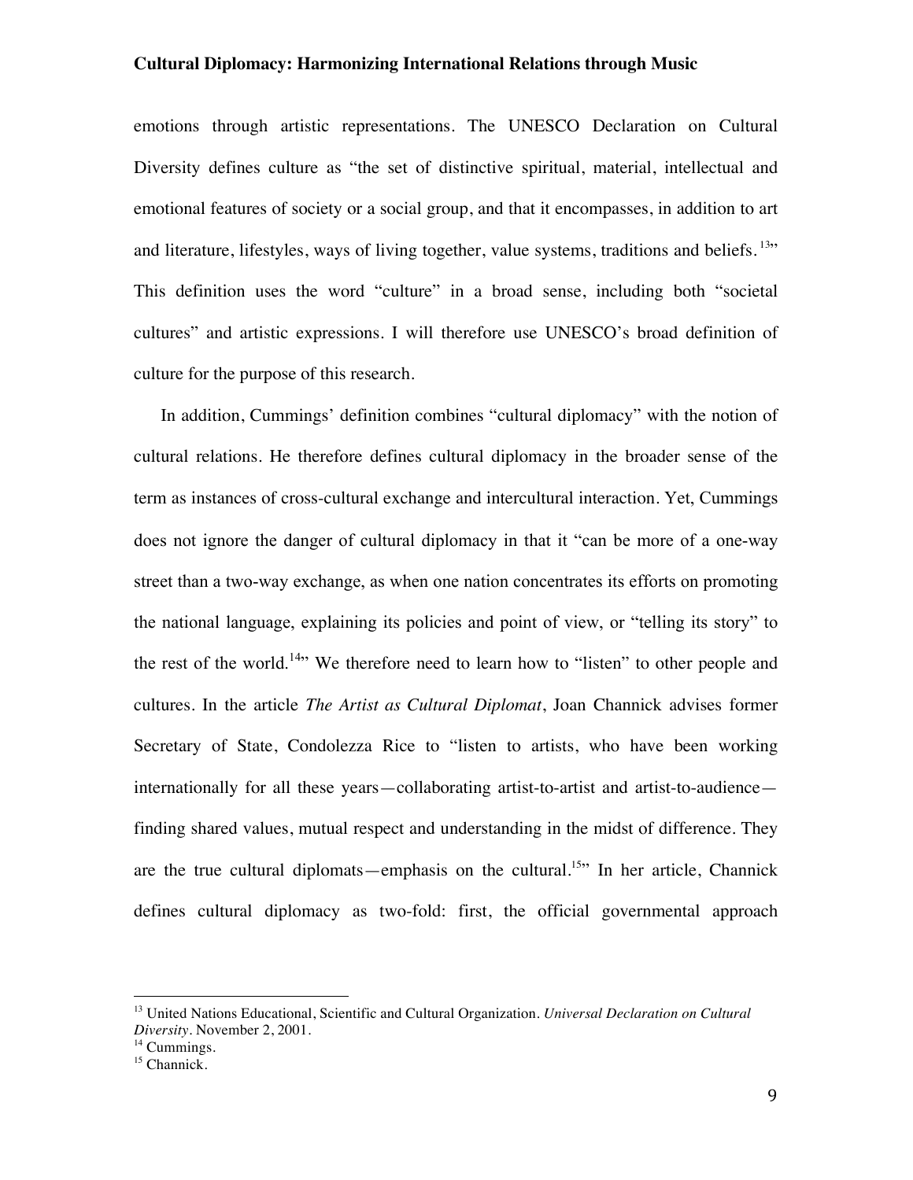emotions through artistic representations. The UNESCO Declaration on Cultural Diversity defines culture as "the set of distinctive spiritual, material, intellectual and emotional features of society or a social group, and that it encompasses, in addition to art and literature, lifestyles, ways of living together, value systems, traditions and beliefs.[13]" This definition uses the word "culture" in a broad sense, including both "societal cultures" and artistic expressions. I will therefore use UNESCO's broad definition of culture for the purpose of this research.

In addition, Cummings' definition combines "cultural diplomacy" with the notion of cultural relations. He therefore defines cultural diplomacy in the broader sense of the term as instances of cross-cultural exchange and intercultural interaction. Yet, Cummings does not ignore the danger of cultural diplomacy in that it "can be more of a one-way street than a two-way exchange, as when one nation concentrates its efforts on promoting the national language, explaining its policies and point of view, or "telling its story" to the rest of the world.[14]" We therefore need to learn how to "listen" to other people and cultures. In the article *The Artist as Cultural Diplomat*, Joan Channick advises former Secretary of State, Condolezza Rice to "listen to artists, who have been working internationally for all these years—collaborating artist-to-artist and artist-to-audience—finding shared values, mutual respect and understanding in the midst of difference. They are the true cultural diplomats—emphasis on the cultural.[15]" In her article, Channick defines cultural diplomacy as two-fold: first, the official governmental approach

---

[13] United Nations Educational, Scientific and Cultural Organization. *Universal Declaration on Cultural Diversity*. November 2, 2001.

[14] Cummings.

[15] Channick.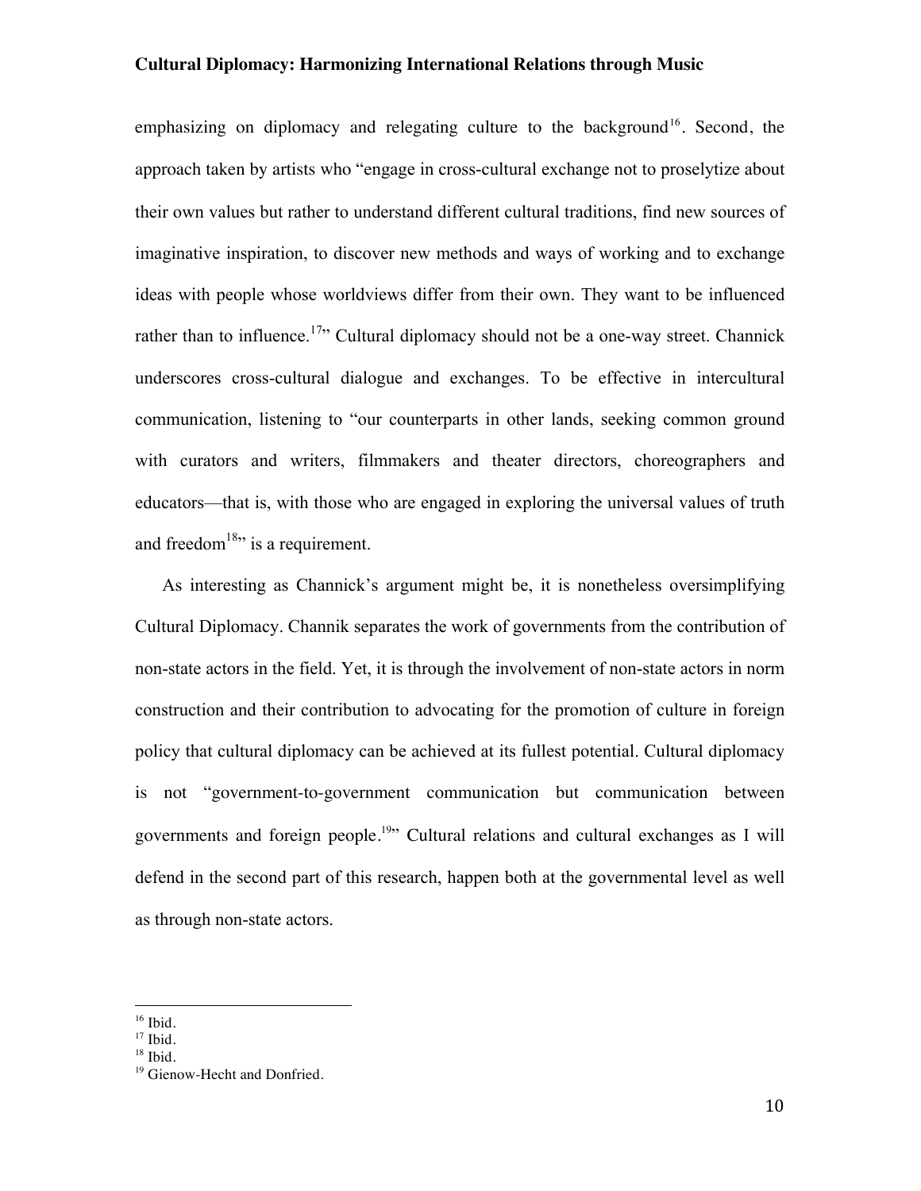emphasizing on diplomacy and relegating culture to the background[16]. Second, the approach taken by artists who "engage in cross-cultural exchange not to proselytize about their own values but rather to understand different cultural traditions, find new sources of imaginative inspiration, to discover new methods and ways of working and to exchange ideas with people whose worldviews differ from their own. They want to be influenced rather than to influence.[17]" Cultural diplomacy should not be a one-way street. Channick underscores cross-cultural dialogue and exchanges. To be effective in intercultural communication, listening to "our counterparts in other lands, seeking common ground with curators and writers, filmmakers and theater directors, choreographers and educators—that is, with those who are engaged in exploring the universal values of truth and freedom[18]" is a requirement.

As interesting as Channick's argument might be, it is nonetheless oversimplifying Cultural Diplomacy. Channik separates the work of governments from the contribution of non-state actors in the field. Yet, it is through the involvement of non-state actors in norm construction and their contribution to advocating for the promotion of culture in foreign policy that cultural diplomacy can be achieved at its fullest potential. Cultural diplomacy is not "government-to-government communication but communication between governments and foreign people.[19]" Cultural relations and cultural exchanges as I will defend in the second part of this research, happen both at the governmental level as well as through non-state actors.

---

[16] Ibid.
[17] Ibid.
[18] Ibid.
[19] Gienow-Hecht and Donfried.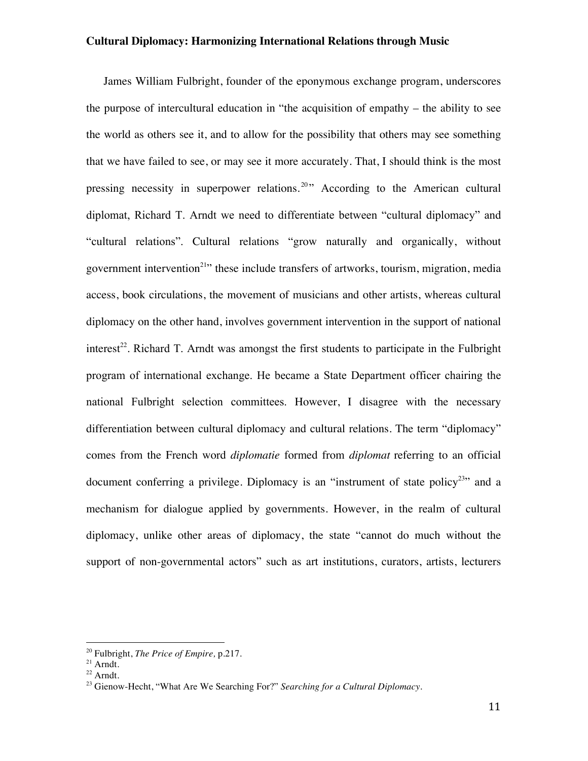James William Fulbright, founder of the eponymous exchange program, underscores the purpose of intercultural education in "the acquisition of empathy – the ability to see the world as others see it, and to allow for the possibility that others may see something that we have failed to see, or may see it more accurately. That, I should think is the most pressing necessity in superpower relations.[20]" According to the American cultural diplomat, Richard T. Arndt we need to differentiate between "cultural diplomacy" and "cultural relations". Cultural relations "grow naturally and organically, without government intervention[21]" these include transfers of artworks, tourism, migration, media access, book circulations, the movement of musicians and other artists, whereas cultural diplomacy on the other hand, involves government intervention in the support of national interest[22]. Richard T. Arndt was amongst the first students to participate in the Fulbright program of international exchange. He became a State Department officer chairing the national Fulbright selection committees. However, I disagree with the necessary differentiation between cultural diplomacy and cultural relations. The term "diplomacy" comes from the French word *diplomatie* formed from *diplomat* referring to an official document conferring a privilege. Diplomacy is an "instrument of state policy[23]" and a mechanism for dialogue applied by governments. However, in the realm of cultural diplomacy, unlike other areas of diplomacy, the state "cannot do much without the support of non-governmental actors" such as art institutions, curators, artists, lecturers

---

[20] Fulbright, *The Price of Empire,* p.217.
[21] Arndt.
[22] Arndt.
[23] Gienow-Hecht, "What Are We Searching For?" *Searching for a Cultural Diplomacy*.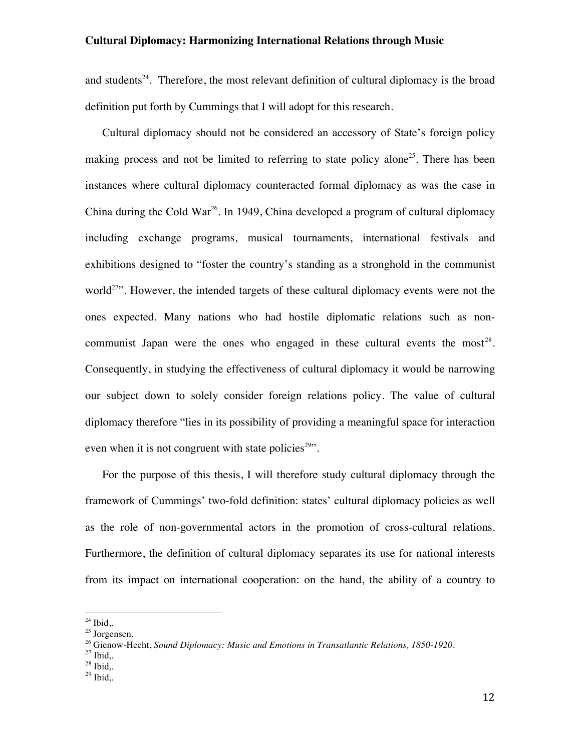and students[24]. Therefore, the most relevant definition of cultural diplomacy is the broad definition put forth by Cummings that I will adopt for this research.

Cultural diplomacy should not be considered an accessory of State's foreign policy making process and not be limited to referring to state policy alone[25]. There has been instances where cultural diplomacy counteracted formal diplomacy as was the case in China during the Cold War[26]. In 1949, China developed a program of cultural diplomacy including exchange programs, musical tournaments, international festivals and exhibitions designed to "foster the country's standing as a stronghold in the communist world[27]". However, the intended targets of these cultural diplomacy events were not the ones expected. Many nations who had hostile diplomatic relations such as non-communist Japan were the ones who engaged in these cultural events the most[28]. Consequently, in studying the effectiveness of cultural diplomacy it would be narrowing our subject down to solely consider foreign relations policy. The value of cultural diplomacy therefore "lies in its possibility of providing a meaningful space for interaction even when it is not congruent with state policies[29]".

For the purpose of this thesis, I will therefore study cultural diplomacy through the framework of Cummings' two-fold definition: states' cultural diplomacy policies as well as the role of non-governmental actors in the promotion of cross-cultural relations. Furthermore, the definition of cultural diplomacy separates its use for national interests from its impact on international cooperation: on the hand, the ability of a country to

---

[24] Ibid,.
[25] Jorgensen.
[26] Gienow-Hecht, *Sound Diplomacy: Music and Emotions in Transatlantic Relations, 1850-1920*.
[27] Ibid,.
[28] Ibid,.
[29] Ibid,.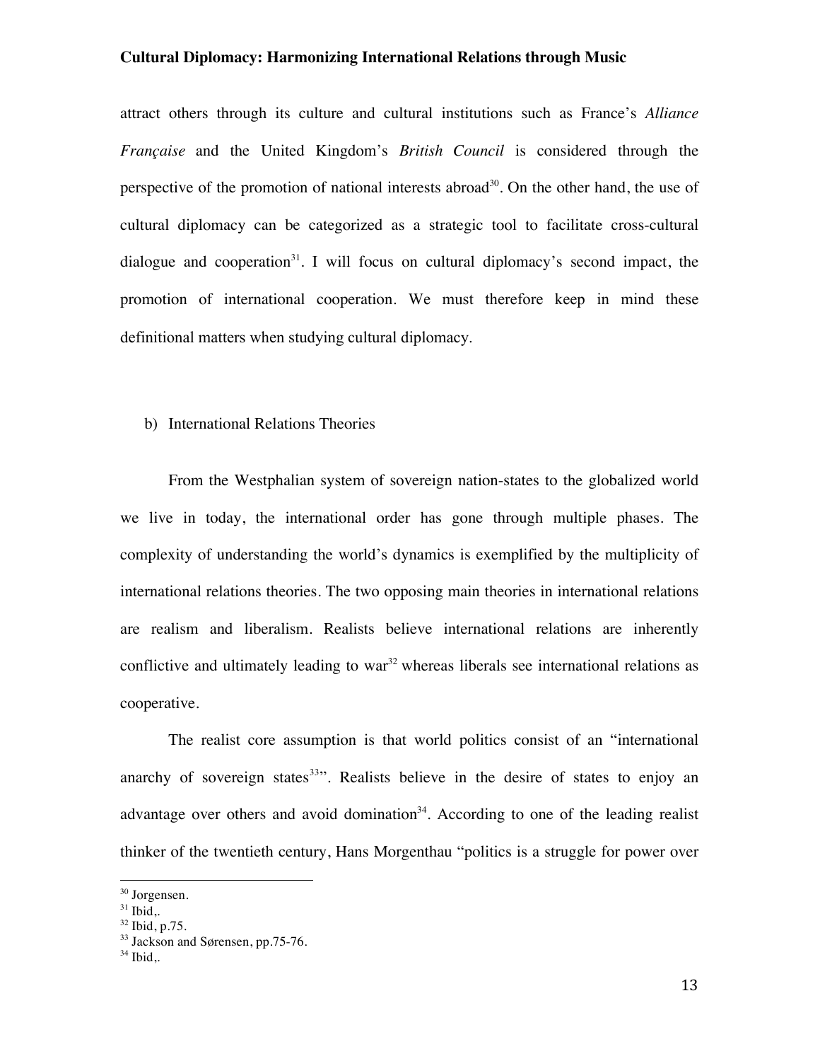attract others through its culture and cultural institutions such as France's *Alliance Française* and the United Kingdom's *British Council* is considered through the perspective of the promotion of national interests abroad[30]. On the other hand, the use of cultural diplomacy can be categorized as a strategic tool to facilitate cross-cultural dialogue and cooperation[31]. I will focus on cultural diplomacy's second impact, the promotion of international cooperation. We must therefore keep in mind these definitional matters when studying cultural diplomacy.

b) International Relations Theories

From the Westphalian system of sovereign nation-states to the globalized world we live in today, the international order has gone through multiple phases. The complexity of understanding the world's dynamics is exemplified by the multiplicity of international relations theories. The two opposing main theories in international relations are realism and liberalism. Realists believe international relations are inherently conflictive and ultimately leading to war[32] whereas liberals see international relations as cooperative.

The realist core assumption is that world politics consist of an "international anarchy of sovereign states[33]". Realists believe in the desire of states to enjoy an advantage over others and avoid domination[34]. According to one of the leading realist thinker of the twentieth century, Hans Morgenthau "politics is a struggle for power over

---

[30] Jorgensen.
[31] Ibid,.
[32] Ibid, p.75.
[33] Jackson and Sørensen, pp.75-76.
[34] Ibid,.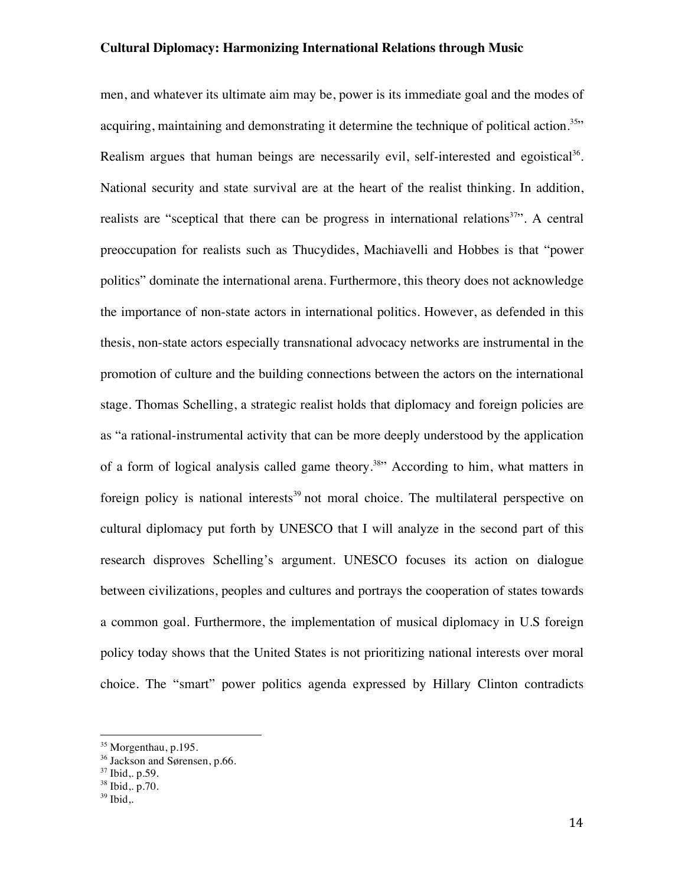men, and whatever its ultimate aim may be, power is its immediate goal and the modes of acquiring, maintaining and demonstrating it determine the technique of political action.[35]" Realism argues that human beings are necessarily evil, self-interested and egoistical[36]. National security and state survival are at the heart of the realist thinking. In addition, realists are "sceptical that there can be progress in international relations[37]". A central preoccupation for realists such as Thucydides, Machiavelli and Hobbes is that "power politics" dominate the international arena. Furthermore, this theory does not acknowledge the importance of non-state actors in international politics. However, as defended in this thesis, non-state actors especially transnational advocacy networks are instrumental in the promotion of culture and the building connections between the actors on the international stage. Thomas Schelling, a strategic realist holds that diplomacy and foreign policies are as "a rational-instrumental activity that can be more deeply understood by the application of a form of logical analysis called game theory.[38]" According to him, what matters in foreign policy is national interests[39] not moral choice. The multilateral perspective on cultural diplomacy put forth by UNESCO that I will analyze in the second part of this research disproves Schelling's argument. UNESCO focuses its action on dialogue between civilizations, peoples and cultures and portrays the cooperation of states towards a common goal. Furthermore, the implementation of musical diplomacy in U.S foreign policy today shows that the United States is not prioritizing national interests over moral choice. The "smart" power politics agenda expressed by Hillary Clinton contradicts

---

[35] Morgenthau, p.195.
[36] Jackson and Sørensen, p.66.
[37] Ibid,. p.59.
[38] Ibid,. p.70.
[39] Ibid,.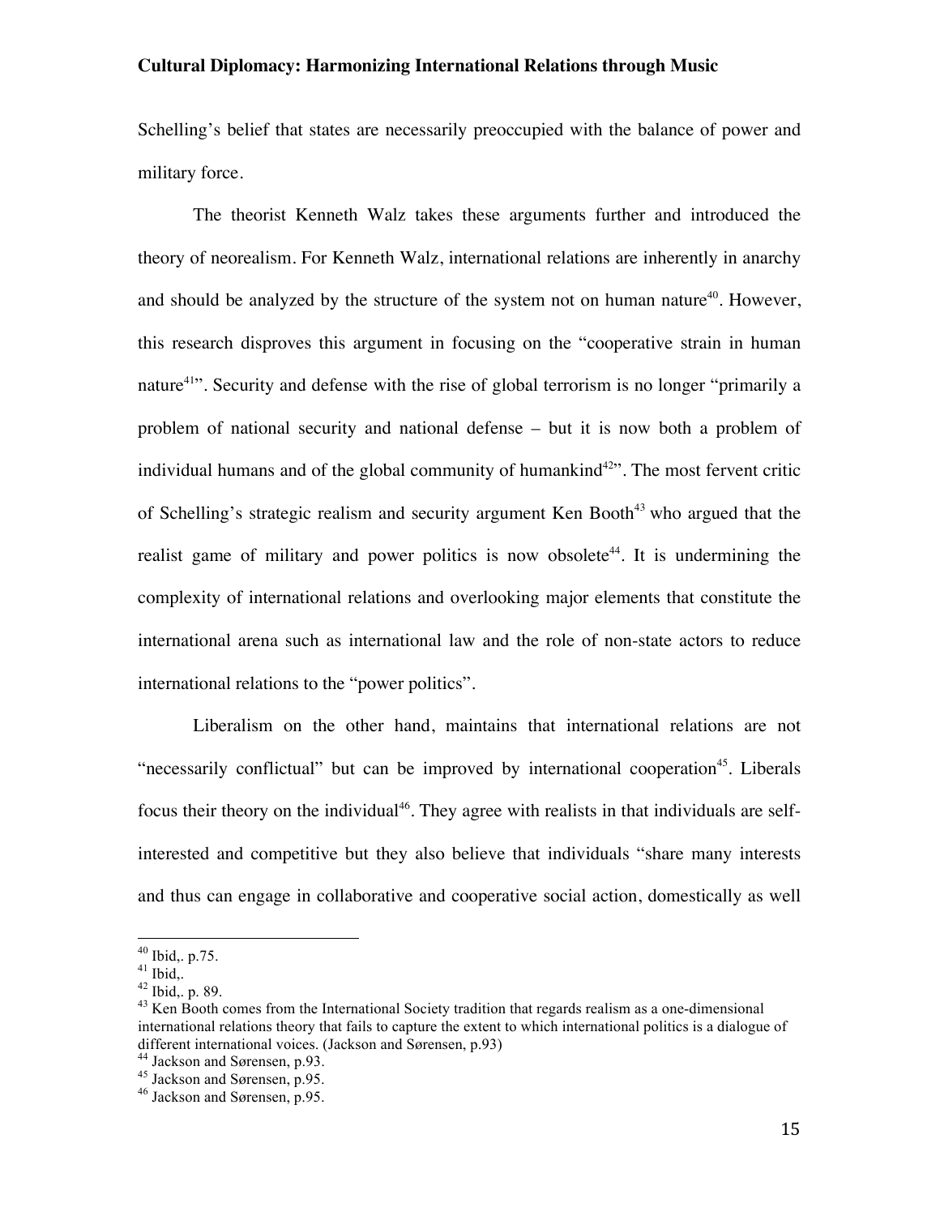Schelling's belief that states are necessarily preoccupied with the balance of power and military force.

The theorist Kenneth Walz takes these arguments further and introduced the theory of neorealism. For Kenneth Walz, international relations are inherently in anarchy and should be analyzed by the structure of the system not on human nature[40]. However, this research disproves this argument in focusing on the "cooperative strain in human nature[41]". Security and defense with the rise of global terrorism is no longer "primarily a problem of national security and national defense – but it is now both a problem of individual humans and of the global community of humankind[42]". The most fervent critic of Schelling's strategic realism and security argument Ken Booth[43] who argued that the realist game of military and power politics is now obsolete[44]. It is undermining the complexity of international relations and overlooking major elements that constitute the international arena such as international law and the role of non-state actors to reduce international relations to the "power politics".

Liberalism on the other hand, maintains that international relations are not "necessarily conflictual" but can be improved by international cooperation[45]. Liberals focus their theory on the individual[46]. They agree with realists in that individuals are self-interested and competitive but they also believe that individuals "share many interests and thus can engage in collaborative and cooperative social action, domestically as well

---

[40] Ibid,. p.75.

[41] Ibid,.

[42] Ibid,. p. 89.

[43] Ken Booth comes from the International Society tradition that regards realism as a one-dimensional international relations theory that fails to capture the extent to which international politics is a dialogue of different international voices. (Jackson and Sørensen, p.93)

[44] Jackson and Sørensen, p.93.

[45] Jackson and Sørensen, p.95.

[46] Jackson and Sørensen, p.95.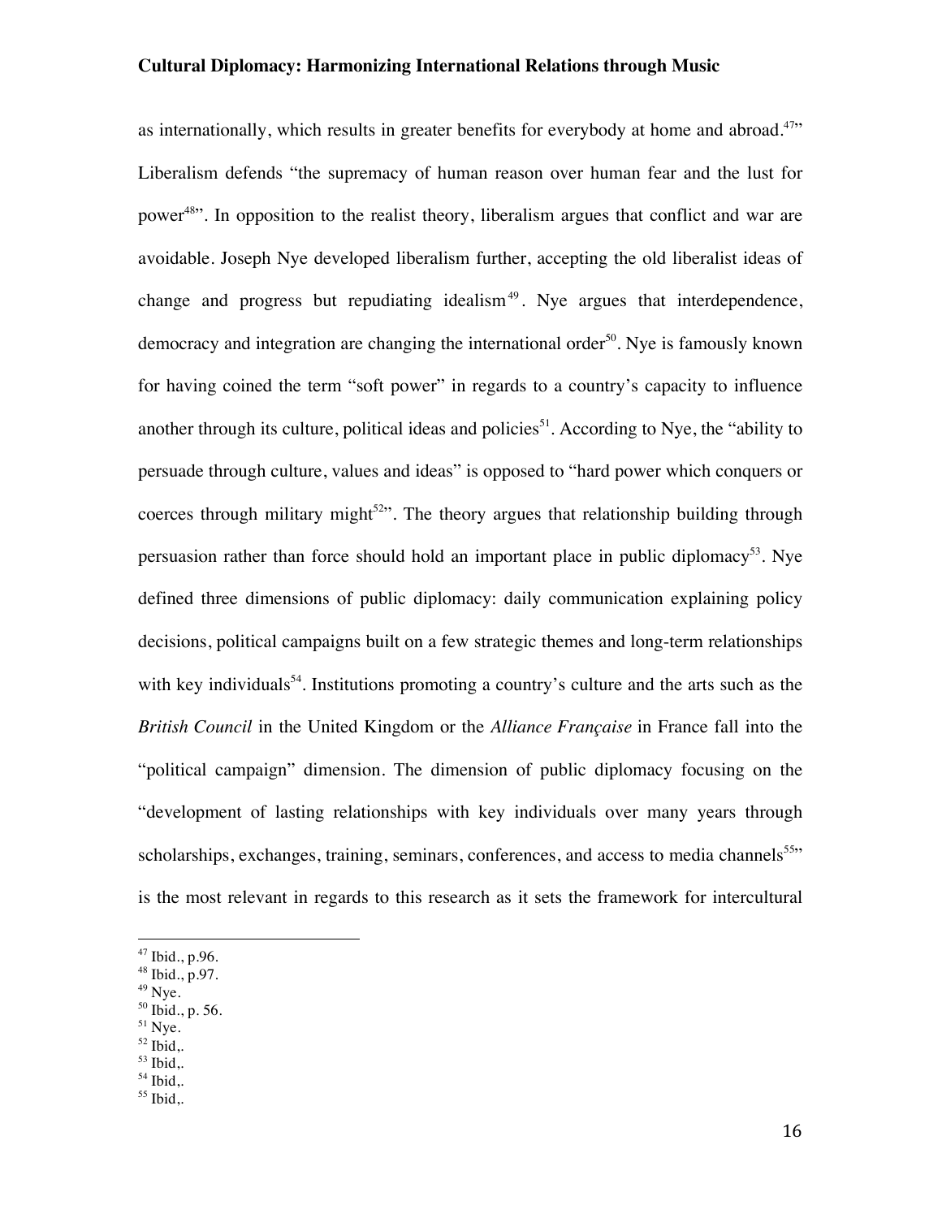as internationally, which results in greater benefits for everybody at home and abroad.[47]" Liberalism defends "the supremacy of human reason over human fear and the lust for power[48]". In opposition to the realist theory, liberalism argues that conflict and war are avoidable. Joseph Nye developed liberalism further, accepting the old liberalist ideas of change and progress but repudiating idealism[49]. Nye argues that interdependence, democracy and integration are changing the international order[50]. Nye is famously known for having coined the term "soft power" in regards to a country's capacity to influence another through its culture, political ideas and policies[51]. According to Nye, the "ability to persuade through culture, values and ideas" is opposed to "hard power which conquers or coerces through military might[52]". The theory argues that relationship building through persuasion rather than force should hold an important place in public diplomacy[53]. Nye defined three dimensions of public diplomacy: daily communication explaining policy decisions, political campaigns built on a few strategic themes and long-term relationships with key individuals[54]. Institutions promoting a country's culture and the arts such as the *British Council* in the United Kingdom or the *Alliance Française* in France fall into the "political campaign" dimension. The dimension of public diplomacy focusing on the "development of lasting relationships with key individuals over many years through scholarships, exchanges, training, seminars, conferences, and access to media channels[55]" is the most relevant in regards to this research as it sets the framework for intercultural

---

[47] Ibid., p.96.
[48] Ibid., p.97.
[49] Nye.
[50] Ibid., p. 56.
[51] Nye.
[52] Ibid,.
[53] Ibid,.
[54] Ibid,.
[55] Ibid,.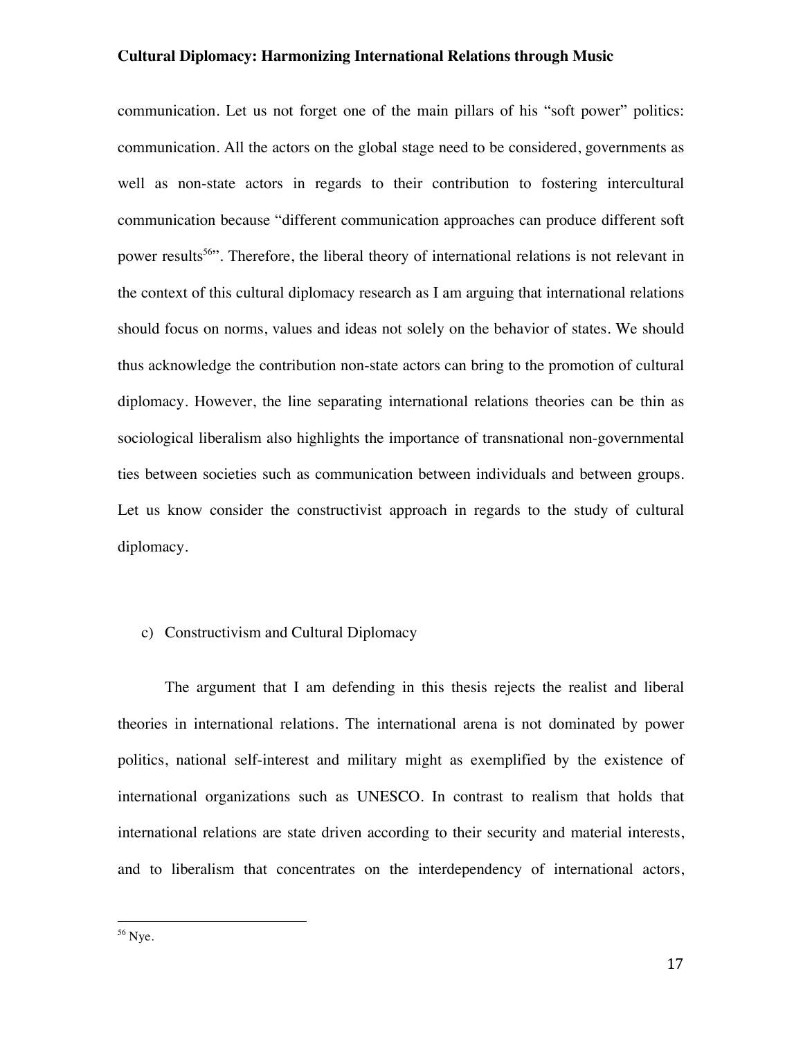communication. Let us not forget one of the main pillars of his "soft power" politics: communication. All the actors on the global stage need to be considered, governments as well as non-state actors in regards to their contribution to fostering intercultural communication because "different communication approaches can produce different soft power results[56]". Therefore, the liberal theory of international relations is not relevant in the context of this cultural diplomacy research as I am arguing that international relations should focus on norms, values and ideas not solely on the behavior of states. We should thus acknowledge the contribution non-state actors can bring to the promotion of cultural diplomacy. However, the line separating international relations theories can be thin as sociological liberalism also highlights the importance of transnational non-governmental ties between societies such as communication between individuals and between groups. Let us know consider the constructivist approach in regards to the study of cultural diplomacy.

### c) Constructivism and Cultural Diplomacy

The argument that I am defending in this thesis rejects the realist and liberal theories in international relations. The international arena is not dominated by power politics, national self-interest and military might as exemplified by the existence of international organizations such as UNESCO. In contrast to realism that holds that international relations are state driven according to their security and material interests, and to liberalism that concentrates on the interdependency of international actors,

---

[56] Nye.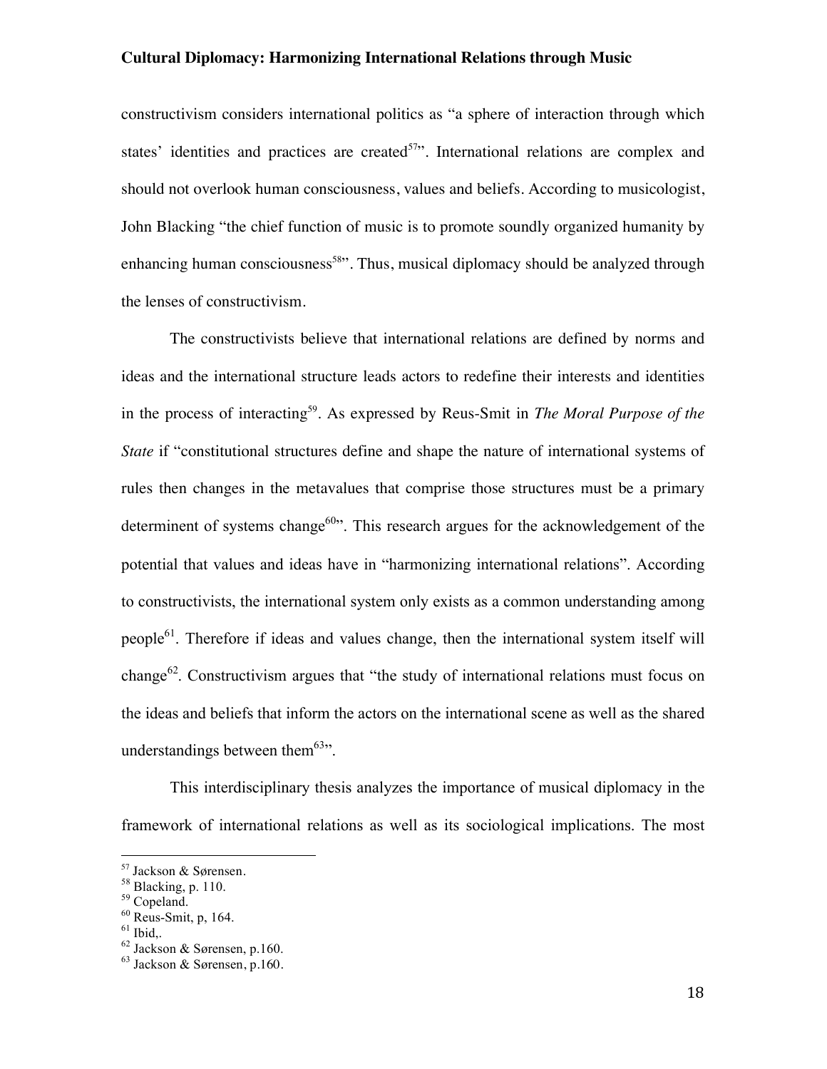constructivism considers international politics as "a sphere of interaction through which states' identities and practices are created[57]". International relations are complex and should not overlook human consciousness, values and beliefs. According to musicologist, John Blacking "the chief function of music is to promote soundly organized humanity by enhancing human consciousness[58]". Thus, musical diplomacy should be analyzed through the lenses of constructivism.

The constructivists believe that international relations are defined by norms and ideas and the international structure leads actors to redefine their interests and identities in the process of interacting[59]. As expressed by Reus-Smit in *The Moral Purpose of the State* if "constitutional structures define and shape the nature of international systems of rules then changes in the metavalues that comprise those structures must be a primary determinent of systems change[60]". This research argues for the acknowledgement of the potential that values and ideas have in "harmonizing international relations". According to constructivists, the international system only exists as a common understanding among people[61]. Therefore if ideas and values change, then the international system itself will change[62]. Constructivism argues that "the study of international relations must focus on the ideas and beliefs that inform the actors on the international scene as well as the shared understandings between them[63]".

This interdisciplinary thesis analyzes the importance of musical diplomacy in the framework of international relations as well as its sociological implications. The most

---

[57] Jackson & Sørensen.
[58] Blacking, p. 110.
[59] Copeland.
[60] Reus-Smit, p, 164.
[61] Ibid,.
[62] Jackson & Sørensen, p.160.
[63] Jackson & Sørensen, p.160.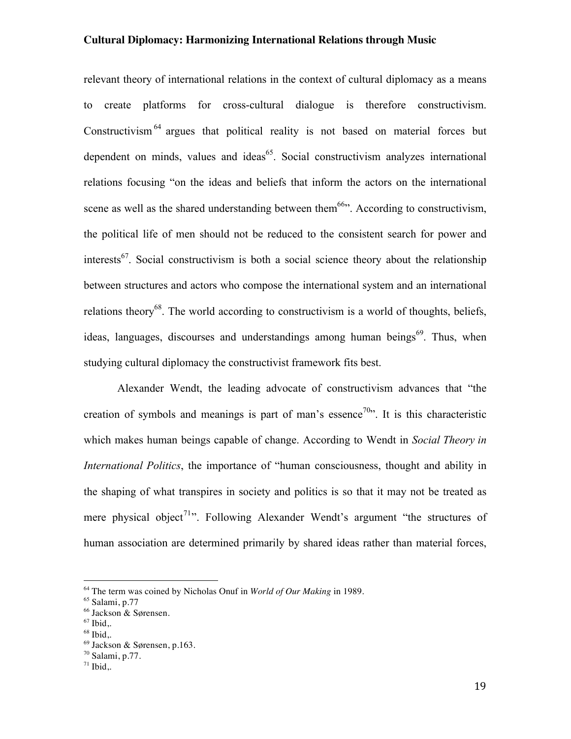relevant theory of international relations in the context of cultural diplomacy as a means to create platforms for cross-cultural dialogue is therefore constructivism. Constructivism[64] argues that political reality is not based on material forces but dependent on minds, values and ideas[65]. Social constructivism analyzes international relations focusing "on the ideas and beliefs that inform the actors on the international scene as well as the shared understanding between them[66]". According to constructivism, the political life of men should not be reduced to the consistent search for power and interests[67]. Social constructivism is both a social science theory about the relationship between structures and actors who compose the international system and an international relations theory[68]. The world according to constructivism is a world of thoughts, beliefs, ideas, languages, discourses and understandings among human beings[69]. Thus, when studying cultural diplomacy the constructivist framework fits best.

Alexander Wendt, the leading advocate of constructivism advances that "the creation of symbols and meanings is part of man's essence[70]". It is this characteristic which makes human beings capable of change. According to Wendt in *Social Theory in International Politics*, the importance of "human consciousness, thought and ability in the shaping of what transpires in society and politics is so that it may not be treated as mere physical object[71]". Following Alexander Wendt's argument "the structures of human association are determined primarily by shared ideas rather than material forces,

---

[64] The term was coined by Nicholas Onuf in *World of Our Making* in 1989.
[65] Salami, p.77
[66] Jackson & Sørensen.
[67] Ibid,.
[68] Ibid,.
[69] Jackson & Sørensen, p.163.
[70] Salami, p.77.
[71] Ibid,.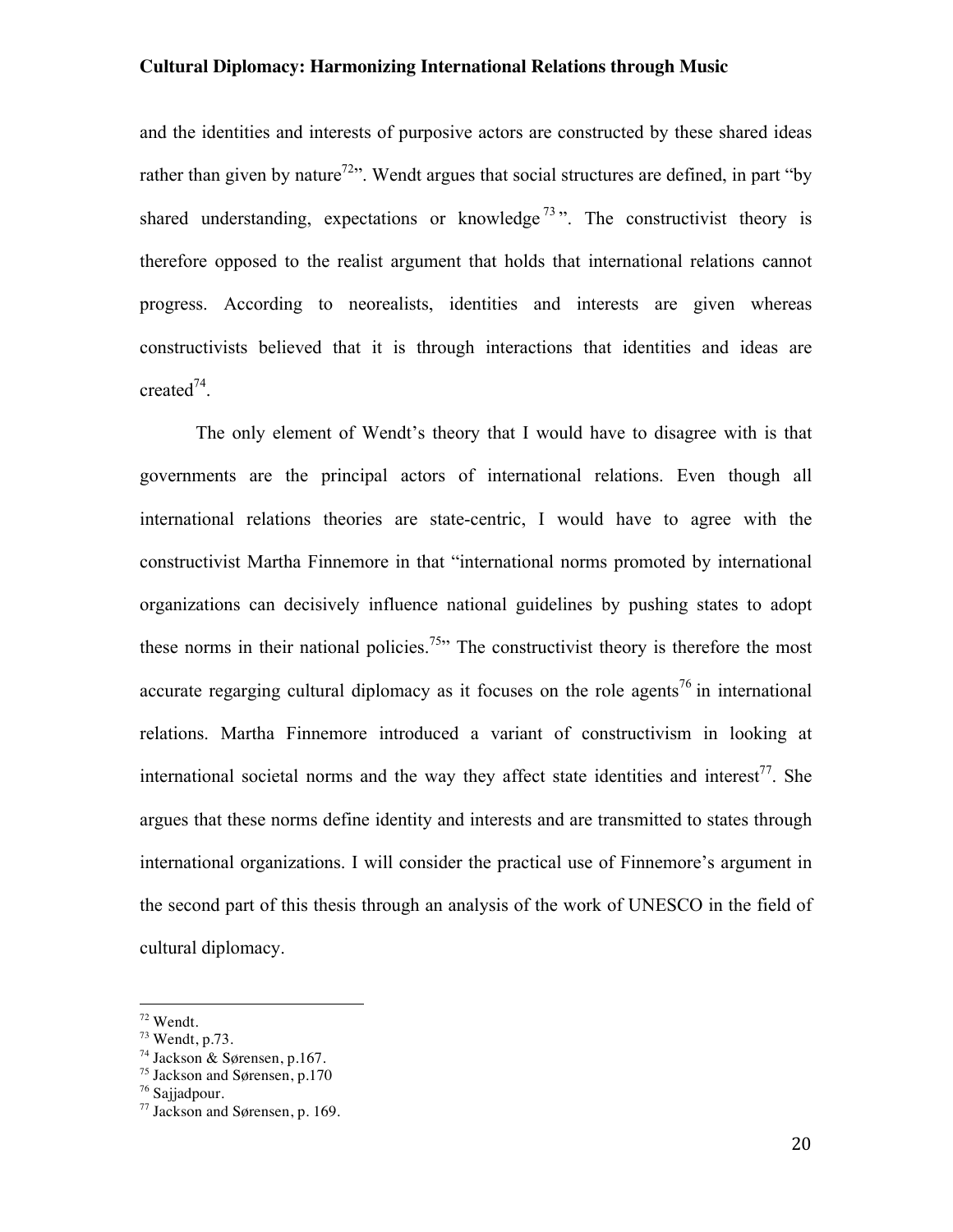and the identities and interests of purposive actors are constructed by these shared ideas rather than given by nature[72]". Wendt argues that social structures are defined, in part "by shared understanding, expectations or knowledge[73]". The constructivist theory is therefore opposed to the realist argument that holds that international relations cannot progress. According to neorealists, identities and interests are given whereas constructivists believed that it is through interactions that identities and ideas are created[74].

The only element of Wendt's theory that I would have to disagree with is that governments are the principal actors of international relations. Even though all international relations theories are state-centric, I would have to agree with the constructivist Martha Finnemore in that "international norms promoted by international organizations can decisively influence national guidelines by pushing states to adopt these norms in their national policies.[75]" The constructivist theory is therefore the most accurate regarging cultural diplomacy as it focuses on the role agents[76] in international relations. Martha Finnemore introduced a variant of constructivism in looking at international societal norms and the way they affect state identities and interest[77]. She argues that these norms define identity and interests and are transmitted to states through international organizations. I will consider the practical use of Finnemore's argument in the second part of this thesis through an analysis of the work of UNESCO in the field of cultural diplomacy.

---

[72] Wendt.
[73] Wendt, p.73.
[74] Jackson & Sørensen, p.167.
[75] Jackson and Sørensen, p.170
[76] Sajjadpour.
[77] Jackson and Sørensen, p. 169.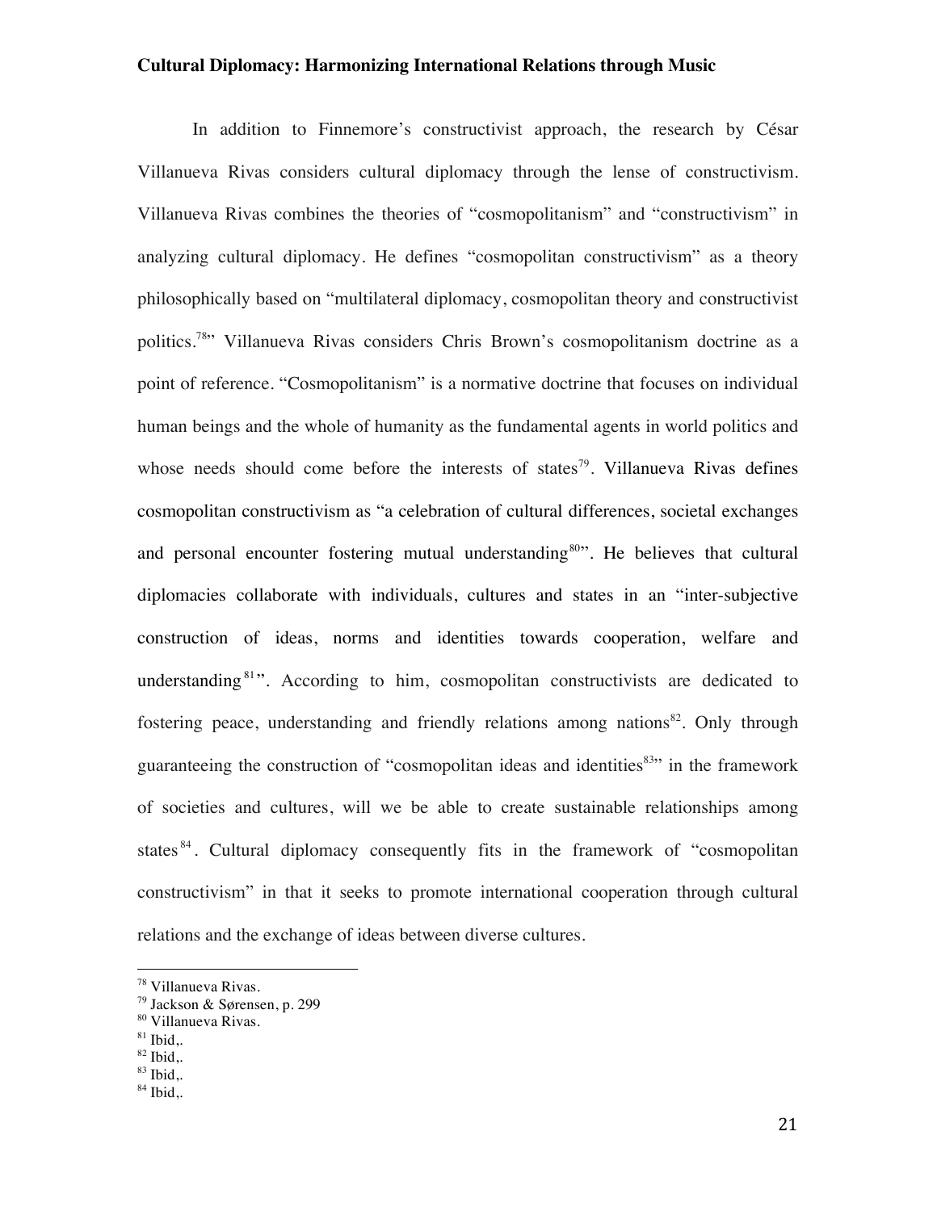In addition to Finnemore's constructivist approach, the research by César Villanueva Rivas considers cultural diplomacy through the lense of constructivism. Villanueva Rivas combines the theories of "cosmopolitanism" and "constructivism" in analyzing cultural diplomacy. He defines "cosmopolitan constructivism" as a theory philosophically based on "multilateral diplomacy, cosmopolitan theory and constructivist politics.[78]" Villanueva Rivas considers Chris Brown's cosmopolitanism doctrine as a point of reference. "Cosmopolitanism" is a normative doctrine that focuses on individual human beings and the whole of humanity as the fundamental agents in world politics and whose needs should come before the interests of states[79]. Villanueva Rivas defines cosmopolitan constructivism as "a celebration of cultural differences, societal exchanges and personal encounter fostering mutual understanding[80]". He believes that cultural diplomacies collaborate with individuals, cultures and states in an "inter-subjective construction of ideas, norms and identities towards cooperation, welfare and understanding[81]". According to him, cosmopolitan constructivists are dedicated to fostering peace, understanding and friendly relations among nations[82]. Only through guaranteeing the construction of "cosmopolitan ideas and identities[83]" in the framework of societies and cultures, will we be able to create sustainable relationships among states[84]. Cultural diplomacy consequently fits in the framework of "cosmopolitan constructivism" in that it seeks to promote international cooperation through cultural relations and the exchange of ideas between diverse cultures.

---

[78] Villanueva Rivas.
[79] Jackson & Sørensen, p. 299
[80] Villanueva Rivas.
[81] Ibid,.
[82] Ibid,.
[83] Ibid,.
[84] Ibid,.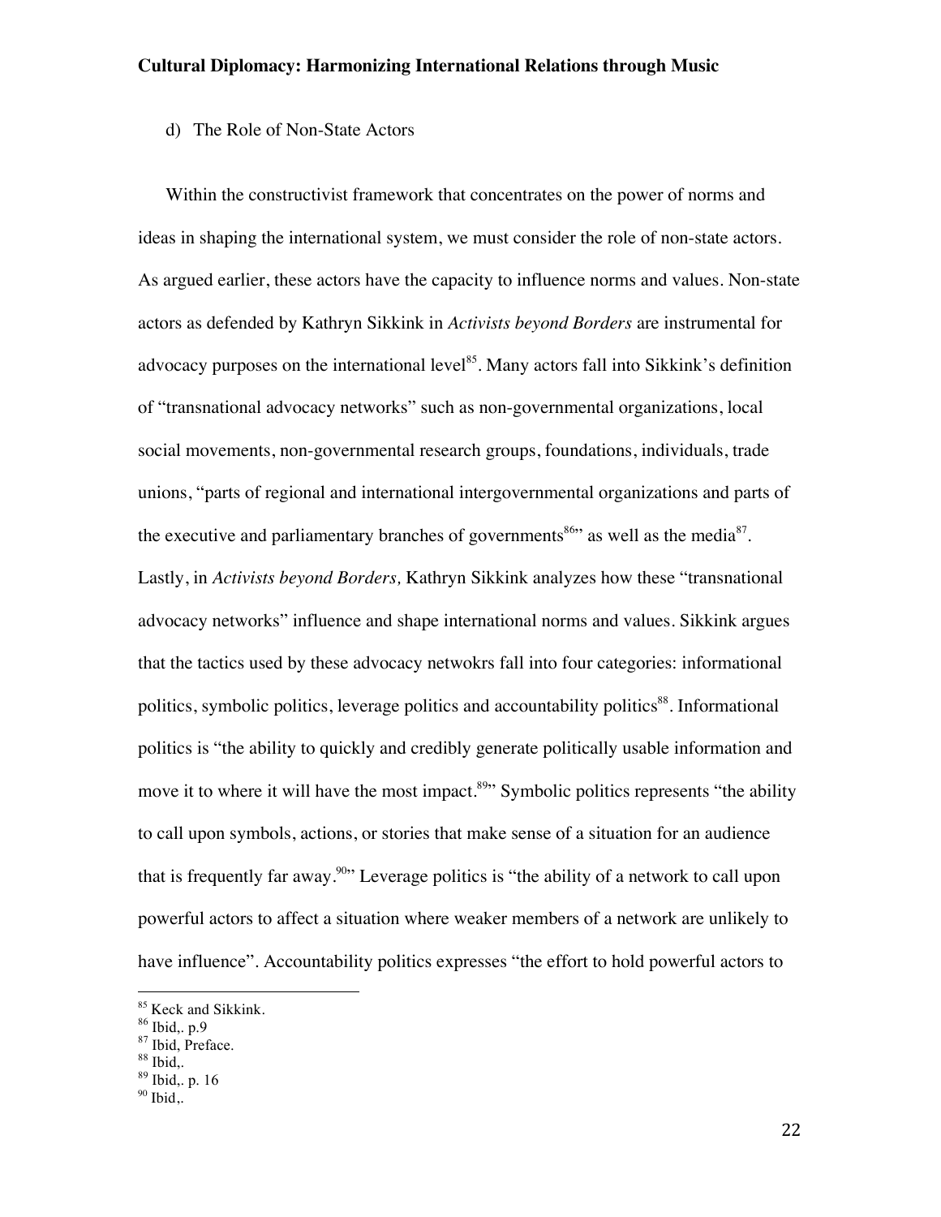d) The Role of Non-State Actors

Within the constructivist framework that concentrates on the power of norms and ideas in shaping the international system, we must consider the role of non-state actors. As argued earlier, these actors have the capacity to influence norms and values. Non-state actors as defended by Kathryn Sikkink in *Activists beyond Borders* are instrumental for advocacy purposes on the international level[85]. Many actors fall into Sikkink's definition of "transnational advocacy networks" such as non-governmental organizations, local social movements, non-governmental research groups, foundations, individuals, trade unions, "parts of regional and international intergovernmental organizations and parts of the executive and parliamentary branches of governments[86]" as well as the media[87]. Lastly, in *Activists beyond Borders,* Kathryn Sikkink analyzes how these "transnational advocacy networks" influence and shape international norms and values. Sikkink argues that the tactics used by these advocacy netwokrs fall into four categories: informational politics, symbolic politics, leverage politics and accountability politics[88]. Informational politics is "the ability to quickly and credibly generate politically usable information and move it to where it will have the most impact.[89]" Symbolic politics represents "the ability to call upon symbols, actions, or stories that make sense of a situation for an audience that is frequently far away.[90]" Leverage politics is "the ability of a network to call upon powerful actors to affect a situation where weaker members of a network are unlikely to have influence". Accountability politics expresses "the effort to hold powerful actors to

---

[85] Keck and Sikkink.
[86] Ibid,. p.9
[87] Ibid, Preface.
[88] Ibid,.
[89] Ibid,. p. 16
[90] Ibid,.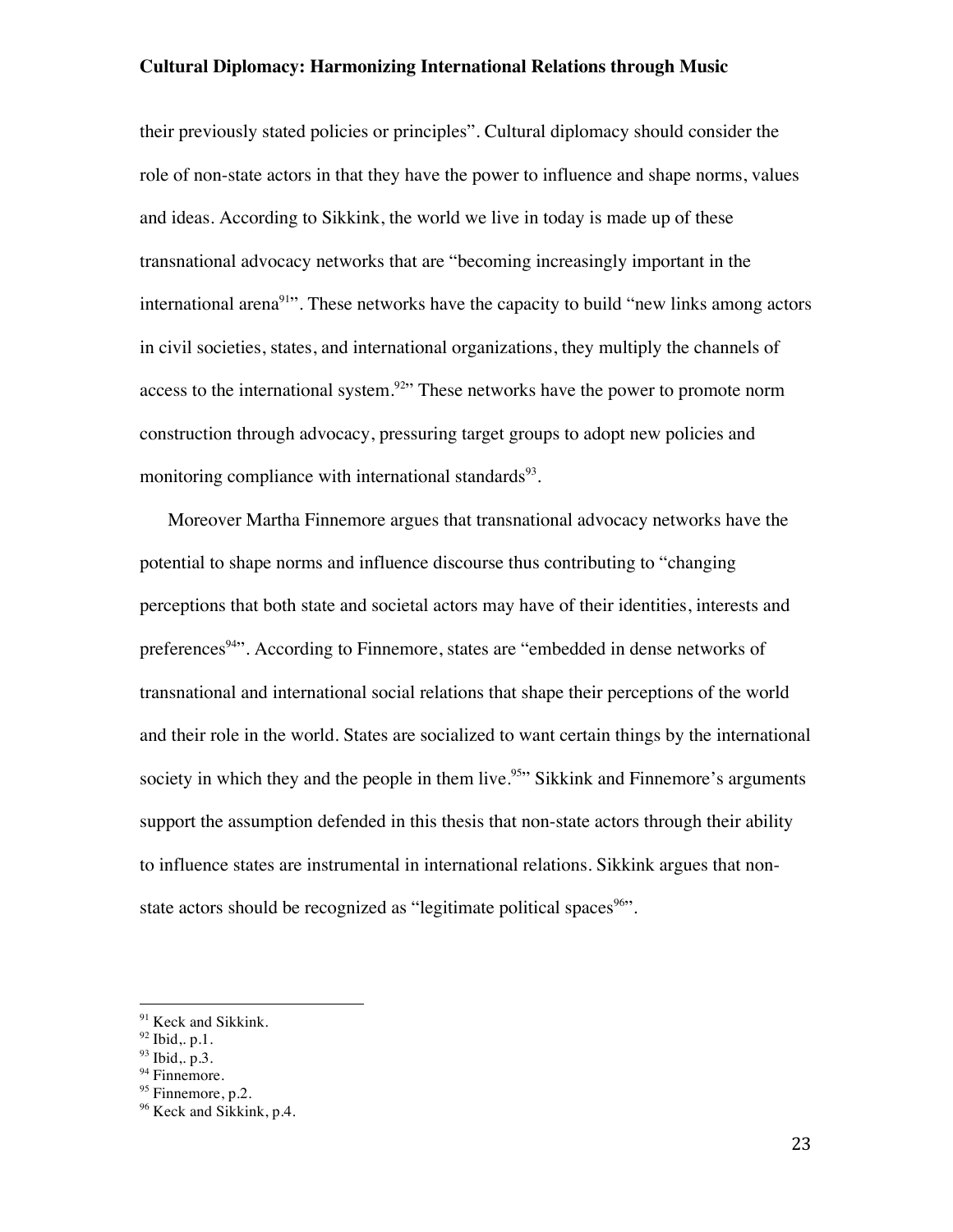their previously stated policies or principles". Cultural diplomacy should consider the role of non-state actors in that they have the power to influence and shape norms, values and ideas. According to Sikkink, the world we live in today is made up of these transnational advocacy networks that are "becoming increasingly important in the international arena[91]". These networks have the capacity to build "new links among actors in civil societies, states, and international organizations, they multiply the channels of access to the international system.[92]" These networks have the power to promote norm construction through advocacy, pressuring target groups to adopt new policies and monitoring compliance with international standards[93].

Moreover Martha Finnemore argues that transnational advocacy networks have the potential to shape norms and influence discourse thus contributing to "changing perceptions that both state and societal actors may have of their identities, interests and preferences[94]". According to Finnemore, states are "embedded in dense networks of transnational and international social relations that shape their perceptions of the world and their role in the world. States are socialized to want certain things by the international society in which they and the people in them live.[95]" Sikkink and Finnemore's arguments support the assumption defended in this thesis that non-state actors through their ability to influence states are instrumental in international relations. Sikkink argues that non-state actors should be recognized as "legitimate political spaces[96]".

---

[91] Keck and Sikkink.
[92] Ibid,. p.1.
[93] Ibid,. p.3.
[94] Finnemore.
[95] Finnemore, p.2.
[96] Keck and Sikkink, p.4.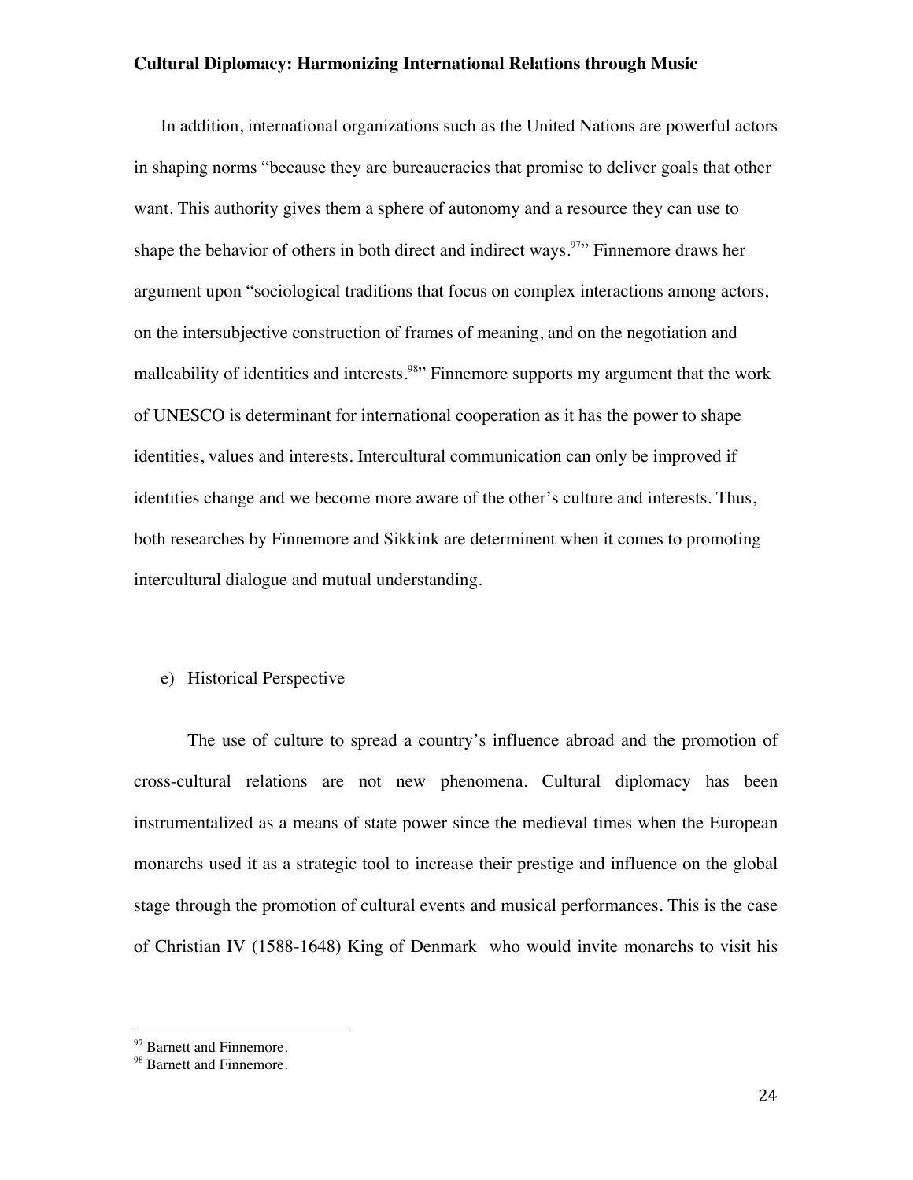In addition, international organizations such as the United Nations are powerful actors in shaping norms "because they are bureaucracies that promise to deliver goals that other want. This authority gives them a sphere of autonomy and a resource they can use to shape the behavior of others in both direct and indirect ways.[97]" Finnemore draws her argument upon "sociological traditions that focus on complex interactions among actors, on the intersubjective construction of frames of meaning, and on the negotiation and malleability of identities and interests.[98]" Finnemore supports my argument that the work of UNESCO is determinant for international cooperation as it has the power to shape identities, values and interests. Intercultural communication can only be improved if identities change and we become more aware of the other's culture and interests. Thus, both researches by Finnemore and Sikkink are determinent when it comes to promoting intercultural dialogue and mutual understanding.

e) Historical Perspective

The use of culture to spread a country's influence abroad and the promotion of cross-cultural relations are not new phenomena. Cultural diplomacy has been instrumentalized as a means of state power since the medieval times when the European monarchs used it as a strategic tool to increase their prestige and influence on the global stage through the promotion of cultural events and musical performances. This is the case of Christian IV (1588-1648) King of Denmark who would invite monarchs to visit his

---

[97] Barnett and Finnemore.

[98] Barnett and Finnemore.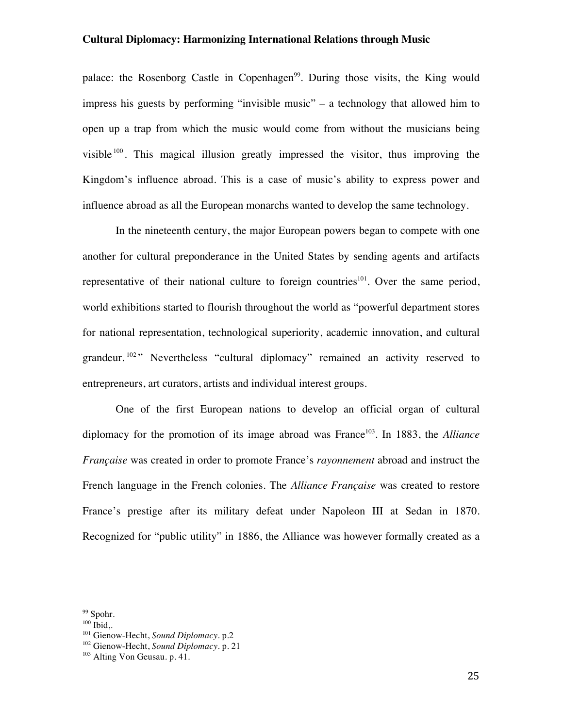palace: the Rosenborg Castle in Copenhagen[99]. During those visits, the King would impress his guests by performing "invisible music" – a technology that allowed him to open up a trap from which the music would come from without the musicians being visible[100]. This magical illusion greatly impressed the visitor, thus improving the Kingdom's influence abroad. This is a case of music's ability to express power and influence abroad as all the European monarchs wanted to develop the same technology.

In the nineteenth century, the major European powers began to compete with one another for cultural preponderance in the United States by sending agents and artifacts representative of their national culture to foreign countries[101]. Over the same period, world exhibitions started to flourish throughout the world as "powerful department stores for national representation, technological superiority, academic innovation, and cultural grandeur.[102]" Nevertheless "cultural diplomacy" remained an activity reserved to entrepreneurs, art curators, artists and individual interest groups.

One of the first European nations to develop an official organ of cultural diplomacy for the promotion of its image abroad was France[103]. In 1883, the *Alliance Française* was created in order to promote France's *rayonnement* abroad and instruct the French language in the French colonies. The *Alliance Française* was created to restore France's prestige after its military defeat under Napoleon III at Sedan in 1870. Recognized for "public utility" in 1886, the Alliance was however formally created as a

---

[99] Spohr.

[100] Ibid,.

[101] Gienow-Hecht, *Sound Diplomacy*. p.2

[102] Gienow-Hecht, *Sound Diplomacy*. p. 21

[103] Alting Von Geusau. p. 41.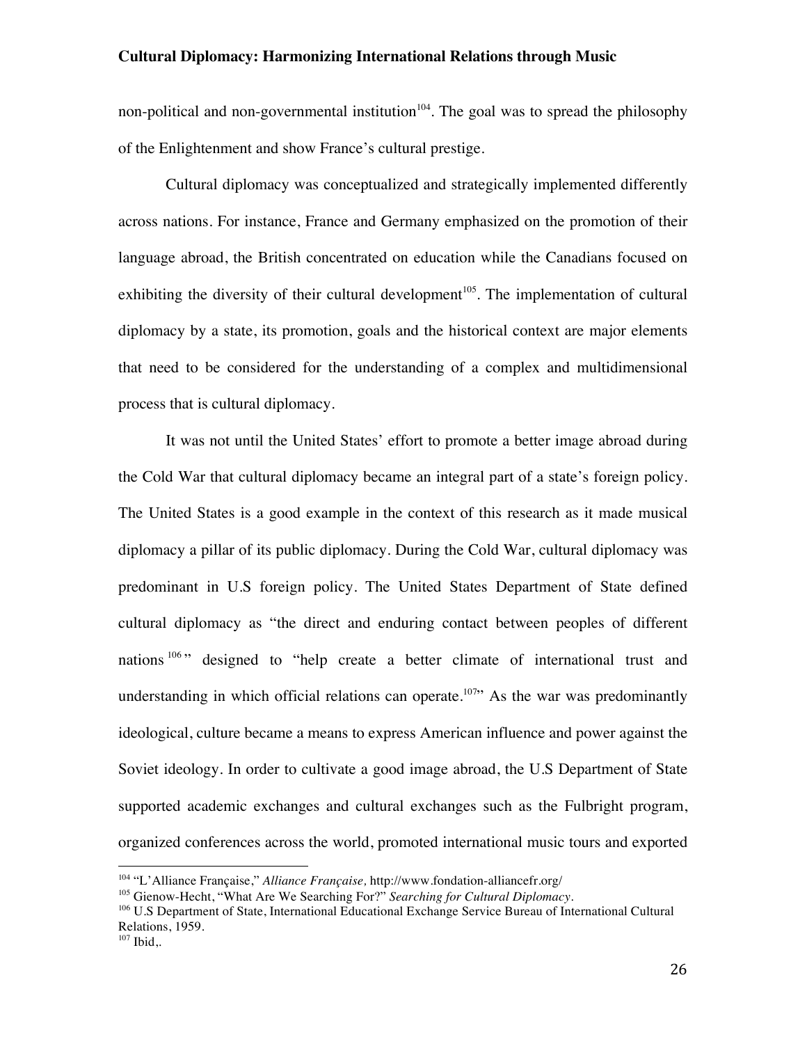non-political and non-governmental institution[104]. The goal was to spread the philosophy of the Enlightenment and show France's cultural prestige.

Cultural diplomacy was conceptualized and strategically implemented differently across nations. For instance, France and Germany emphasized on the promotion of their language abroad, the British concentrated on education while the Canadians focused on exhibiting the diversity of their cultural development[105]. The implementation of cultural diplomacy by a state, its promotion, goals and the historical context are major elements that need to be considered for the understanding of a complex and multidimensional process that is cultural diplomacy.

It was not until the United States' effort to promote a better image abroad during the Cold War that cultural diplomacy became an integral part of a state's foreign policy. The United States is a good example in the context of this research as it made musical diplomacy a pillar of its public diplomacy. During the Cold War, cultural diplomacy was predominant in U.S foreign policy. The United States Department of State defined cultural diplomacy as "the direct and enduring contact between peoples of different nations[106]" designed to "help create a better climate of international trust and understanding in which official relations can operate.[107]" As the war was predominantly ideological, culture became a means to express American influence and power against the Soviet ideology. In order to cultivate a good image abroad, the U.S Department of State supported academic exchanges and cultural exchanges such as the Fulbright program, organized conferences across the world, promoted international music tours and exported

---

[104] "L'Alliance Française," *Alliance Française,* http://www.fondation-alliancefr.org/

[105] Gienow-Hecht, "What Are We Searching For?" *Searching for Cultural Diplomacy*.

[106] U.S Department of State, International Educational Exchange Service Bureau of International Cultural Relations, 1959.

[107] Ibid,.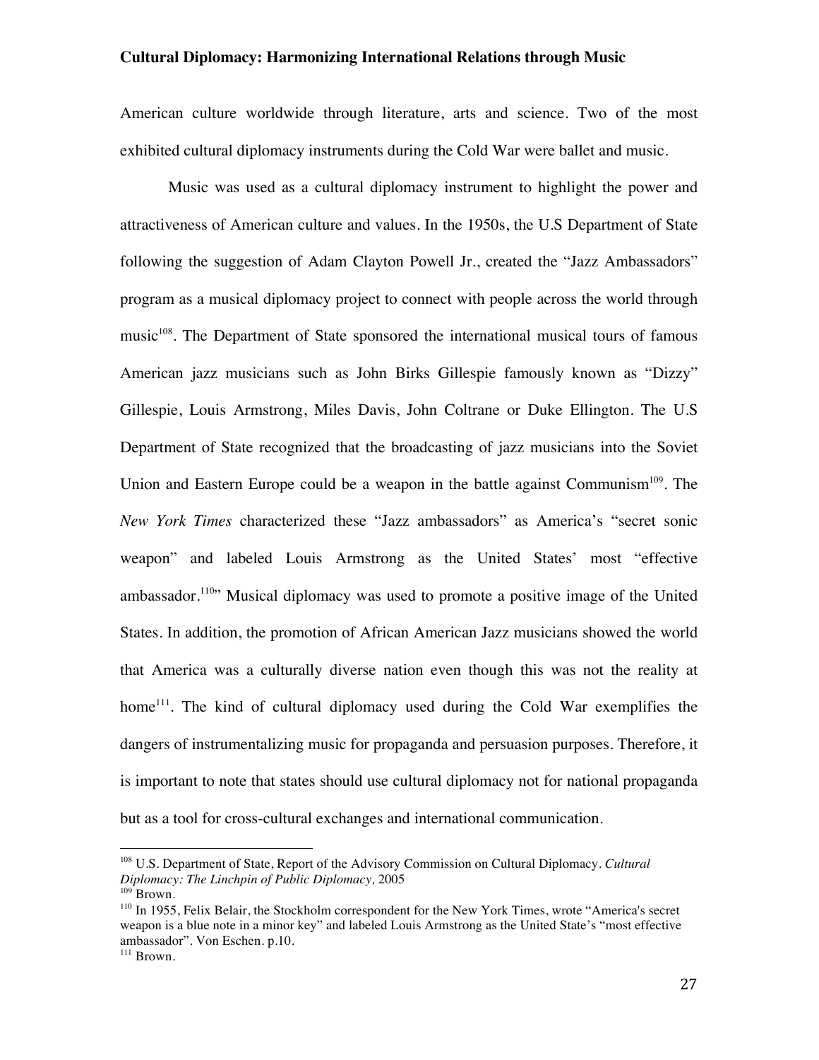American culture worldwide through literature, arts and science. Two of the most exhibited cultural diplomacy instruments during the Cold War were ballet and music.

Music was used as a cultural diplomacy instrument to highlight the power and attractiveness of American culture and values. In the 1950s, the U.S Department of State following the suggestion of Adam Clayton Powell Jr., created the "Jazz Ambassadors" program as a musical diplomacy project to connect with people across the world through music[108]. The Department of State sponsored the international musical tours of famous American jazz musicians such as John Birks Gillespie famously known as "Dizzy" Gillespie, Louis Armstrong, Miles Davis, John Coltrane or Duke Ellington. The U.S Department of State recognized that the broadcasting of jazz musicians into the Soviet Union and Eastern Europe could be a weapon in the battle against Communism[109]. The *New York Times* characterized these "Jazz ambassadors" as America's "secret sonic weapon" and labeled Louis Armstrong as the United States' most "effective ambassador.[110]" Musical diplomacy was used to promote a positive image of the United States. In addition, the promotion of African American Jazz musicians showed the world that America was a culturally diverse nation even though this was not the reality at home[111]. The kind of cultural diplomacy used during the Cold War exemplifies the dangers of instrumentalizing music for propaganda and persuasion purposes. Therefore, it is important to note that states should use cultural diplomacy not for national propaganda but as a tool for cross-cultural exchanges and international communication.

---

[108] U.S. Department of State, Report of the Advisory Commission on Cultural Diplomacy. *Cultural Diplomacy: The Linchpin of Public Diplomacy,* 2005

[109] Brown.

[110] In 1955, Felix Belair, the Stockholm correspondent for the New York Times, wrote "America's secret weapon is a blue note in a minor key" and labeled Louis Armstrong as the United State's "most effective ambassador". Von Eschen. p.10.

[111] Brown.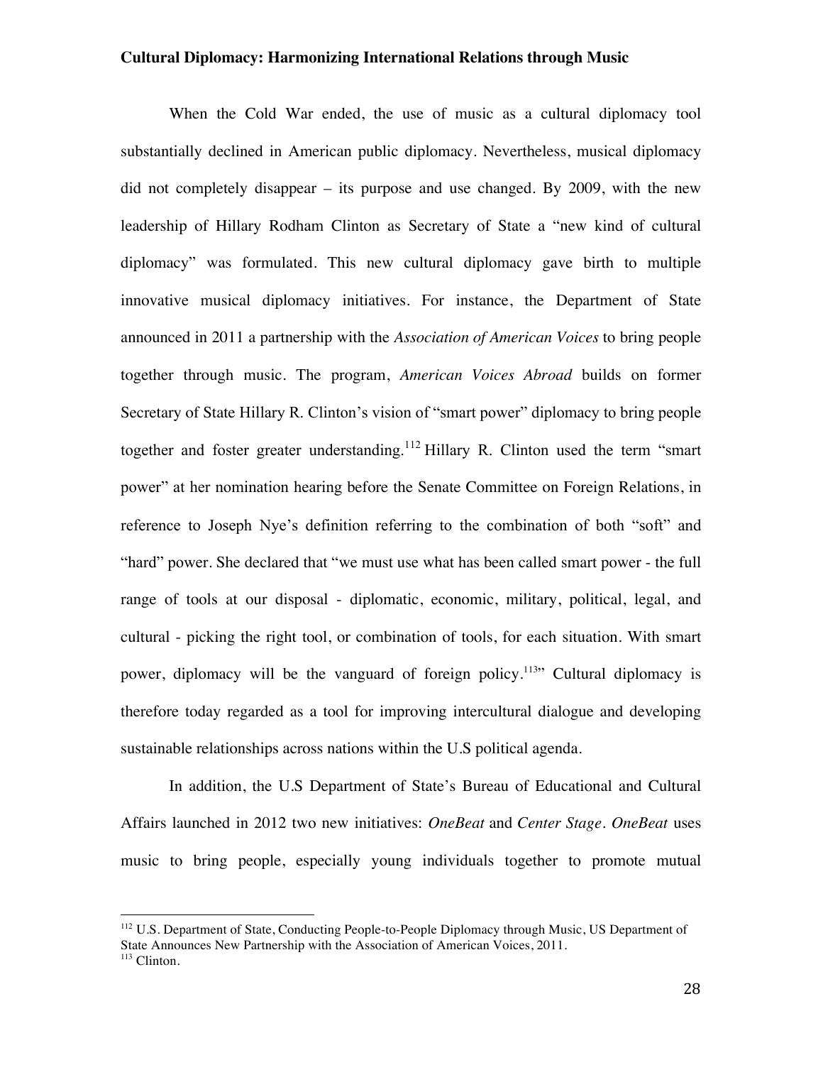When the Cold War ended, the use of music as a cultural diplomacy tool substantially declined in American public diplomacy. Nevertheless, musical diplomacy did not completely disappear – its purpose and use changed. By 2009, with the new leadership of Hillary Rodham Clinton as Secretary of State a "new kind of cultural diplomacy" was formulated. This new cultural diplomacy gave birth to multiple innovative musical diplomacy initiatives. For instance, the Department of State announced in 2011 a partnership with the *Association of American Voices* to bring people together through music. The program, *American Voices Abroad* builds on former Secretary of State Hillary R. Clinton's vision of "smart power" diplomacy to bring people together and foster greater understanding.[112] Hillary R. Clinton used the term "smart power" at her nomination hearing before the Senate Committee on Foreign Relations, in reference to Joseph Nye's definition referring to the combination of both "soft" and "hard" power. She declared that "we must use what has been called smart power - the full range of tools at our disposal - diplomatic, economic, military, political, legal, and cultural - picking the right tool, or combination of tools, for each situation. With smart power, diplomacy will be the vanguard of foreign policy.[113]" Cultural diplomacy is therefore today regarded as a tool for improving intercultural dialogue and developing sustainable relationships across nations within the U.S political agenda.

In addition, the U.S Department of State's Bureau of Educational and Cultural Affairs launched in 2012 two new initiatives: *OneBeat* and *Center Stage*. *OneBeat* uses music to bring people, especially young individuals together to promote mutual

---

[112] U.S. Department of State, Conducting People-to-People Diplomacy through Music, US Department of State Announces New Partnership with the Association of American Voices, 2011.

[113] Clinton.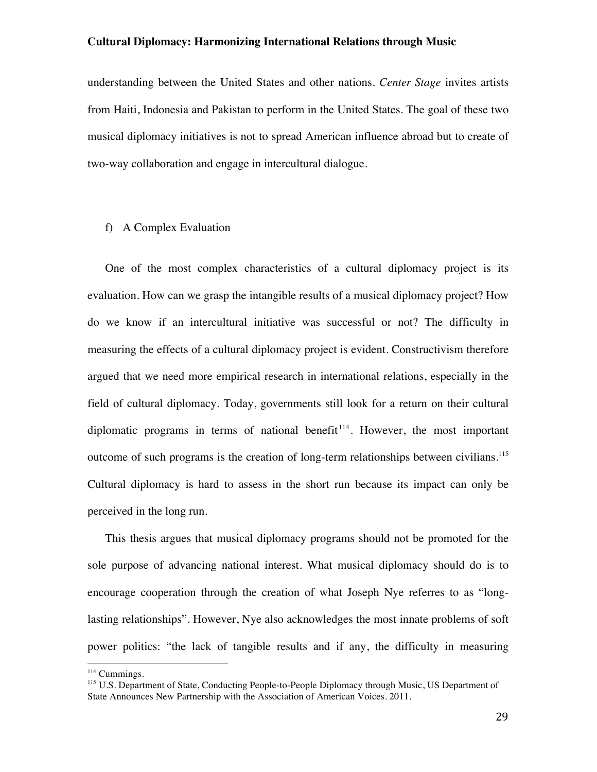understanding between the United States and other nations. *Center Stage* invites artists from Haiti, Indonesia and Pakistan to perform in the United States. The goal of these two musical diplomacy initiatives is not to spread American influence abroad but to create of two-way collaboration and engage in intercultural dialogue.

### f) A Complex Evaluation

One of the most complex characteristics of a cultural diplomacy project is its evaluation. How can we grasp the intangible results of a musical diplomacy project? How do we know if an intercultural initiative was successful or not? The difficulty in measuring the effects of a cultural diplomacy project is evident. Constructivism therefore argued that we need more empirical research in international relations, especially in the field of cultural diplomacy. Today, governments still look for a return on their cultural diplomatic programs in terms of national benefit[114]. However, the most important outcome of such programs is the creation of long-term relationships between civilians.[115] Cultural diplomacy is hard to assess in the short run because its impact can only be perceived in the long run.

This thesis argues that musical diplomacy programs should not be promoted for the sole purpose of advancing national interest. What musical diplomacy should do is to encourage cooperation through the creation of what Joseph Nye referres to as "long-lasting relationships". However, Nye also acknowledges the most innate problems of soft power politics: "the lack of tangible results and if any, the difficulty in measuring

---

[114] Cummings.

[115] U.S. Department of State, Conducting People-to-People Diplomacy through Music, US Department of State Announces New Partnership with the Association of American Voices. 2011.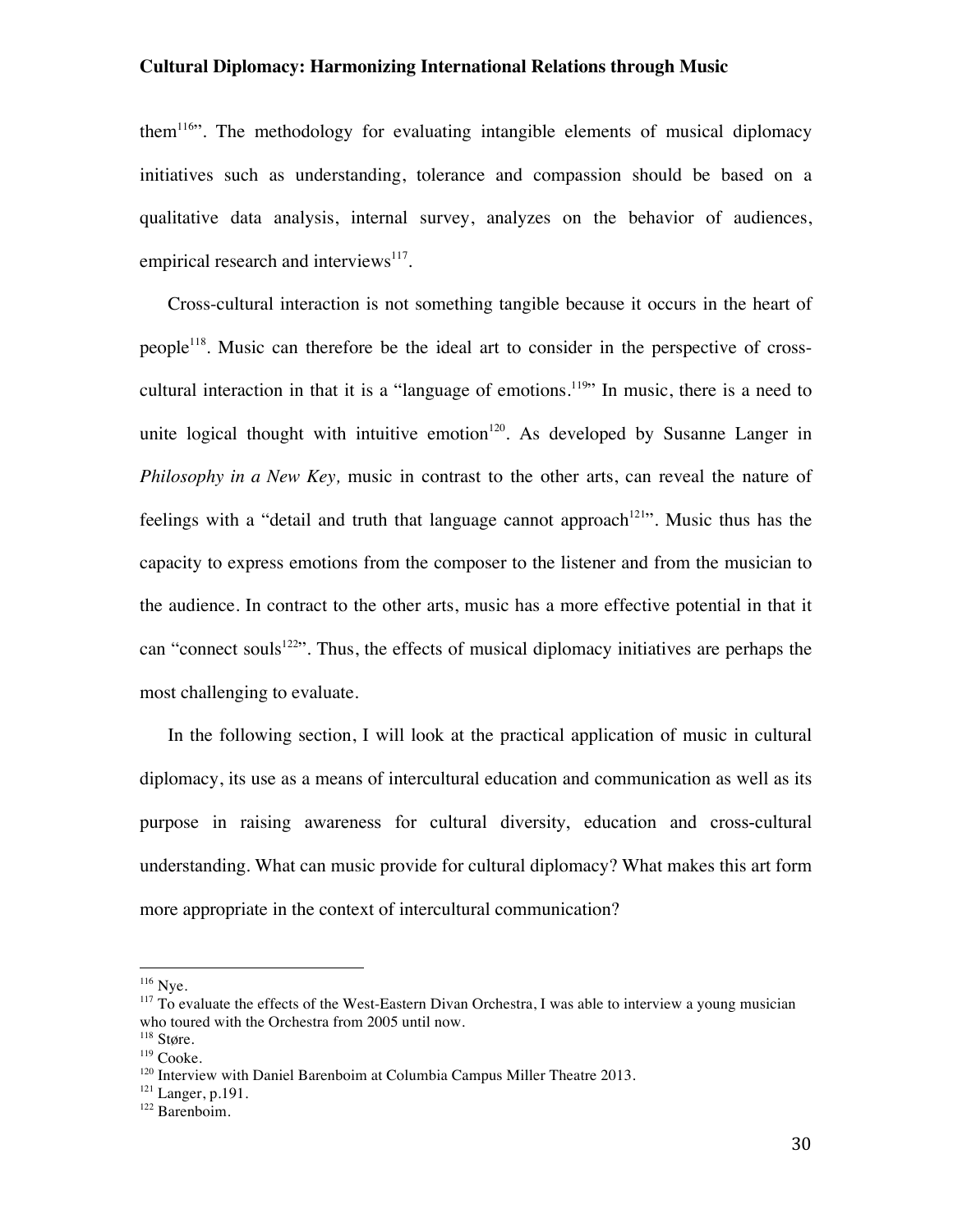them[116]". The methodology for evaluating intangible elements of musical diplomacy initiatives such as understanding, tolerance and compassion should be based on a qualitative data analysis, internal survey, analyzes on the behavior of audiences, empirical research and interviews[117].

Cross-cultural interaction is not something tangible because it occurs in the heart of people[118]. Music can therefore be the ideal art to consider in the perspective of cross-cultural interaction in that it is a "language of emotions.[119]" In music, there is a need to unite logical thought with intuitive emotion[120]. As developed by Susanne Langer in *Philosophy in a New Key,* music in contrast to the other arts, can reveal the nature of feelings with a "detail and truth that language cannot approach[121]". Music thus has the capacity to express emotions from the composer to the listener and from the musician to the audience. In contract to the other arts, music has a more effective potential in that it can "connect souls[122]". Thus, the effects of musical diplomacy initiatives are perhaps the most challenging to evaluate.

In the following section, I will look at the practical application of music in cultural diplomacy, its use as a means of intercultural education and communication as well as its purpose in raising awareness for cultural diversity, education and cross-cultural understanding. What can music provide for cultural diplomacy? What makes this art form more appropriate in the context of intercultural communication?

---

[116] Nye.

[117] To evaluate the effects of the West-Eastern Divan Orchestra, I was able to interview a young musician who toured with the Orchestra from 2005 until now.

[118] Støre.

[119] Cooke.

[120] Interview with Daniel Barenboim at Columbia Campus Miller Theatre 2013.

[121] Langer, p.191.

[122] Barenboim.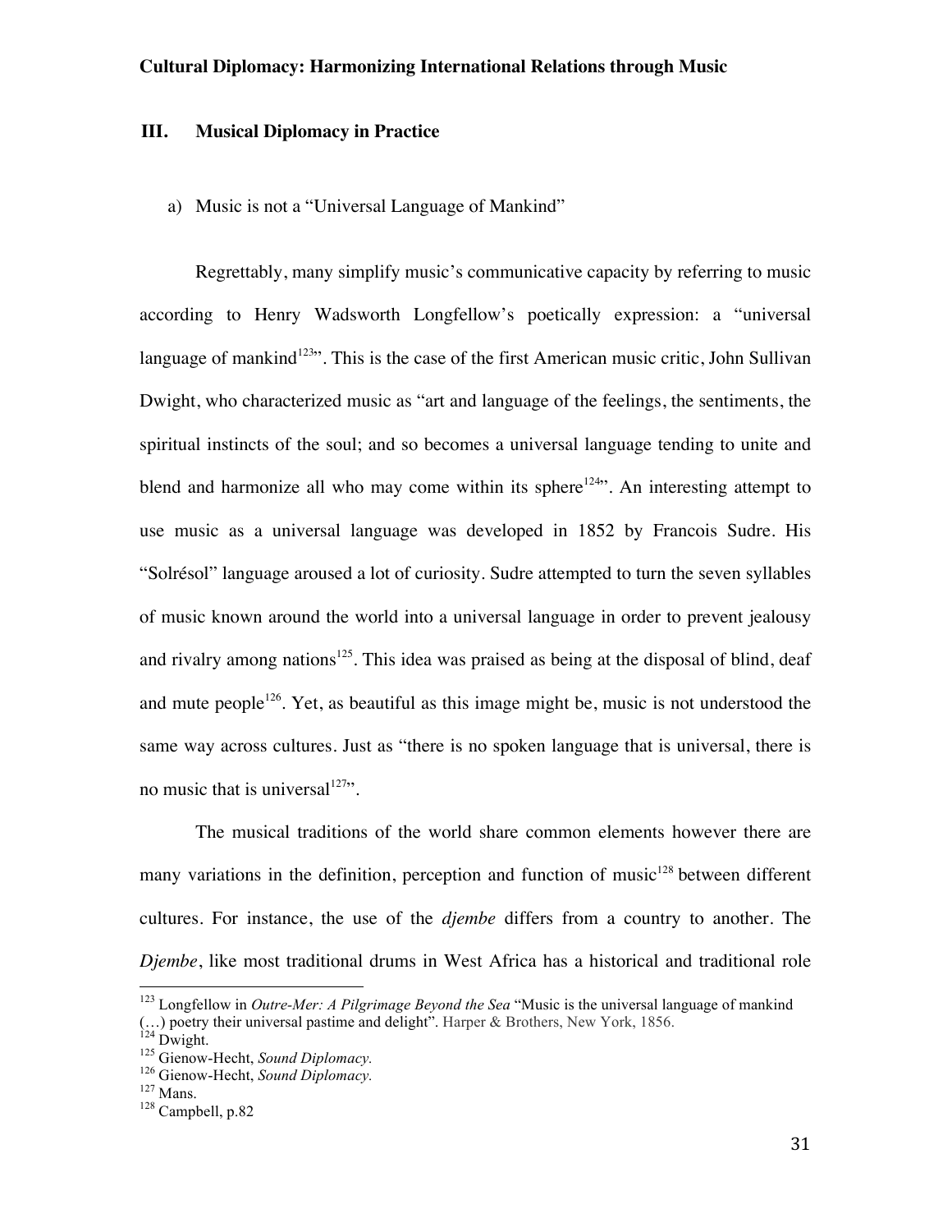## III. Musical Diplomacy in Practice

### a) Music is not a "Universal Language of Mankind"

Regrettably, many simplify music's communicative capacity by referring to music according to Henry Wadsworth Longfellow's poetically expression: a "universal language of mankind[123]". This is the case of the first American music critic, John Sullivan Dwight, who characterized music as "art and language of the feelings, the sentiments, the spiritual instincts of the soul; and so becomes a universal language tending to unite and blend and harmonize all who may come within its sphere[124]". An interesting attempt to use music as a universal language was developed in 1852 by Francois Sudre. His "Solrésol" language aroused a lot of curiosity. Sudre attempted to turn the seven syllables of music known around the world into a universal language in order to prevent jealousy and rivalry among nations[125]. This idea was praised as being at the disposal of blind, deaf and mute people[126]. Yet, as beautiful as this image might be, music is not understood the same way across cultures. Just as "there is no spoken language that is universal, there is no music that is universal[127]".

The musical traditions of the world share common elements however there are many variations in the definition, perception and function of music[128] between different cultures. For instance, the use of the *djembe* differs from a country to another. The *Djembe*, like most traditional drums in West Africa has a historical and traditional role

---

[123] Longfellow in *Outre-Mer: A Pilgrimage Beyond the Sea* "Music is the universal language of mankind (…) poetry their universal pastime and delight". Harper & Brothers, New York, 1856.

[124] Dwight.

[125] Gienow-Hecht, *Sound Diplomacy.*

[126] Gienow-Hecht, *Sound Diplomacy.*

[127] Mans.

[128] Campbell, p.82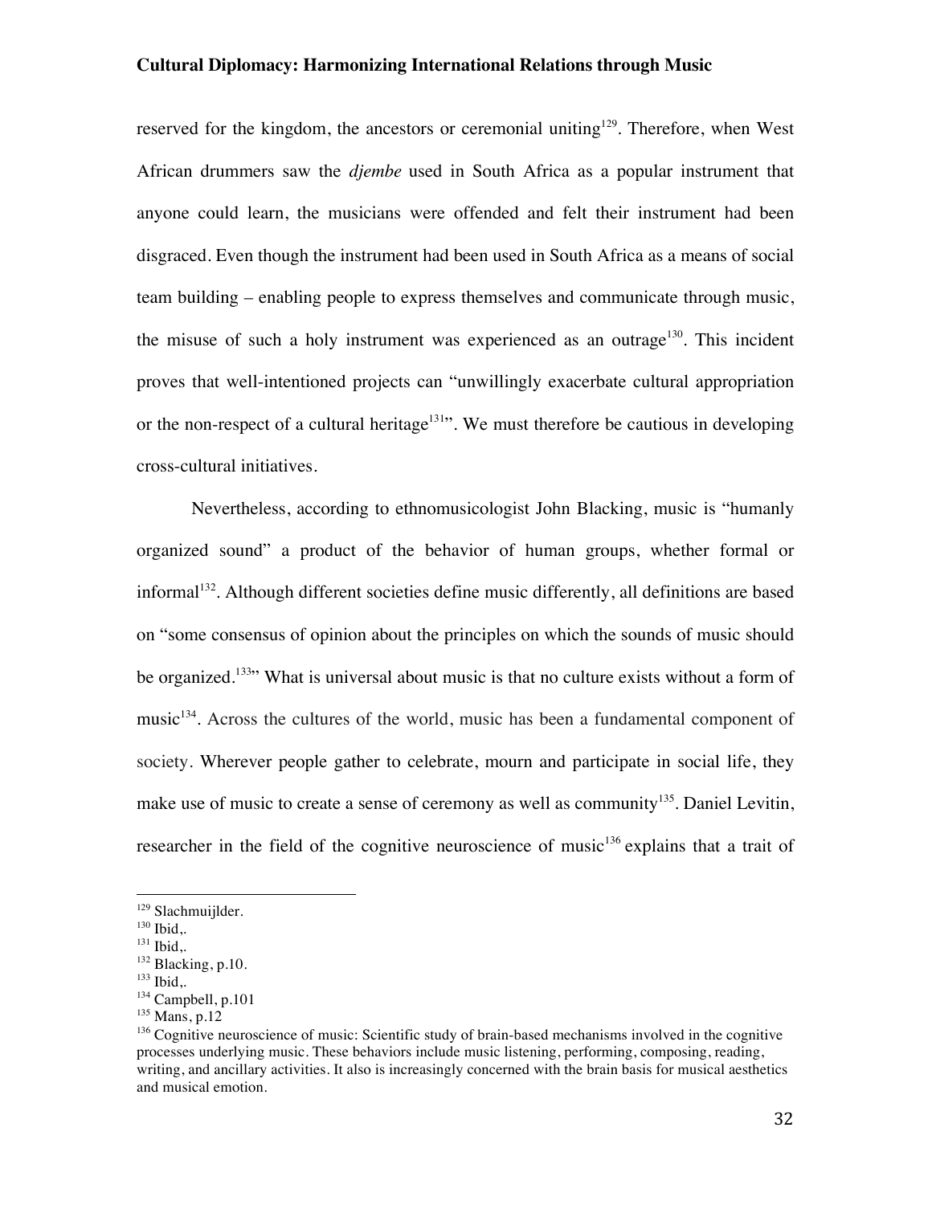reserved for the kingdom, the ancestors or ceremonial uniting[129]. Therefore, when West African drummers saw the *djembe* used in South Africa as a popular instrument that anyone could learn, the musicians were offended and felt their instrument had been disgraced. Even though the instrument had been used in South Africa as a means of social team building – enabling people to express themselves and communicate through music, the misuse of such a holy instrument was experienced as an outrage[130]. This incident proves that well-intentioned projects can "unwillingly exacerbate cultural appropriation or the non-respect of a cultural heritage[131]". We must therefore be cautious in developing cross-cultural initiatives.

Nevertheless, according to ethnomusicologist John Blacking, music is "humanly organized sound" a product of the behavior of human groups, whether formal or informal[132]. Although different societies define music differently, all definitions are based on "some consensus of opinion about the principles on which the sounds of music should be organized.[133]" What is universal about music is that no culture exists without a form of music[134]. Across the cultures of the world, music has been a fundamental component of society. Wherever people gather to celebrate, mourn and participate in social life, they make use of music to create a sense of ceremony as well as community[135]. Daniel Levitin, researcher in the field of the cognitive neuroscience of music[136] explains that a trait of

---

[129] Slachmuijlder.

[130] Ibid,.

[131] Ibid,.

[132] Blacking, p.10.

[133] Ibid,.

[134] Campbell, p.101

[135] Mans, p.12

[136] Cognitive neuroscience of music: Scientific study of brain-based mechanisms involved in the cognitive processes underlying music. These behaviors include music listening, performing, composing, reading, writing, and ancillary activities. It also is increasingly concerned with the brain basis for musical aesthetics and musical emotion.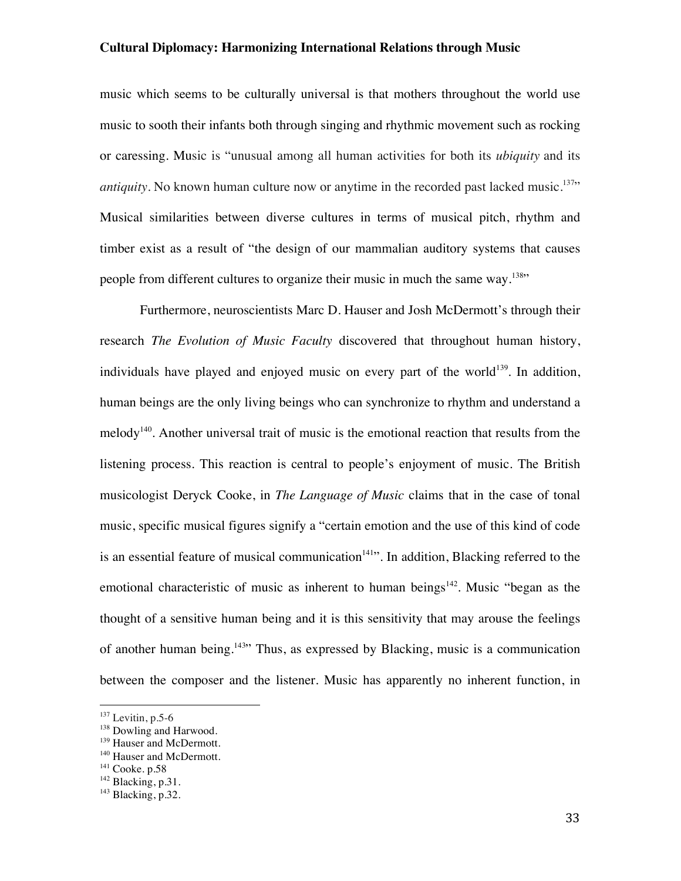music which seems to be culturally universal is that mothers throughout the world use music to sooth their infants both through singing and rhythmic movement such as rocking or caressing. Music is "unusual among all human activities for both its *ubiquity* and its *antiquity*. No known human culture now or anytime in the recorded past lacked music.[137]" Musical similarities between diverse cultures in terms of musical pitch, rhythm and timber exist as a result of "the design of our mammalian auditory systems that causes people from different cultures to organize their music in much the same way.[138]"

Furthermore, neuroscientists Marc D. Hauser and Josh McDermott's through their research *The Evolution of Music Faculty* discovered that throughout human history, individuals have played and enjoyed music on every part of the world[139]. In addition, human beings are the only living beings who can synchronize to rhythm and understand a melody[140]. Another universal trait of music is the emotional reaction that results from the listening process. This reaction is central to people's enjoyment of music. The British musicologist Deryck Cooke, in *The Language of Music* claims that in the case of tonal music, specific musical figures signify a "certain emotion and the use of this kind of code is an essential feature of musical communication[141]". In addition, Blacking referred to the emotional characteristic of music as inherent to human beings[142]. Music "began as the thought of a sensitive human being and it is this sensitivity that may arouse the feelings of another human being.[143]" Thus, as expressed by Blacking, music is a communication between the composer and the listener. Music has apparently no inherent function, in

---

[137] Levitin, p.5-6
[138] Dowling and Harwood.
[139] Hauser and McDermott.
[140] Hauser and McDermott.
[141] Cooke. p.58
[142] Blacking, p.31.
[143] Blacking, p.32.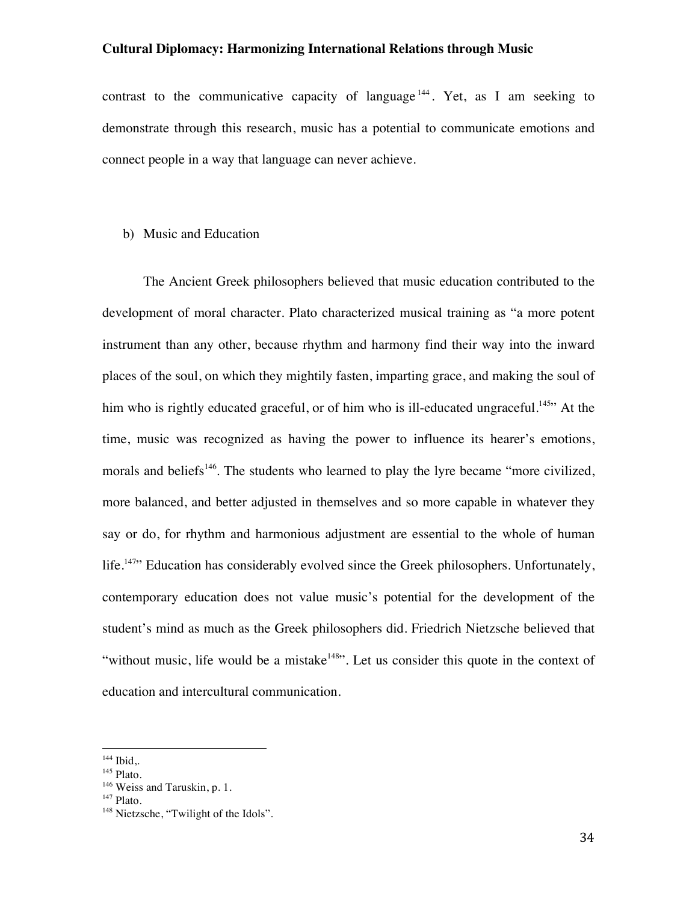contrast to the communicative capacity of language[144]. Yet, as I am seeking to demonstrate through this research, music has a potential to communicate emotions and connect people in a way that language can never achieve.

### b) Music and Education

The Ancient Greek philosophers believed that music education contributed to the development of moral character. Plato characterized musical training as "a more potent instrument than any other, because rhythm and harmony find their way into the inward places of the soul, on which they mightily fasten, imparting grace, and making the soul of him who is rightly educated graceful, or of him who is ill-educated ungraceful.[145]" At the time, music was recognized as having the power to influence its hearer's emotions, morals and beliefs[146]. The students who learned to play the lyre became "more civilized, more balanced, and better adjusted in themselves and so more capable in whatever they say or do, for rhythm and harmonious adjustment are essential to the whole of human life.[147]" Education has considerably evolved since the Greek philosophers. Unfortunately, contemporary education does not value music's potential for the development of the student's mind as much as the Greek philosophers did. Friedrich Nietzsche believed that "without music, life would be a mistake[148]". Let us consider this quote in the context of education and intercultural communication.

---

[144] Ibid,.
[145] Plato.
[146] Weiss and Taruskin, p. 1.
[147] Plato.
[148] Nietzsche, "Twilight of the Idols".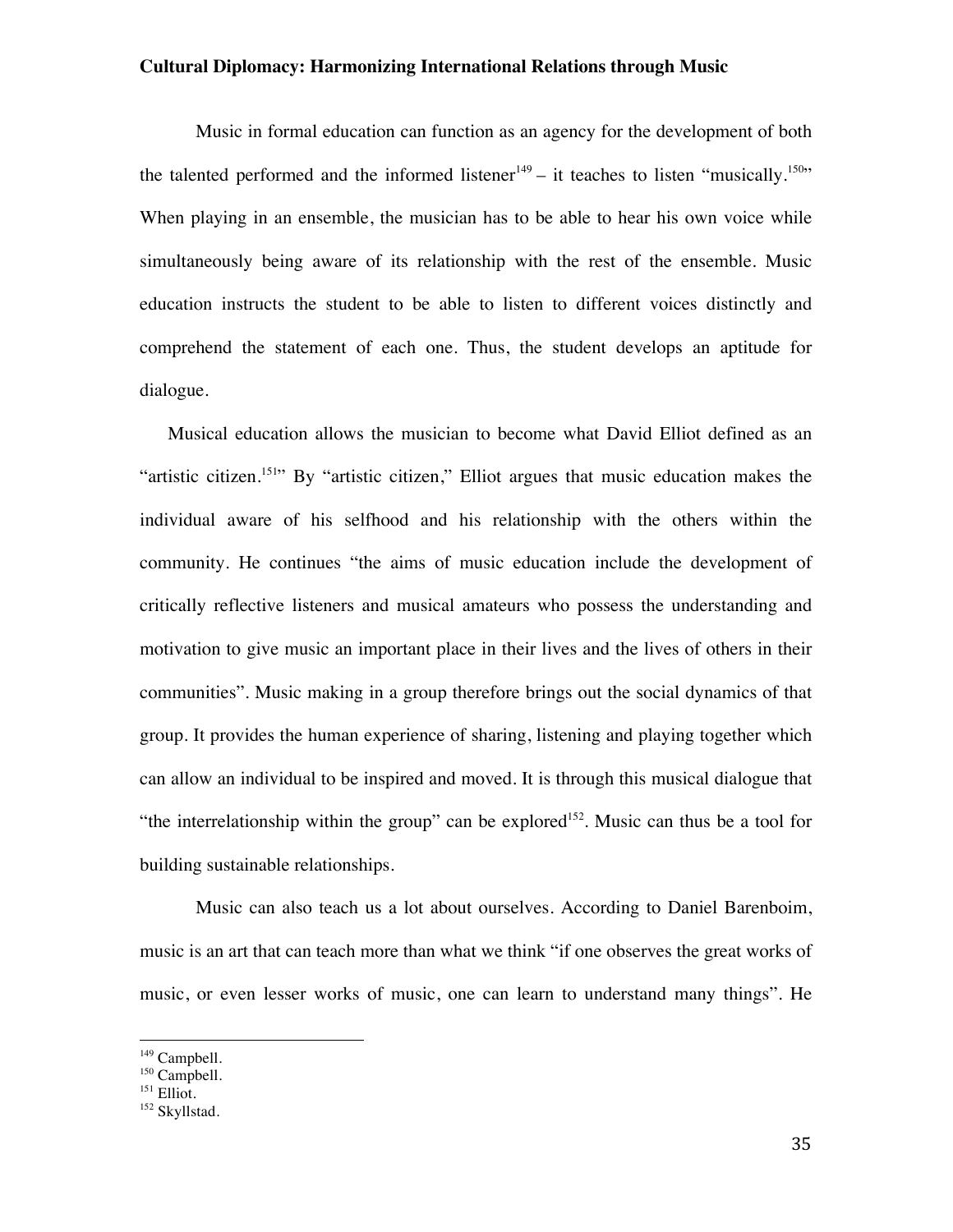Music in formal education can function as an agency for the development of both the talented performed and the informed listener[149] – it teaches to listen "musically.[150]" When playing in an ensemble, the musician has to be able to hear his own voice while simultaneously being aware of its relationship with the rest of the ensemble. Music education instructs the student to be able to listen to different voices distinctly and comprehend the statement of each one. Thus, the student develops an aptitude for dialogue.

Musical education allows the musician to become what David Elliot defined as an "artistic citizen.[151]" By "artistic citizen," Elliot argues that music education makes the individual aware of his selfhood and his relationship with the others within the community. He continues "the aims of music education include the development of critically reflective listeners and musical amateurs who possess the understanding and motivation to give music an important place in their lives and the lives of others in their communities". Music making in a group therefore brings out the social dynamics of that group. It provides the human experience of sharing, listening and playing together which can allow an individual to be inspired and moved. It is through this musical dialogue that "the interrelationship within the group" can be explored[152]. Music can thus be a tool for building sustainable relationships.

Music can also teach us a lot about ourselves. According to Daniel Barenboim, music is an art that can teach more than what we think "if one observes the great works of music, or even lesser works of music, one can learn to understand many things". He

---

[149] Campbell.
[150] Campbell.
[151] Elliot.
[152] Skyllstad.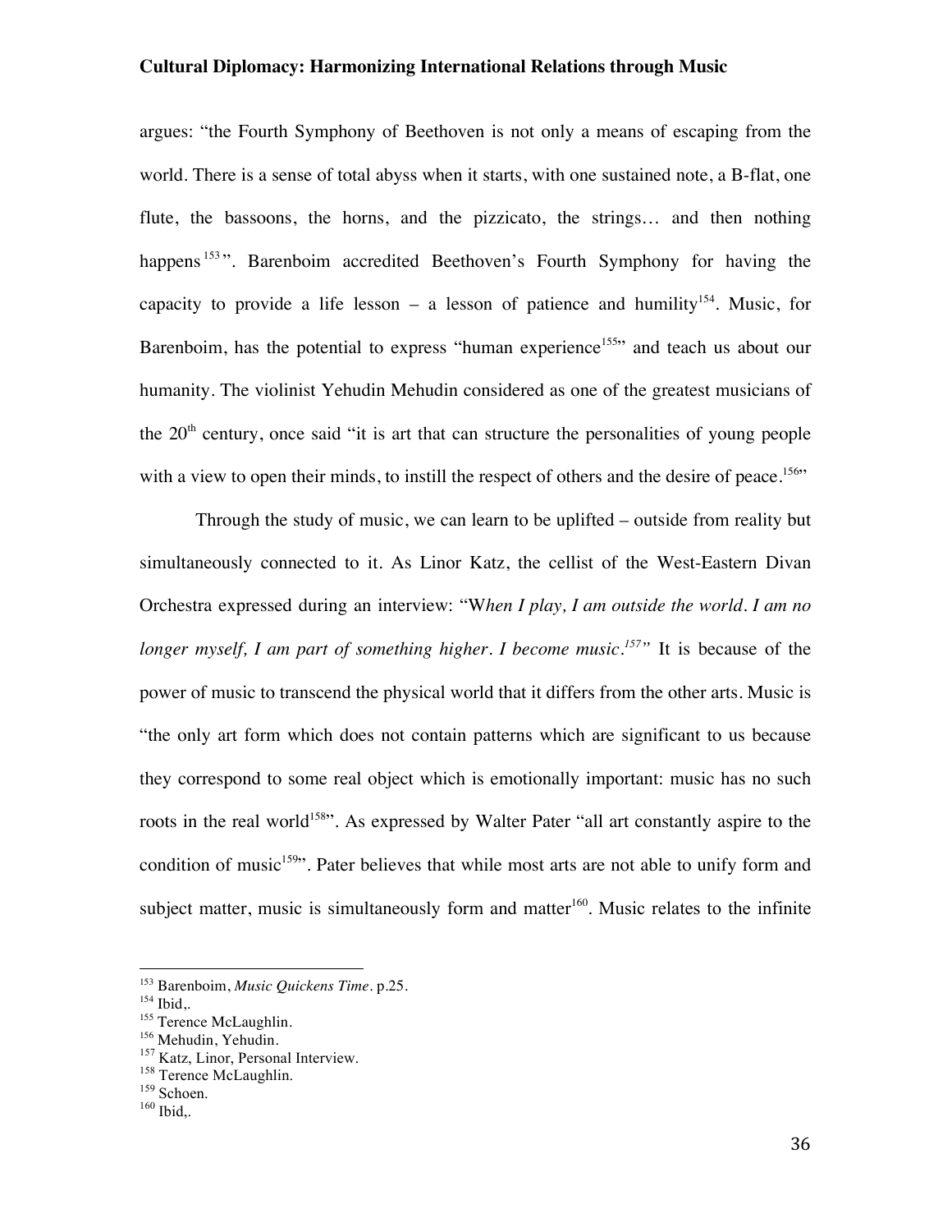argues: "the Fourth Symphony of Beethoven is not only a means of escaping from the world. There is a sense of total abyss when it starts, with one sustained note, a B-flat, one flute, the bassoons, the horns, and the pizzicato, the strings… and then nothing happens[153]". Barenboim accredited Beethoven's Fourth Symphony for having the capacity to provide a life lesson – a lesson of patience and humility[154]. Music, for Barenboim, has the potential to express "human experience[155]" and teach us about our humanity. The violinist Yehudin Mehudin considered as one of the greatest musicians of the 20th century, once said "it is art that can structure the personalities of young people with a view to open their minds, to instill the respect of others and the desire of peace.[156]"

Through the study of music, we can learn to be uplifted – outside from reality but simultaneously connected to it. As Linor Katz, the cellist of the West-Eastern Divan Orchestra expressed during an interview: "W*hen I play, I am outside the world. I am no longer myself, I am part of something higher. I become music.[157]"* It is because of the power of music to transcend the physical world that it differs from the other arts. Music is "the only art form which does not contain patterns which are significant to us because they correspond to some real object which is emotionally important: music has no such roots in the real world[158]". As expressed by Walter Pater "all art constantly aspire to the condition of music[159]". Pater believes that while most arts are not able to unify form and subject matter, music is simultaneously form and matter[160]. Music relates to the infinite

---

[153] Barenboim, *Music Quickens Time*. p.25.
[154] Ibid,.
[155] Terence McLaughlin.
[156] Mehudin, Yehudin.
[157] Katz, Linor, Personal Interview.
[158] Terence McLaughlin.
[159] Schoen.
[160] Ibid,.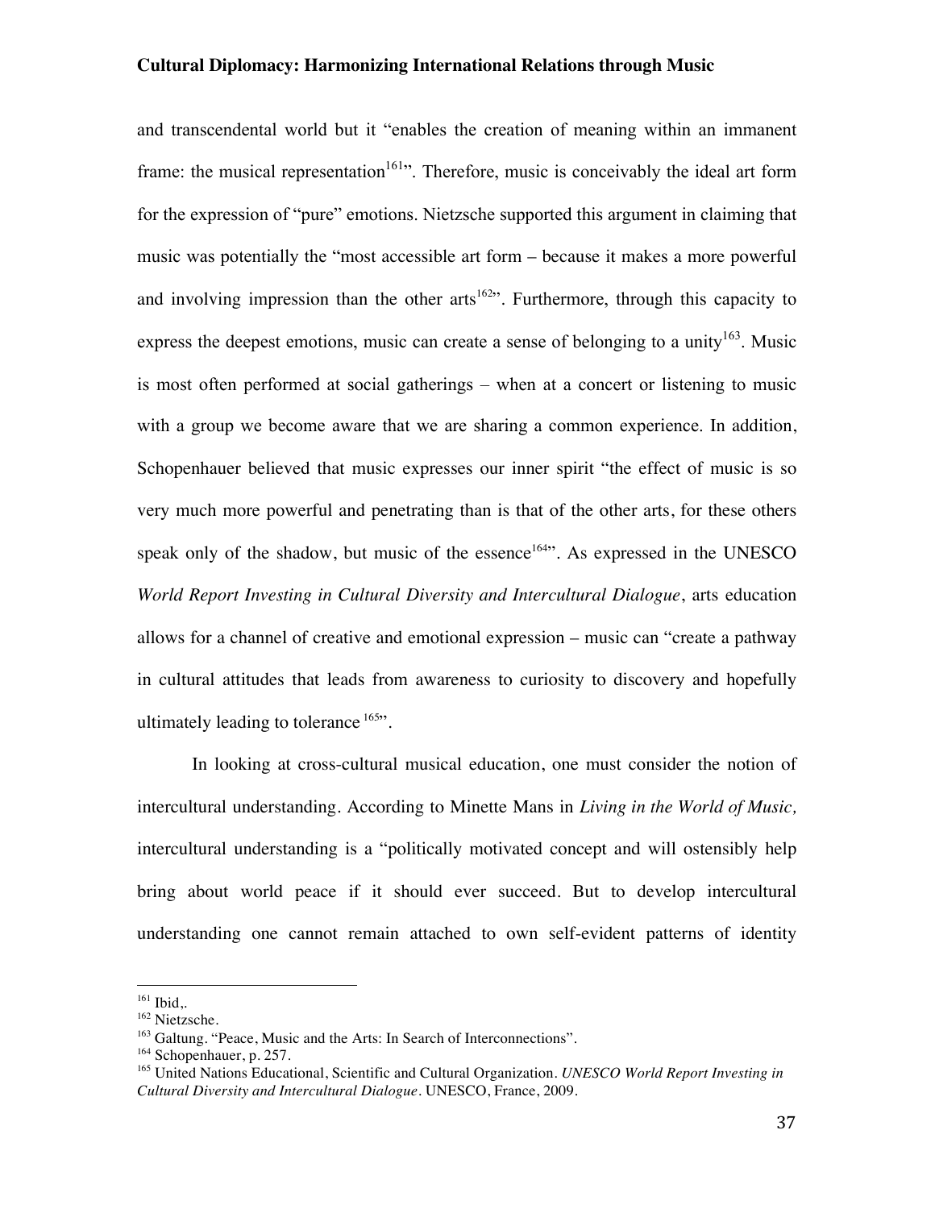and transcendental world but it "enables the creation of meaning within an immanent frame: the musical representation[161]". Therefore, music is conceivably the ideal art form for the expression of "pure" emotions. Nietzsche supported this argument in claiming that music was potentially the "most accessible art form – because it makes a more powerful and involving impression than the other arts[162]". Furthermore, through this capacity to express the deepest emotions, music can create a sense of belonging to a unity[163]. Music is most often performed at social gatherings – when at a concert or listening to music with a group we become aware that we are sharing a common experience. In addition, Schopenhauer believed that music expresses our inner spirit "the effect of music is so very much more powerful and penetrating than is that of the other arts, for these others speak only of the shadow, but music of the essence[164]". As expressed in the UNESCO *World Report Investing in Cultural Diversity and Intercultural Dialogue*, arts education allows for a channel of creative and emotional expression – music can "create a pathway in cultural attitudes that leads from awareness to curiosity to discovery and hopefully ultimately leading to tolerance [165]".

In looking at cross-cultural musical education, one must consider the notion of intercultural understanding. According to Minette Mans in *Living in the World of Music,* intercultural understanding is a "politically motivated concept and will ostensibly help bring about world peace if it should ever succeed. But to develop intercultural understanding one cannot remain attached to own self-evident patterns of identity

---

[161] Ibid,.

[162] Nietzsche.

[163] Galtung. "Peace, Music and the Arts: In Search of Interconnections".

[164] Schopenhauer, p. 257.

[165] United Nations Educational, Scientific and Cultural Organization. *UNESCO World Report Investing in Cultural Diversity and Intercultural Dialogue*. UNESCO, France, 2009.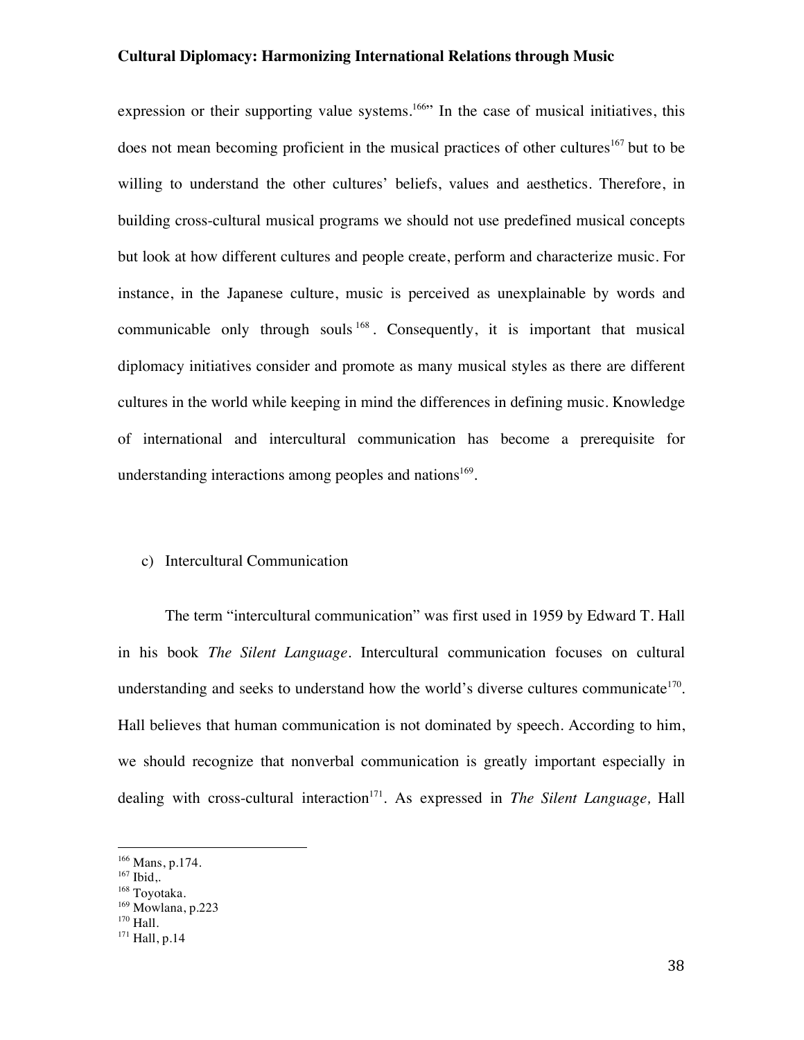expression or their supporting value systems.[166]" In the case of musical initiatives, this does not mean becoming proficient in the musical practices of other cultures[167] but to be willing to understand the other cultures' beliefs, values and aesthetics. Therefore, in building cross-cultural musical programs we should not use predefined musical concepts but look at how different cultures and people create, perform and characterize music. For instance, in the Japanese culture, music is perceived as unexplainable by words and communicable only through souls[168]. Consequently, it is important that musical diplomacy initiatives consider and promote as many musical styles as there are different cultures in the world while keeping in mind the differences in defining music. Knowledge of international and intercultural communication has become a prerequisite for understanding interactions among peoples and nations[169].

c) Intercultural Communication

The term "intercultural communication" was first used in 1959 by Edward T. Hall in his book *The Silent Language*. Intercultural communication focuses on cultural understanding and seeks to understand how the world's diverse cultures communicate[170]. Hall believes that human communication is not dominated by speech. According to him, we should recognize that nonverbal communication is greatly important especially in dealing with cross-cultural interaction[171]. As expressed in *The Silent Language,* Hall

---

[166] Mans, p.174.
[167] Ibid,.
[168] Toyotaka.
[169] Mowlana, p.223
[170] Hall.
[171] Hall, p.14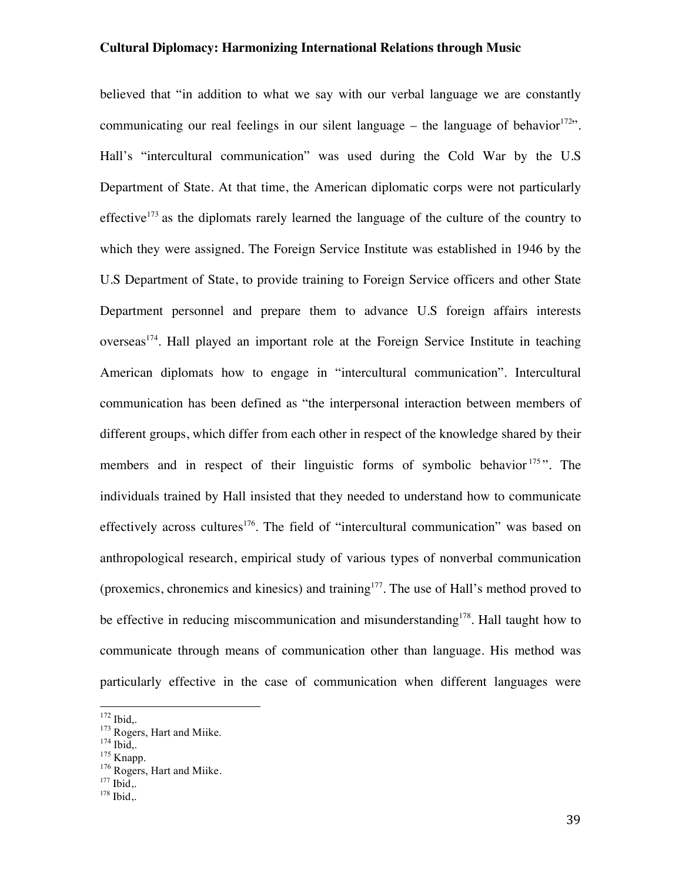believed that "in addition to what we say with our verbal language we are constantly communicating our real feelings in our silent language – the language of behavior[172]". Hall's "intercultural communication" was used during the Cold War by the U.S Department of State. At that time, the American diplomatic corps were not particularly effective[173] as the diplomats rarely learned the language of the culture of the country to which they were assigned. The Foreign Service Institute was established in 1946 by the U.S Department of State, to provide training to Foreign Service officers and other State Department personnel and prepare them to advance U.S foreign affairs interests overseas[174]. Hall played an important role at the Foreign Service Institute in teaching American diplomats how to engage in "intercultural communication". Intercultural communication has been defined as "the interpersonal interaction between members of different groups, which differ from each other in respect of the knowledge shared by their members and in respect of their linguistic forms of symbolic behavior[175]". The individuals trained by Hall insisted that they needed to understand how to communicate effectively across cultures[176]. The field of "intercultural communication" was based on anthropological research, empirical study of various types of nonverbal communication (proxemics, chronemics and kinesics) and training[177]. The use of Hall's method proved to be effective in reducing miscommunication and misunderstanding[178]. Hall taught how to communicate through means of communication other than language. His method was particularly effective in the case of communication when different languages were

[172] Ibid,.
[173] Rogers, Hart and Miike.
[174] Ibid,.
[175] Knapp.
[176] Rogers, Hart and Miike.
[177] Ibid,.
[178] Ibid,.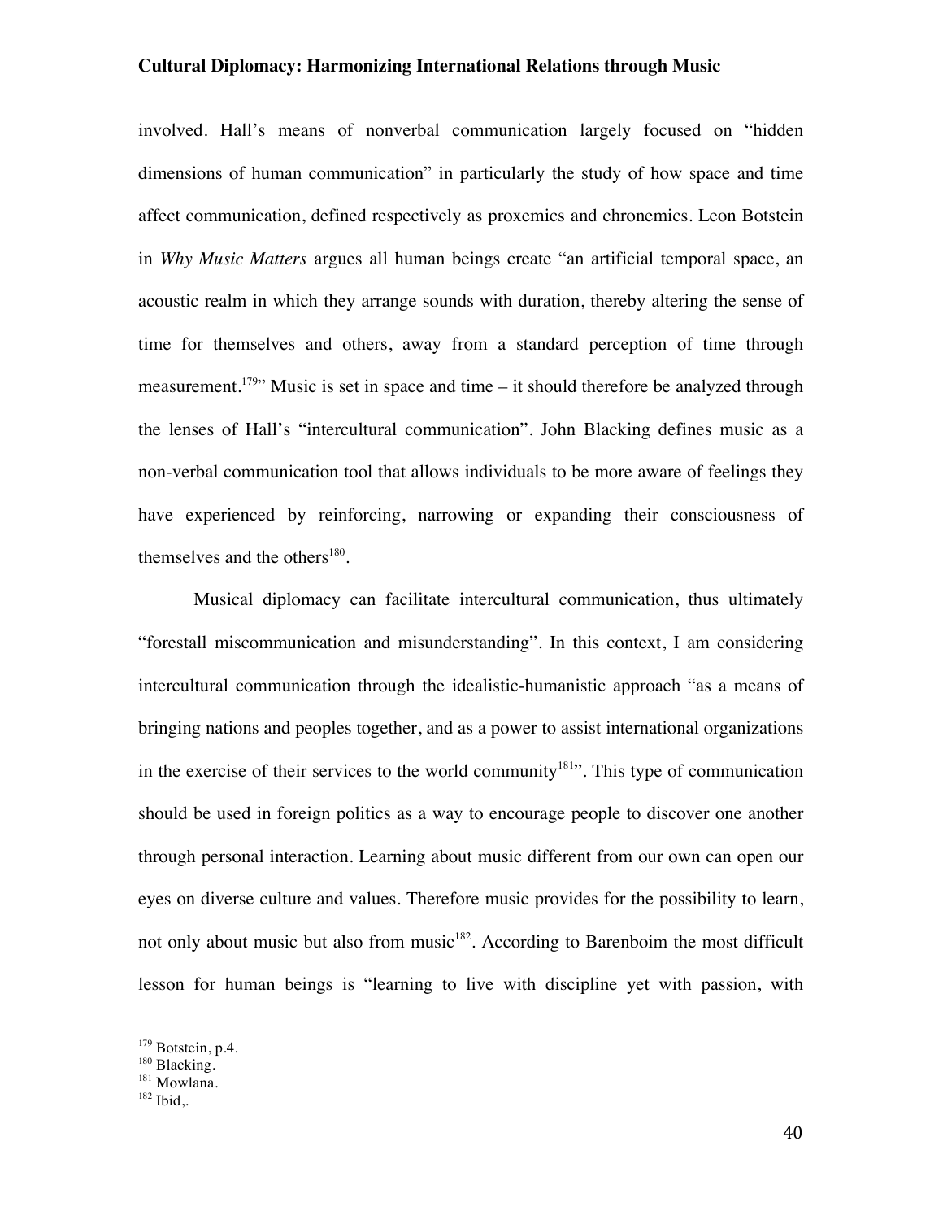involved. Hall's means of nonverbal communication largely focused on "hidden dimensions of human communication" in particularly the study of how space and time affect communication, defined respectively as proxemics and chronemics. Leon Botstein in *Why Music Matters* argues all human beings create "an artificial temporal space, an acoustic realm in which they arrange sounds with duration, thereby altering the sense of time for themselves and others, away from a standard perception of time through measurement.[179]" Music is set in space and time – it should therefore be analyzed through the lenses of Hall's "intercultural communication". John Blacking defines music as a non-verbal communication tool that allows individuals to be more aware of feelings they have experienced by reinforcing, narrowing or expanding their consciousness of themselves and the others[180].

Musical diplomacy can facilitate intercultural communication, thus ultimately "forestall miscommunication and misunderstanding". In this context, I am considering intercultural communication through the idealistic-humanistic approach "as a means of bringing nations and peoples together, and as a power to assist international organizations in the exercise of their services to the world community[181]". This type of communication should be used in foreign politics as a way to encourage people to discover one another through personal interaction. Learning about music different from our own can open our eyes on diverse culture and values. Therefore music provides for the possibility to learn, not only about music but also from music[182]. According to Barenboim the most difficult lesson for human beings is "learning to live with discipline yet with passion, with

---

[179] Botstein, p.4.
[180] Blacking.
[181] Mowlana.
[182] Ibid,.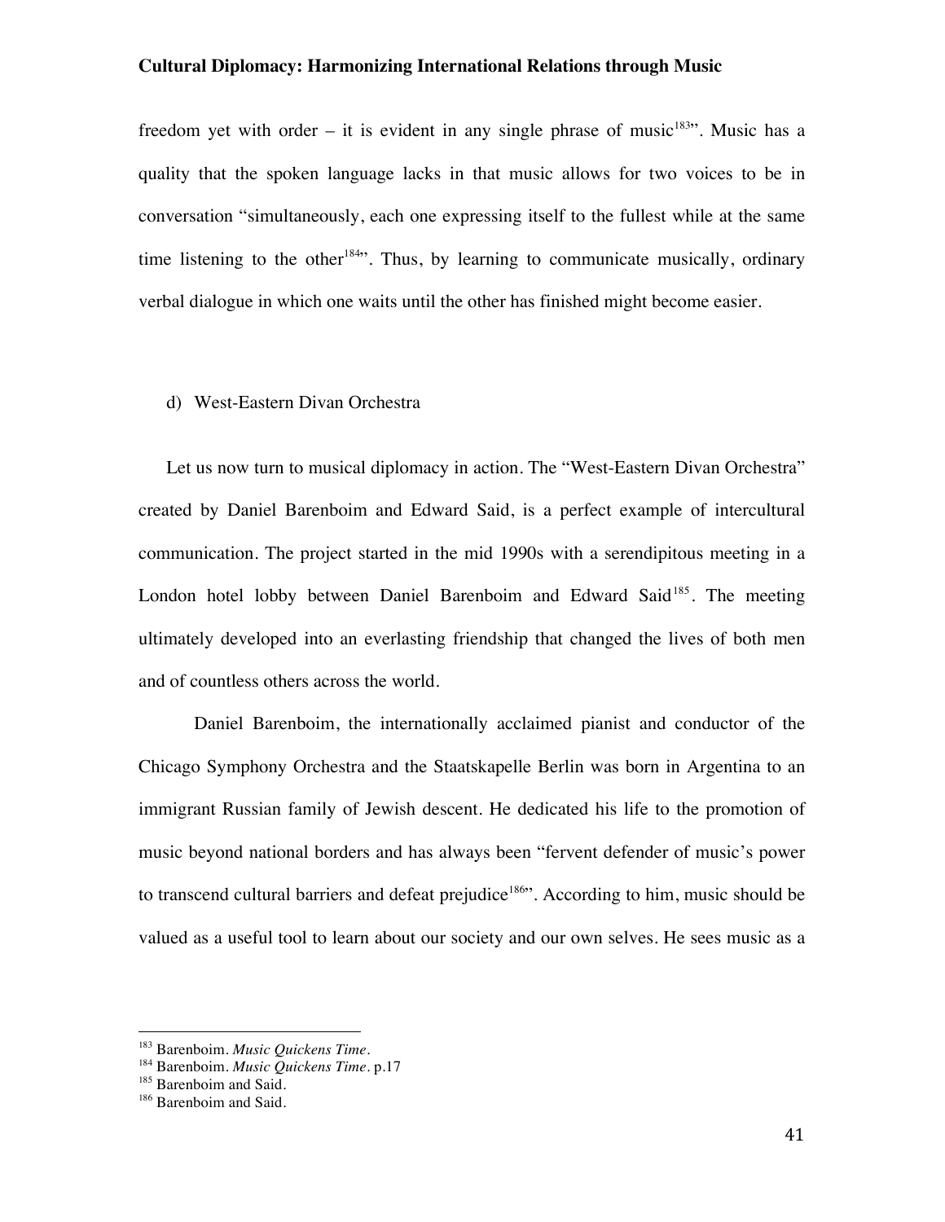freedom yet with order – it is evident in any single phrase of music[183]". Music has a quality that the spoken language lacks in that music allows for two voices to be in conversation "simultaneously, each one expressing itself to the fullest while at the same time listening to the other[184]". Thus, by learning to communicate musically, ordinary verbal dialogue in which one waits until the other has finished might become easier.

### d) West-Eastern Divan Orchestra

Let us now turn to musical diplomacy in action. The "West-Eastern Divan Orchestra" created by Daniel Barenboim and Edward Said, is a perfect example of intercultural communication. The project started in the mid 1990s with a serendipitous meeting in a London hotel lobby between Daniel Barenboim and Edward Said[185]. The meeting ultimately developed into an everlasting friendship that changed the lives of both men and of countless others across the world.

Daniel Barenboim, the internationally acclaimed pianist and conductor of the Chicago Symphony Orchestra and the Staatskapelle Berlin was born in Argentina to an immigrant Russian family of Jewish descent. He dedicated his life to the promotion of music beyond national borders and has always been "fervent defender of music's power to transcend cultural barriers and defeat prejudice[186]". According to him, music should be valued as a useful tool to learn about our society and our own selves. He sees music as a

---

[183] Barenboim. *Music Quickens Time*.

[184] Barenboim. *Music Quickens Time*. p.17

[185] Barenboim and Said.

[186] Barenboim and Said.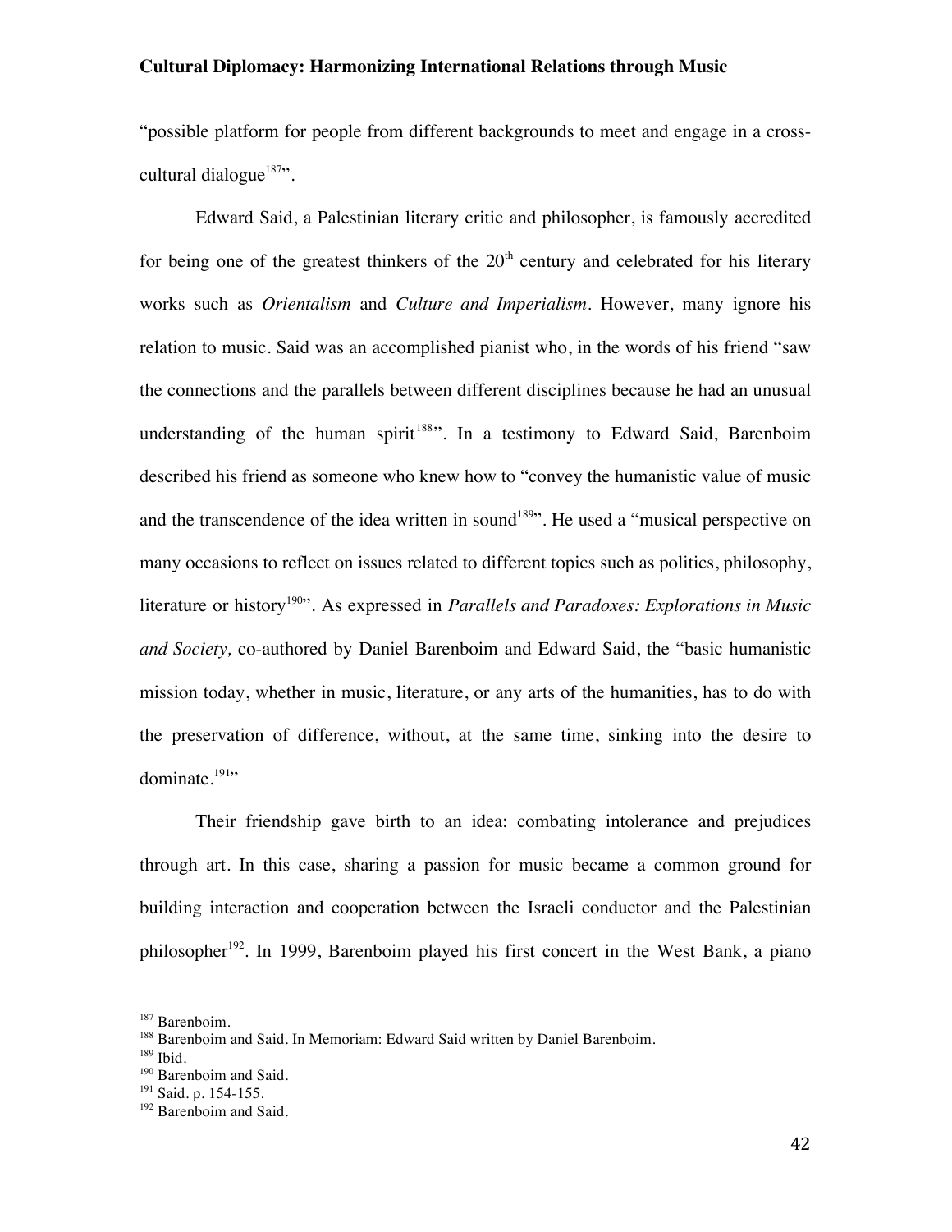"possible platform for people from different backgrounds to meet and engage in a cross-cultural dialogue[187]".

Edward Said, a Palestinian literary critic and philosopher, is famously accredited for being one of the greatest thinkers of the 20th century and celebrated for his literary works such as *Orientalism* and *Culture and Imperialism*. However, many ignore his relation to music. Said was an accomplished pianist who, in the words of his friend "saw the connections and the parallels between different disciplines because he had an unusual understanding of the human spirit[188]". In a testimony to Edward Said, Barenboim described his friend as someone who knew how to "convey the humanistic value of music and the transcendence of the idea written in sound[189]". He used a "musical perspective on many occasions to reflect on issues related to different topics such as politics, philosophy, literature or history[190]". As expressed in *Parallels and Paradoxes: Explorations in Music and Society,* co-authored by Daniel Barenboim and Edward Said, the "basic humanistic mission today, whether in music, literature, or any arts of the humanities, has to do with the preservation of difference, without, at the same time, sinking into the desire to dominate.[191]"

Their friendship gave birth to an idea: combating intolerance and prejudices through art. In this case, sharing a passion for music became a common ground for building interaction and cooperation between the Israeli conductor and the Palestinian philosopher[192]. In 1999, Barenboim played his first concert in the West Bank, a piano

---

[187] Barenboim.
[188] Barenboim and Said. In Memoriam: Edward Said written by Daniel Barenboim.
[189] Ibid.
[190] Barenboim and Said.
[191] Said. p. 154-155.
[192] Barenboim and Said.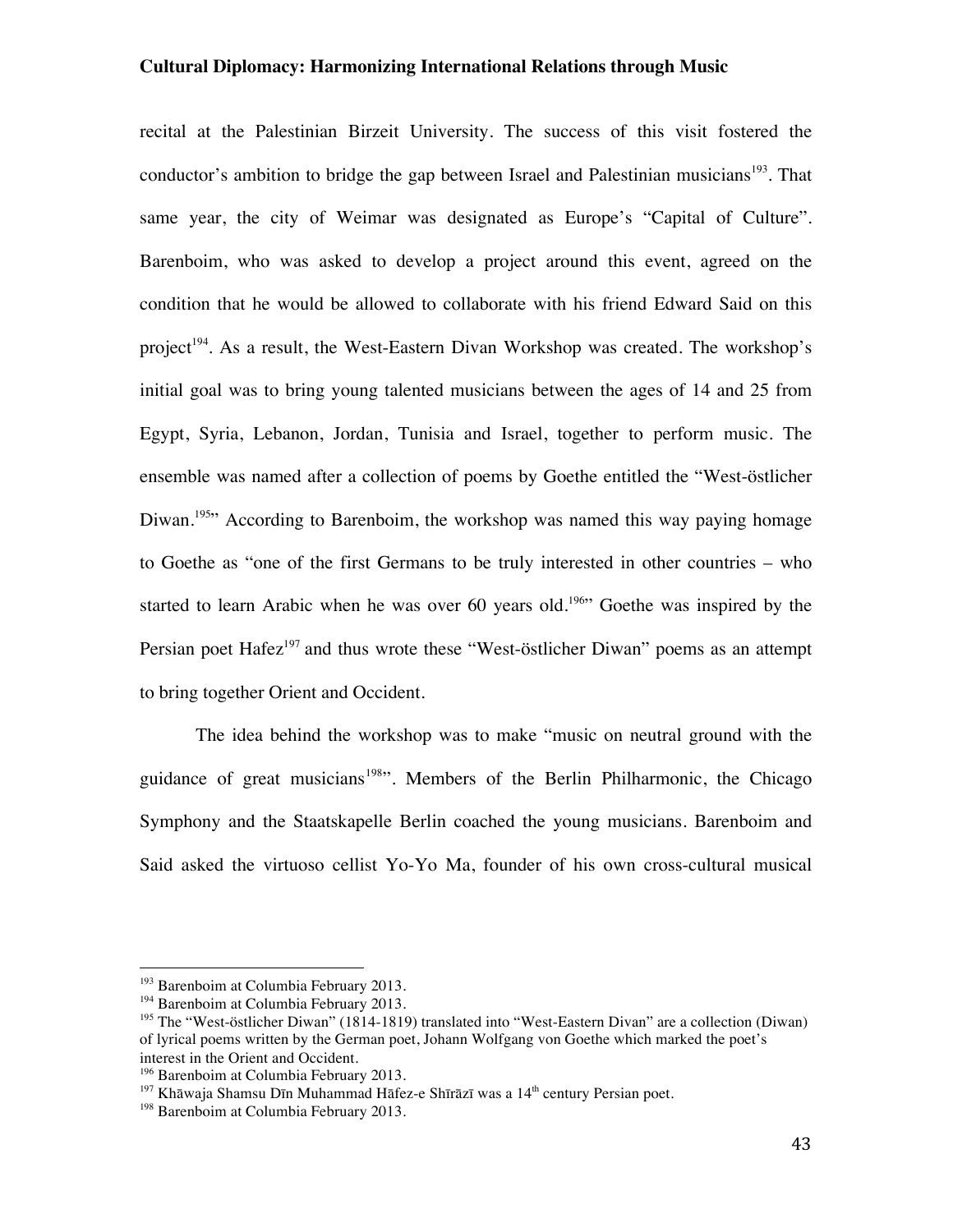recital at the Palestinian Birzeit University. The success of this visit fostered the conductor's ambition to bridge the gap between Israel and Palestinian musicians[193]. That same year, the city of Weimar was designated as Europe's "Capital of Culture". Barenboim, who was asked to develop a project around this event, agreed on the condition that he would be allowed to collaborate with his friend Edward Said on this project[194]. As a result, the West-Eastern Divan Workshop was created. The workshop's initial goal was to bring young talented musicians between the ages of 14 and 25 from Egypt, Syria, Lebanon, Jordan, Tunisia and Israel, together to perform music. The ensemble was named after a collection of poems by Goethe entitled the "West-östlicher Diwan.[195]" According to Barenboim, the workshop was named this way paying homage to Goethe as "one of the first Germans to be truly interested in other countries – who started to learn Arabic when he was over 60 years old.[196]" Goethe was inspired by the Persian poet Hafez[197] and thus wrote these "West-östlicher Diwan" poems as an attempt to bring together Orient and Occident.

The idea behind the workshop was to make "music on neutral ground with the guidance of great musicians[198]". Members of the Berlin Philharmonic, the Chicago Symphony and the Staatskapelle Berlin coached the young musicians. Barenboim and Said asked the virtuoso cellist Yo-Yo Ma, founder of his own cross-cultural musical

---

[193] Barenboim at Columbia February 2013.

[194] Barenboim at Columbia February 2013.

[195] The "West-östlicher Diwan" (1814-1819) translated into "West-Eastern Divan" are a collection (Diwan) of lyrical poems written by the German poet, Johann Wolfgang von Goethe which marked the poet's interest in the Orient and Occident.

[196] Barenboim at Columbia February 2013.

[197] Khāwaja Shamsu Dīn Muhammad Hāfez-e Shīrāzī was a 14th century Persian poet.

[198] Barenboim at Columbia February 2013.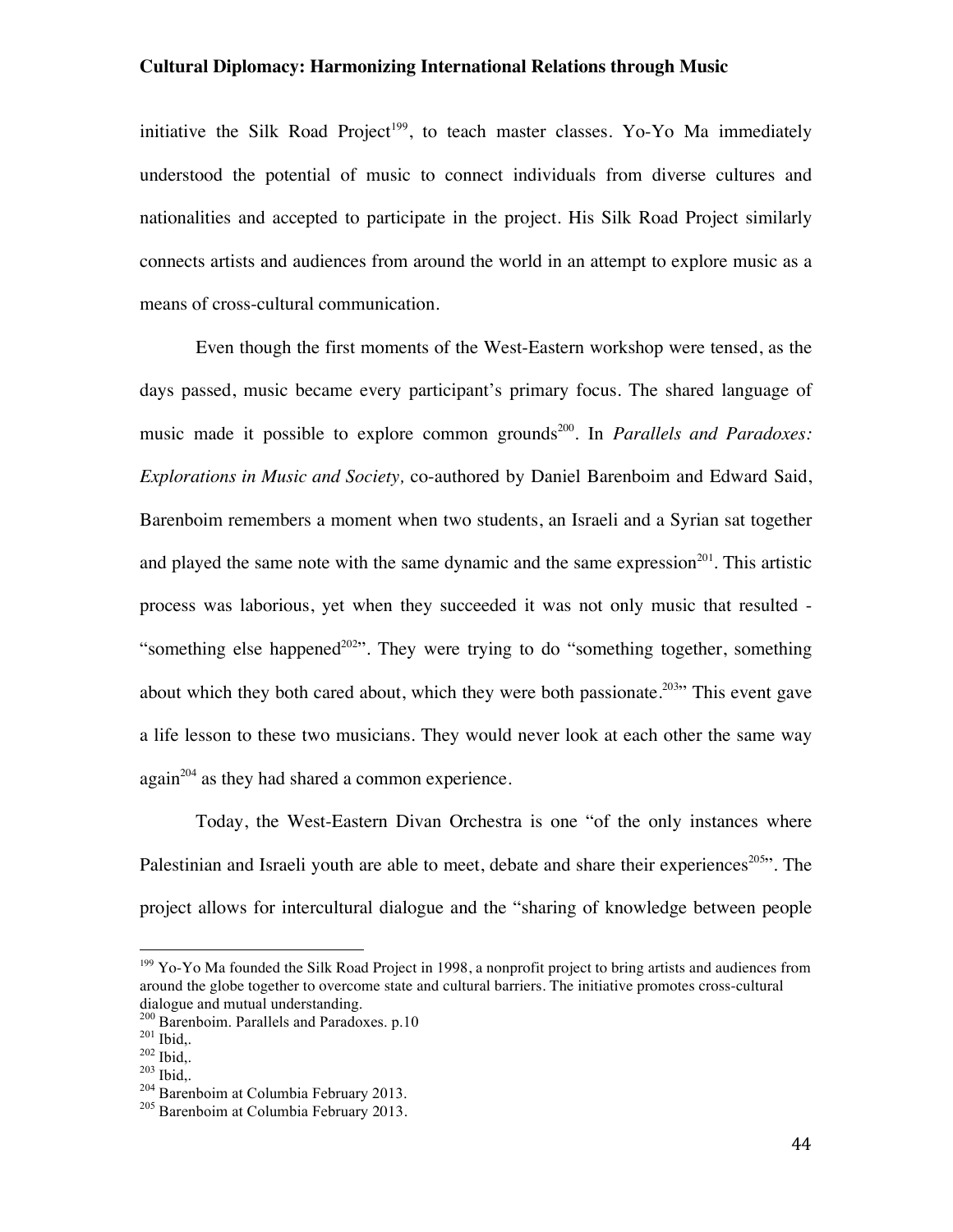initiative the Silk Road Project[199], to teach master classes. Yo-Yo Ma immediately understood the potential of music to connect individuals from diverse cultures and nationalities and accepted to participate in the project. His Silk Road Project similarly connects artists and audiences from around the world in an attempt to explore music as a means of cross-cultural communication.

Even though the first moments of the West-Eastern workshop were tensed, as the days passed, music became every participant's primary focus. The shared language of music made it possible to explore common grounds[200]. In *Parallels and Paradoxes: Explorations in Music and Society,* co-authored by Daniel Barenboim and Edward Said, Barenboim remembers a moment when two students, an Israeli and a Syrian sat together and played the same note with the same dynamic and the same expression[201]. This artistic process was laborious, yet when they succeeded it was not only music that resulted - "something else happened[202]". They were trying to do "something together, something about which they both cared about, which they were both passionate.[203]" This event gave a life lesson to these two musicians. They would never look at each other the same way again[204] as they had shared a common experience.

Today, the West-Eastern Divan Orchestra is one "of the only instances where Palestinian and Israeli youth are able to meet, debate and share their experiences[205]". The project allows for intercultural dialogue and the "sharing of knowledge between people

---

[199] Yo-Yo Ma founded the Silk Road Project in 1998, a nonprofit project to bring artists and audiences from around the globe together to overcome state and cultural barriers. The initiative promotes cross-cultural dialogue and mutual understanding.

[200] Barenboim. Parallels and Paradoxes. p.10

[201] Ibid,.

[202] Ibid,.

[203] Ibid,.

[204] Barenboim at Columbia February 2013.

[205] Barenboim at Columbia February 2013.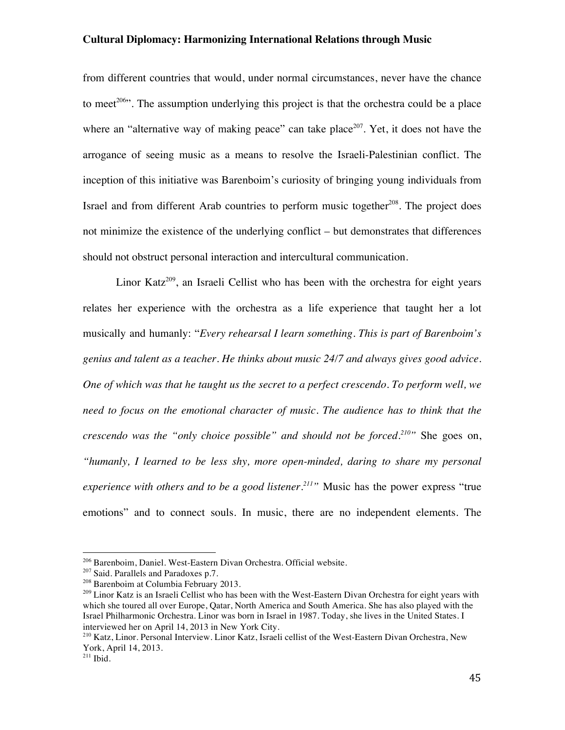from different countries that would, under normal circumstances, never have the chance to meet[206]". The assumption underlying this project is that the orchestra could be a place where an "alternative way of making peace" can take place[207]. Yet, it does not have the arrogance of seeing music as a means to resolve the Israeli-Palestinian conflict. The inception of this initiative was Barenboim's curiosity of bringing young individuals from Israel and from different Arab countries to perform music together[208]. The project does not minimize the existence of the underlying conflict – but demonstrates that differences should not obstruct personal interaction and intercultural communication.

Linor Katz[209], an Israeli Cellist who has been with the orchestra for eight years relates her experience with the orchestra as a life experience that taught her a lot musically and humanly: "*Every rehearsal I learn something. This is part of Barenboim's genius and talent as a teacher. He thinks about music 24/7 and always gives good advice. One of which was that he taught us the secret to a perfect crescendo. To perform well, we need to focus on the emotional character of music. The audience has to think that the crescendo was the "only choice possible" and should not be forced.[210]"* She goes on, *"humanly, I learned to be less shy, more open-minded, daring to share my personal experience with others and to be a good listener.[211]"* Music has the power express "true emotions" and to connect souls. In music, there are no independent elements. The

---

[206] Barenboim, Daniel. West-Eastern Divan Orchestra. Official website.

[207] Said. Parallels and Paradoxes p.7.

[208] Barenboim at Columbia February 2013.

[209] Linor Katz is an Israeli Cellist who has been with the West-Eastern Divan Orchestra for eight years with which she toured all over Europe, Qatar, North America and South America. She has also played with the Israel Philharmonic Orchestra. Linor was born in Israel in 1987. Today, she lives in the United States. I interviewed her on April 14, 2013 in New York City.

[210] Katz, Linor. Personal Interview. Linor Katz, Israeli cellist of the West-Eastern Divan Orchestra, New York, April 14, 2013.

[211] Ibid.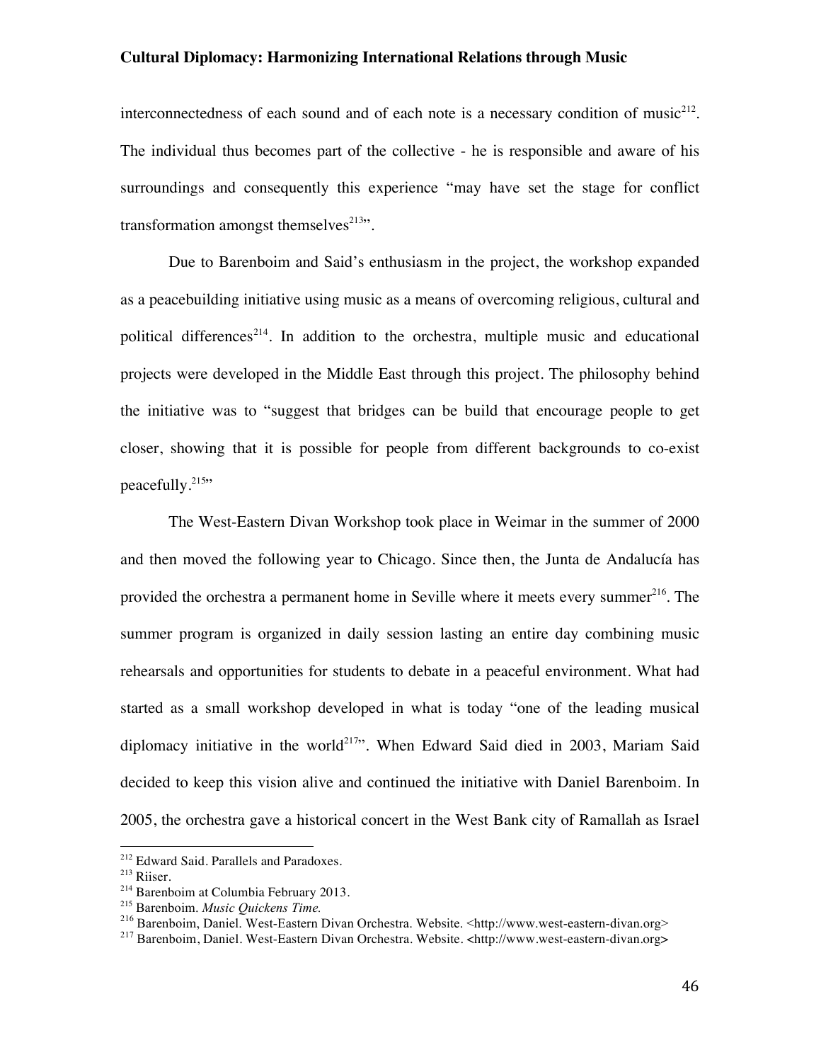interconnectedness of each sound and of each note is a necessary condition of music[212]. The individual thus becomes part of the collective - he is responsible and aware of his surroundings and consequently this experience "may have set the stage for conflict transformation amongst themselves[213]".

Due to Barenboim and Said's enthusiasm in the project, the workshop expanded as a peacebuilding initiative using music as a means of overcoming religious, cultural and political differences[214]. In addition to the orchestra, multiple music and educational projects were developed in the Middle East through this project. The philosophy behind the initiative was to "suggest that bridges can be build that encourage people to get closer, showing that it is possible for people from different backgrounds to co-exist peacefully.[215]"

The West-Eastern Divan Workshop took place in Weimar in the summer of 2000 and then moved the following year to Chicago. Since then, the Junta de Andalucía has provided the orchestra a permanent home in Seville where it meets every summer[216]. The summer program is organized in daily session lasting an entire day combining music rehearsals and opportunities for students to debate in a peaceful environment. What had started as a small workshop developed in what is today "one of the leading musical diplomacy initiative in the world[217]". When Edward Said died in 2003, Mariam Said decided to keep this vision alive and continued the initiative with Daniel Barenboim. In 2005, the orchestra gave a historical concert in the West Bank city of Ramallah as Israel

---

[212] Edward Said. Parallels and Paradoxes.

[213] Riiser.

[214] Barenboim at Columbia February 2013.

[215] Barenboim. *Music Quickens Time.*

[216] Barenboim, Daniel. West-Eastern Divan Orchestra. Website. <http://www.west-eastern-divan.org>

[217] Barenboim, Daniel. West-Eastern Divan Orchestra. Website. <http://www.west-eastern-divan.org>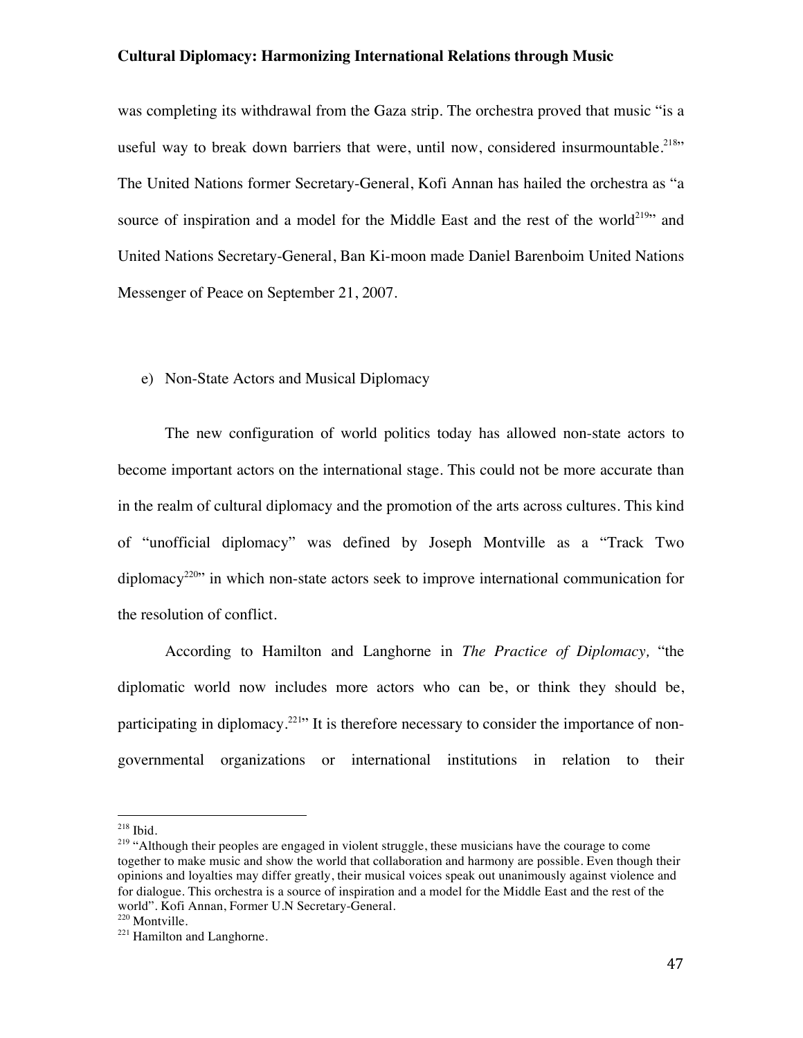was completing its withdrawal from the Gaza strip. The orchestra proved that music "is a useful way to break down barriers that were, until now, considered insurmountable.[218]" The United Nations former Secretary-General, Kofi Annan has hailed the orchestra as "a source of inspiration and a model for the Middle East and the rest of the world[219]" and United Nations Secretary-General, Ban Ki-moon made Daniel Barenboim United Nations Messenger of Peace on September 21, 2007.

e) Non-State Actors and Musical Diplomacy

The new configuration of world politics today has allowed non-state actors to become important actors on the international stage. This could not be more accurate than in the realm of cultural diplomacy and the promotion of the arts across cultures. This kind of "unofficial diplomacy" was defined by Joseph Montville as a "Track Two diplomacy[220]" in which non-state actors seek to improve international communication for the resolution of conflict.

According to Hamilton and Langhorne in *The Practice of Diplomacy,* "the diplomatic world now includes more actors who can be, or think they should be, participating in diplomacy.[221]" It is therefore necessary to consider the importance of non-governmental organizations or international institutions in relation to their

---

[218] Ibid.

[219] "Although their peoples are engaged in violent struggle, these musicians have the courage to come together to make music and show the world that collaboration and harmony are possible. Even though their opinions and loyalties may differ greatly, their musical voices speak out unanimously against violence and for dialogue. This orchestra is a source of inspiration and a model for the Middle East and the rest of the world". Kofi Annan, Former U.N Secretary-General.

[220] Montville.

[221] Hamilton and Langhorne.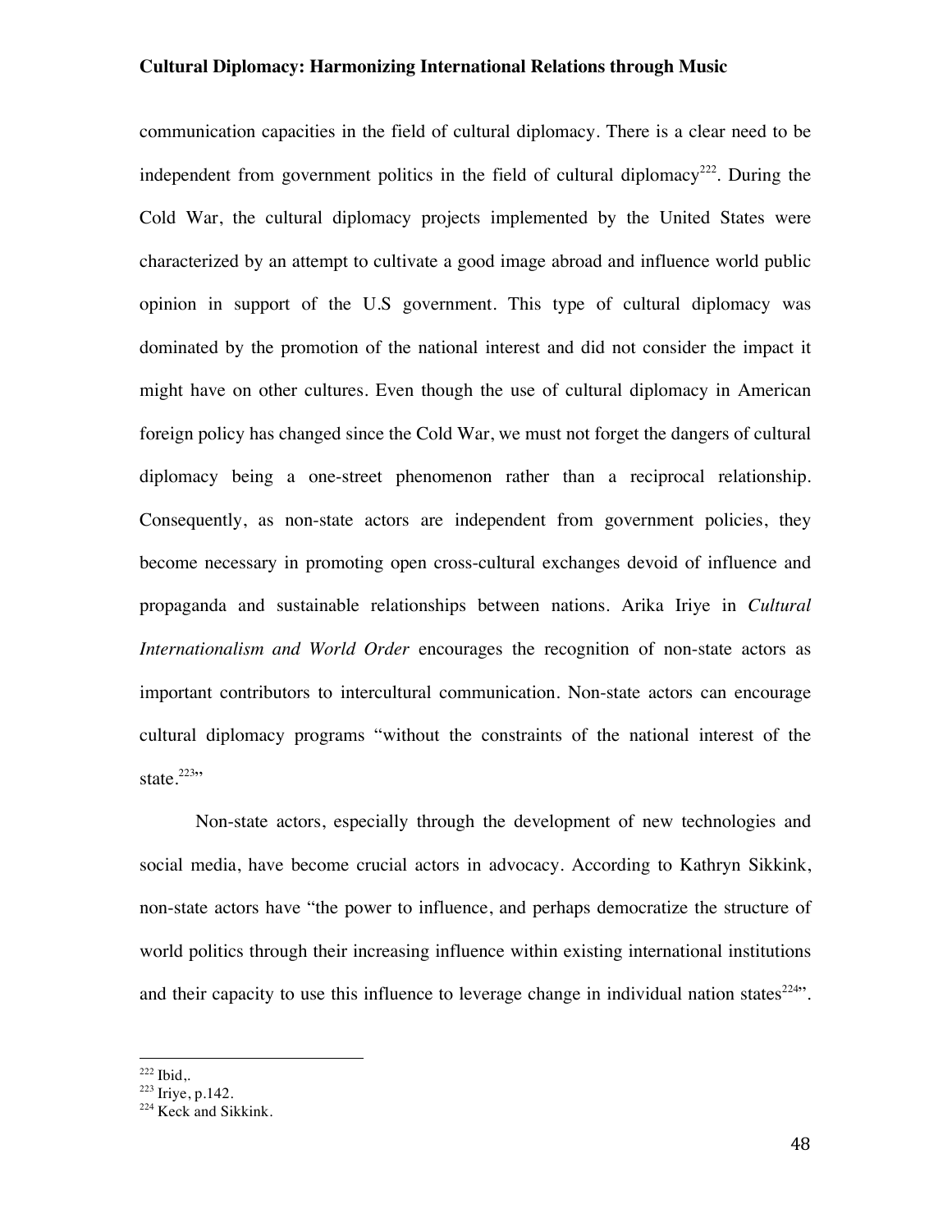communication capacities in the field of cultural diplomacy. There is a clear need to be independent from government politics in the field of cultural diplomacy[222]. During the Cold War, the cultural diplomacy projects implemented by the United States were characterized by an attempt to cultivate a good image abroad and influence world public opinion in support of the U.S government. This type of cultural diplomacy was dominated by the promotion of the national interest and did not consider the impact it might have on other cultures. Even though the use of cultural diplomacy in American foreign policy has changed since the Cold War, we must not forget the dangers of cultural diplomacy being a one-street phenomenon rather than a reciprocal relationship. Consequently, as non-state actors are independent from government policies, they become necessary in promoting open cross-cultural exchanges devoid of influence and propaganda and sustainable relationships between nations. Arika Iriye in *Cultural Internationalism and World Order* encourages the recognition of non-state actors as important contributors to intercultural communication. Non-state actors can encourage cultural diplomacy programs "without the constraints of the national interest of the state.[223]"

Non-state actors, especially through the development of new technologies and social media, have become crucial actors in advocacy. According to Kathryn Sikkink, non-state actors have "the power to influence, and perhaps democratize the structure of world politics through their increasing influence within existing international institutions and their capacity to use this influence to leverage change in individual nation states[224]".

---

[222] Ibid,.
[223] Iriye, p.142.
[224] Keck and Sikkink.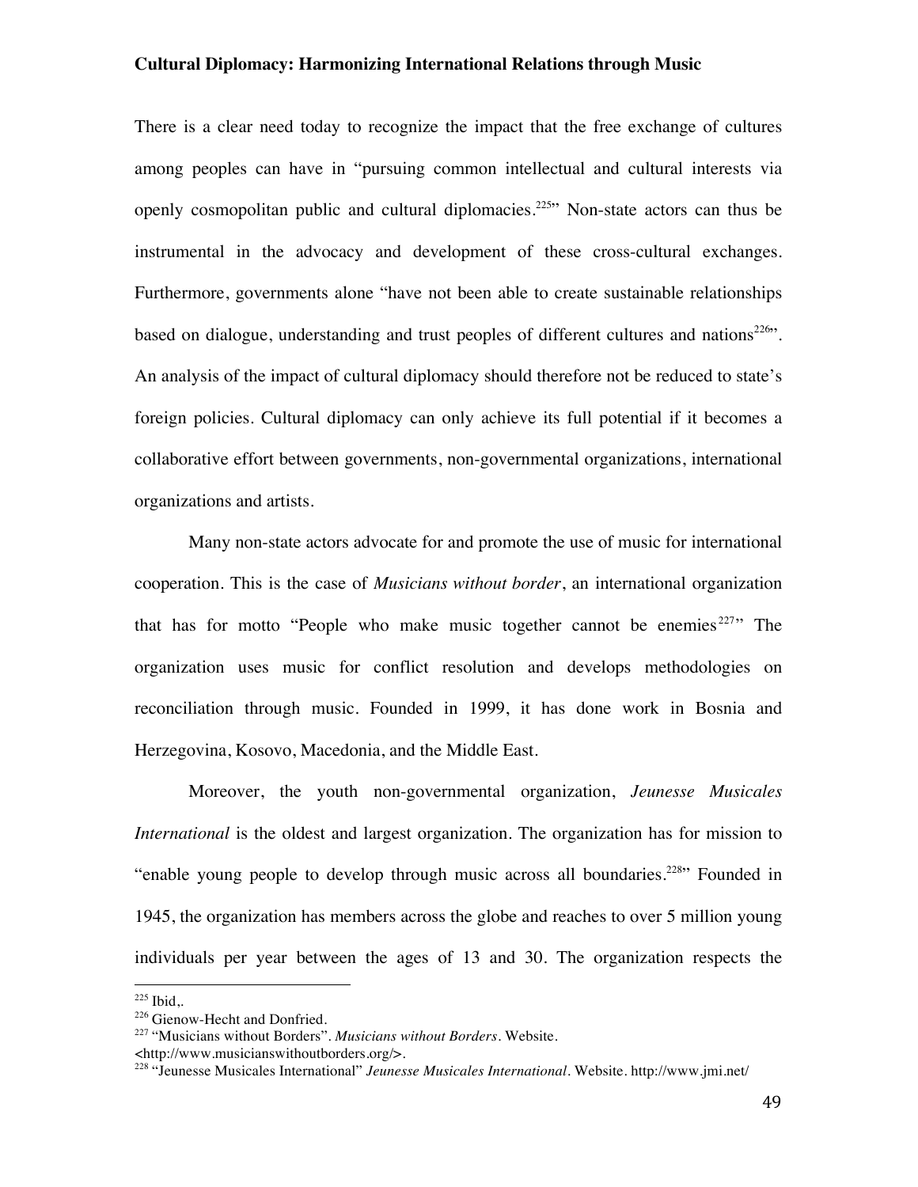There is a clear need today to recognize the impact that the free exchange of cultures among peoples can have in "pursuing common intellectual and cultural interests via openly cosmopolitan public and cultural diplomacies.[225]" Non-state actors can thus be instrumental in the advocacy and development of these cross-cultural exchanges. Furthermore, governments alone "have not been able to create sustainable relationships based on dialogue, understanding and trust peoples of different cultures and nations[226]". An analysis of the impact of cultural diplomacy should therefore not be reduced to state's foreign policies. Cultural diplomacy can only achieve its full potential if it becomes a collaborative effort between governments, non-governmental organizations, international organizations and artists.

Many non-state actors advocate for and promote the use of music for international cooperation. This is the case of *Musicians without border*, an international organization that has for motto "People who make music together cannot be enemies[227]" The organization uses music for conflict resolution and develops methodologies on reconciliation through music. Founded in 1999, it has done work in Bosnia and Herzegovina, Kosovo, Macedonia, and the Middle East.

Moreover, the youth non-governmental organization, *Jeunesse Musicales International* is the oldest and largest organization. The organization has for mission to "enable young people to develop through music across all boundaries.[228]" Founded in 1945, the organization has members across the globe and reaches to over 5 million young individuals per year between the ages of 13 and 30. The organization respects the

---

[225] Ibid,.

[226] Gienow-Hecht and Donfried.

[227] "Musicians without Borders". *Musicians without Borders*. Website. <http://www.musicianswithoutborders.org/>.

[228] "Jeunesse Musicales International" *Jeunesse Musicales International*. Website. http://www.jmi.net/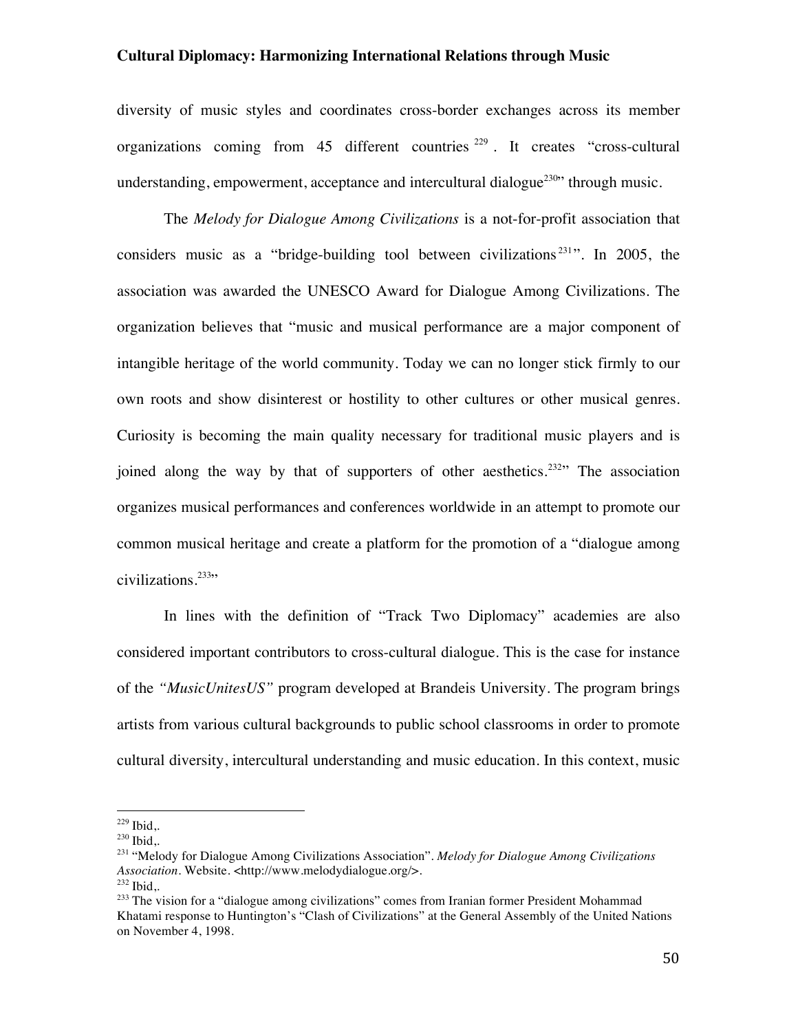diversity of music styles and coordinates cross-border exchanges across its member organizations coming from 45 different countries [229]. It creates "cross-cultural understanding, empowerment, acceptance and intercultural dialogue[230]" through music.

The *Melody for Dialogue Among Civilizations* is a not-for-profit association that considers music as a "bridge-building tool between civilizations[231]". In 2005, the association was awarded the UNESCO Award for Dialogue Among Civilizations. The organization believes that "music and musical performance are a major component of intangible heritage of the world community. Today we can no longer stick firmly to our own roots and show disinterest or hostility to other cultures or other musical genres. Curiosity is becoming the main quality necessary for traditional music players and is joined along the way by that of supporters of other aesthetics.[232]" The association organizes musical performances and conferences worldwide in an attempt to promote our common musical heritage and create a platform for the promotion of a "dialogue among civilizations.[233]"

In lines with the definition of "Track Two Diplomacy" academies are also considered important contributors to cross-cultural dialogue. This is the case for instance of the *"MusicUnitesUS"* program developed at Brandeis University. The program brings artists from various cultural backgrounds to public school classrooms in order to promote cultural diversity, intercultural understanding and music education. In this context, music

---

[229] Ibid,.

[230] Ibid,.

[231] "Melody for Dialogue Among Civilizations Association". *Melody for Dialogue Among Civilizations Association*. Website. <http://www.melodydialogue.org/>.

[232] Ibid,.

[233] The vision for a "dialogue among civilizations" comes from Iranian former President Mohammad Khatami response to Huntington's "Clash of Civilizations" at the General Assembly of the United Nations on November 4, 1998.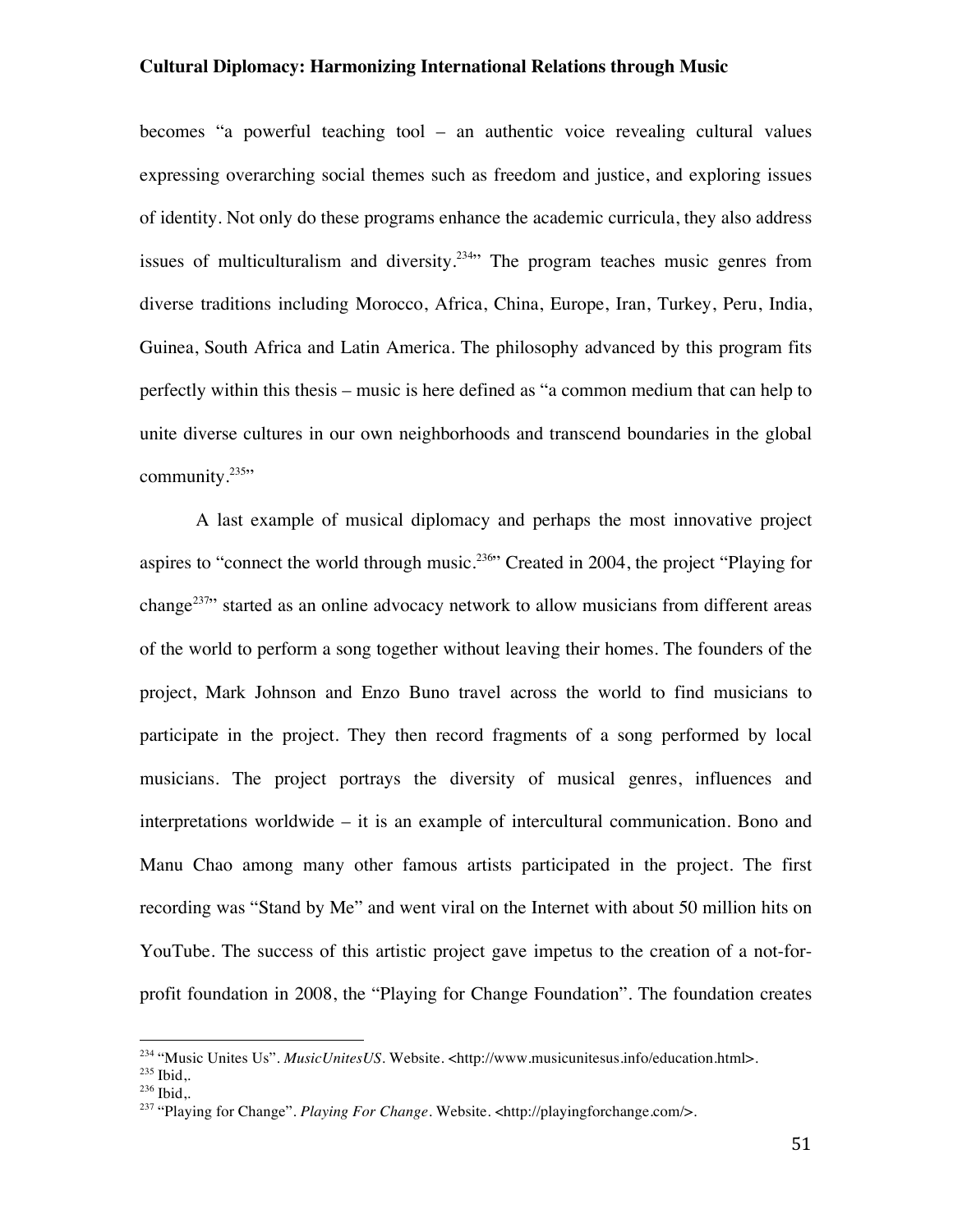becomes "a powerful teaching tool – an authentic voice revealing cultural values expressing overarching social themes such as freedom and justice, and exploring issues of identity. Not only do these programs enhance the academic curricula, they also address issues of multiculturalism and diversity.[234]" The program teaches music genres from diverse traditions including Morocco, Africa, China, Europe, Iran, Turkey, Peru, India, Guinea, South Africa and Latin America. The philosophy advanced by this program fits perfectly within this thesis – music is here defined as "a common medium that can help to unite diverse cultures in our own neighborhoods and transcend boundaries in the global community.[235]"

A last example of musical diplomacy and perhaps the most innovative project aspires to "connect the world through music.[236]" Created in 2004, the project "Playing for change[237]" started as an online advocacy network to allow musicians from different areas of the world to perform a song together without leaving their homes. The founders of the project, Mark Johnson and Enzo Buno travel across the world to find musicians to participate in the project. They then record fragments of a song performed by local musicians. The project portrays the diversity of musical genres, influences and interpretations worldwide – it is an example of intercultural communication. Bono and Manu Chao among many other famous artists participated in the project. The first recording was "Stand by Me" and went viral on the Internet with about 50 million hits on YouTube. The success of this artistic project gave impetus to the creation of a not-for-profit foundation in 2008, the "Playing for Change Foundation". The foundation creates

---

[234] "Music Unites Us". *MusicUnitesUS*. Website. <http://www.musicunitesus.info/education.html>.

[235] Ibid,.

[236] Ibid,.

[237] "Playing for Change". *Playing For Change*. Website. <http://playingforchange.com/>.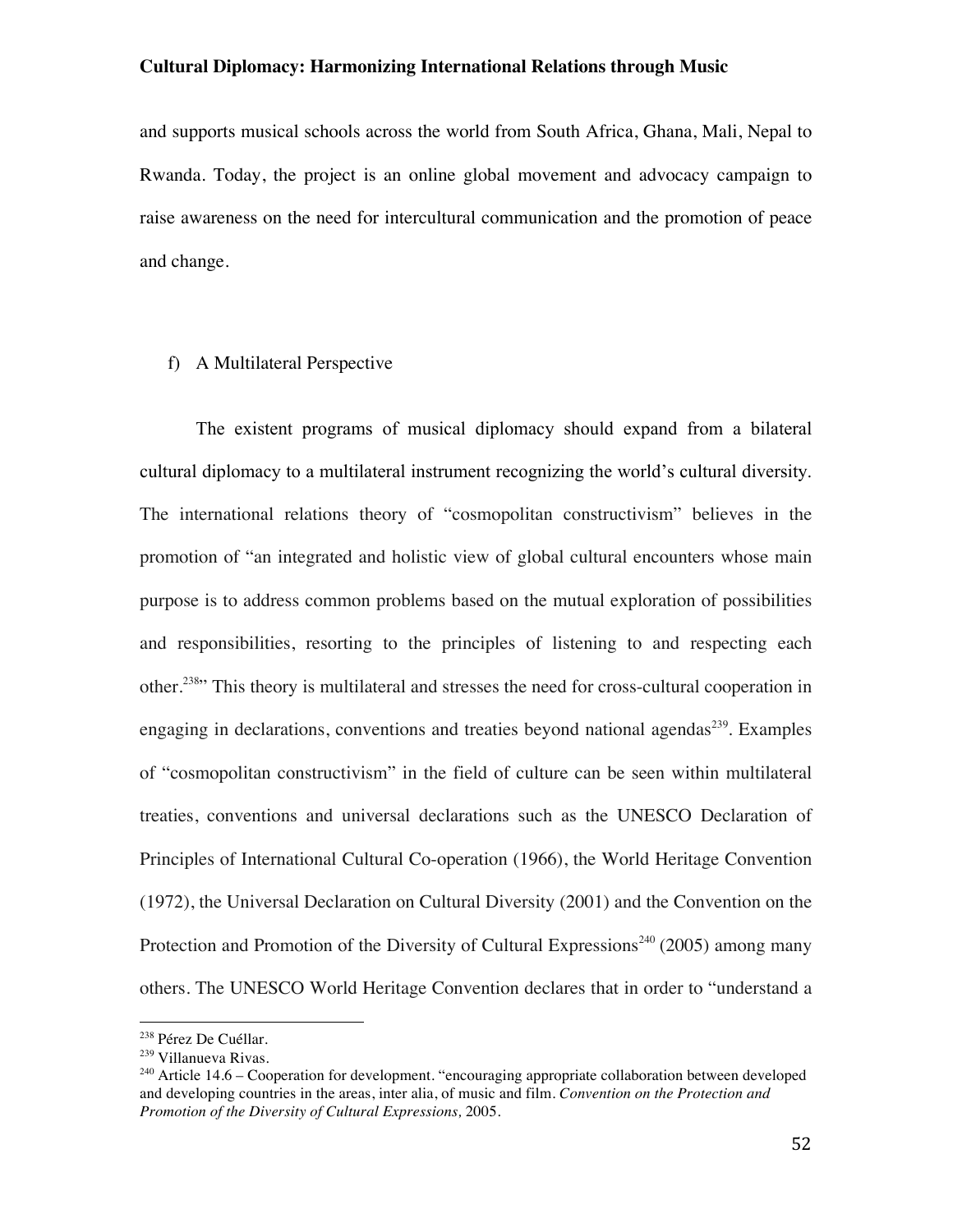and supports musical schools across the world from South Africa, Ghana, Mali, Nepal to Rwanda. Today, the project is an online global movement and advocacy campaign to raise awareness on the need for intercultural communication and the promotion of peace and change.

### f) A Multilateral Perspective

The existent programs of musical diplomacy should expand from a bilateral cultural diplomacy to a multilateral instrument recognizing the world's cultural diversity. The international relations theory of "cosmopolitan constructivism" believes in the promotion of "an integrated and holistic view of global cultural encounters whose main purpose is to address common problems based on the mutual exploration of possibilities and responsibilities, resorting to the principles of listening to and respecting each other.[238]" This theory is multilateral and stresses the need for cross-cultural cooperation in engaging in declarations, conventions and treaties beyond national agendas[239]. Examples of "cosmopolitan constructivism" in the field of culture can be seen within multilateral treaties, conventions and universal declarations such as the UNESCO Declaration of Principles of International Cultural Co-operation (1966), the World Heritage Convention (1972), the Universal Declaration on Cultural Diversity (2001) and the Convention on the Protection and Promotion of the Diversity of Cultural Expressions[240] (2005) among many others. The UNESCO World Heritage Convention declares that in order to "understand a

---

[238] Pérez De Cuéllar.

[239] Villanueva Rivas.

[240] Article 14.6 – Cooperation for development. "encouraging appropriate collaboration between developed and developing countries in the areas, inter alia, of music and film. *Convention on the Protection and Promotion of the Diversity of Cultural Expressions,* 2005.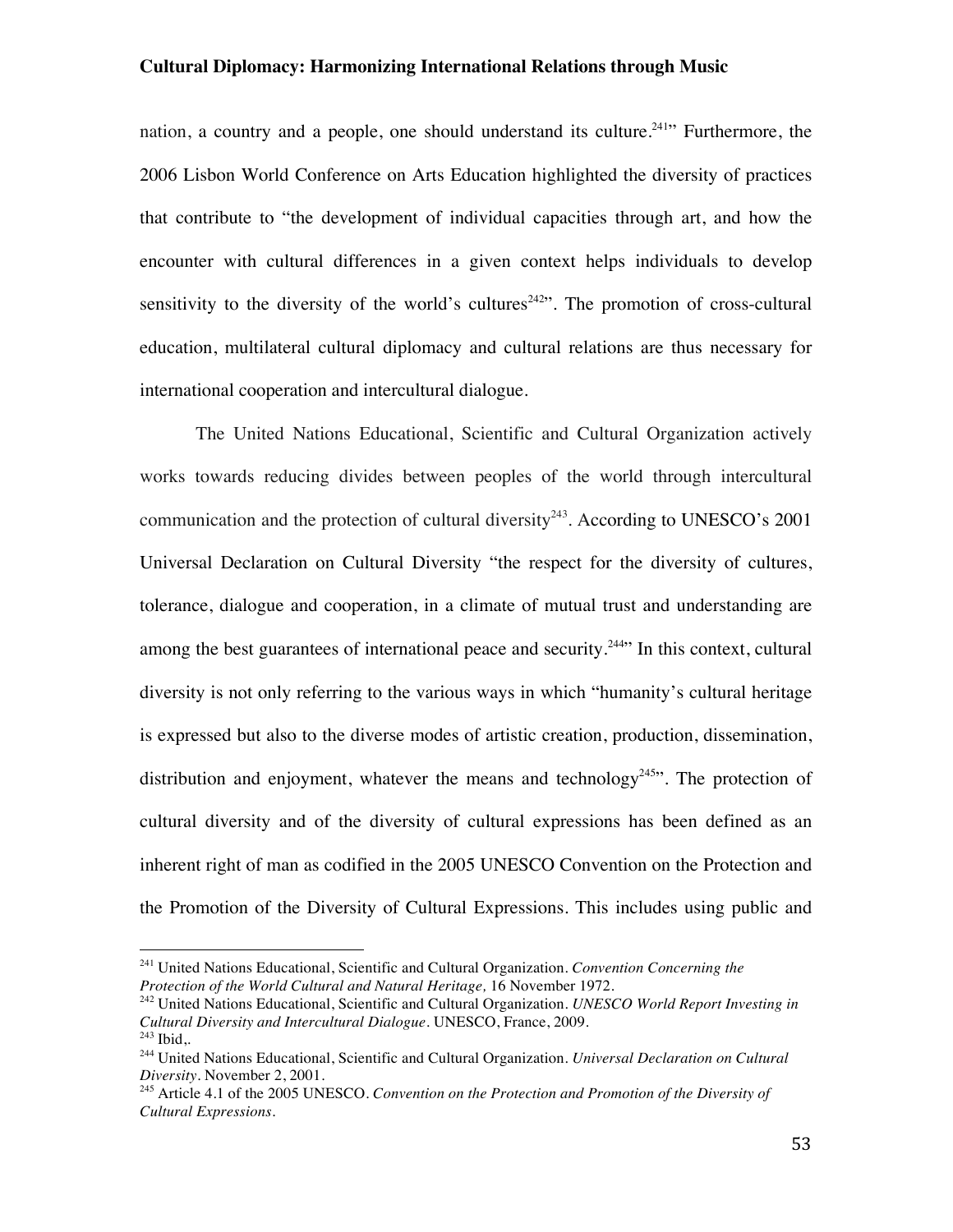nation, a country and a people, one should understand its culture.[241]" Furthermore, the 2006 Lisbon World Conference on Arts Education highlighted the diversity of practices that contribute to "the development of individual capacities through art, and how the encounter with cultural differences in a given context helps individuals to develop sensitivity to the diversity of the world's cultures[242]". The promotion of cross-cultural education, multilateral cultural diplomacy and cultural relations are thus necessary for international cooperation and intercultural dialogue.

The United Nations Educational, Scientific and Cultural Organization actively works towards reducing divides between peoples of the world through intercultural communication and the protection of cultural diversity[243]. According to UNESCO's 2001 Universal Declaration on Cultural Diversity "the respect for the diversity of cultures, tolerance, dialogue and cooperation, in a climate of mutual trust and understanding are among the best guarantees of international peace and security.[244]" In this context, cultural diversity is not only referring to the various ways in which "humanity's cultural heritage is expressed but also to the diverse modes of artistic creation, production, dissemination, distribution and enjoyment, whatever the means and technology[245]". The protection of cultural diversity and of the diversity of cultural expressions has been defined as an inherent right of man as codified in the 2005 UNESCO Convention on the Protection and the Promotion of the Diversity of Cultural Expressions. This includes using public and

---

[241] United Nations Educational, Scientific and Cultural Organization. *Convention Concerning the Protection of the World Cultural and Natural Heritage,* 16 November 1972.

[242] United Nations Educational, Scientific and Cultural Organization. *UNESCO World Report Investing in Cultural Diversity and Intercultural Dialogue*. UNESCO, France, 2009.

[243] Ibid,.

[244] United Nations Educational, Scientific and Cultural Organization. *Universal Declaration on Cultural Diversity*. November 2, 2001.

[245] Article 4.1 of the 2005 UNESCO. *Convention on the Protection and Promotion of the Diversity of Cultural Expressions*.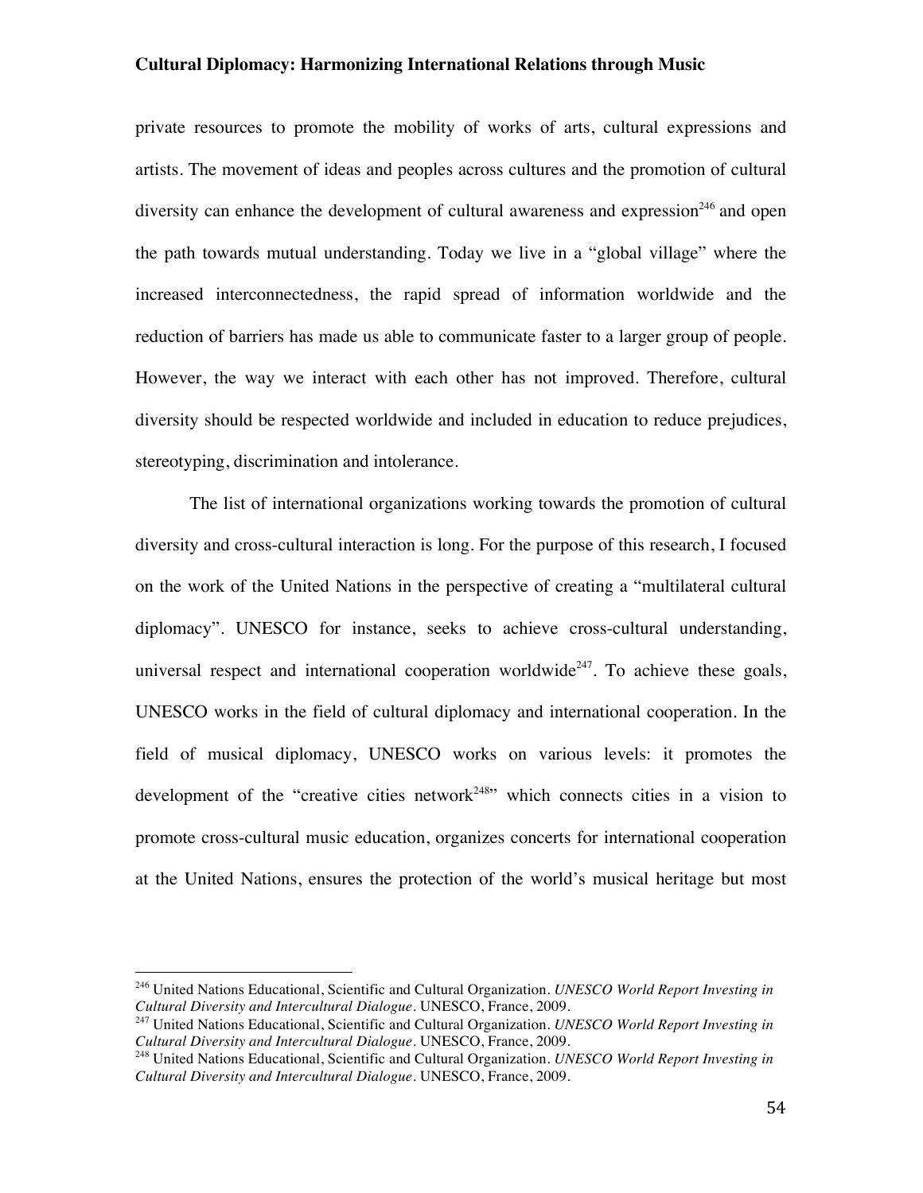private resources to promote the mobility of works of arts, cultural expressions and artists. The movement of ideas and peoples across cultures and the promotion of cultural diversity can enhance the development of cultural awareness and expression[246] and open the path towards mutual understanding. Today we live in a "global village" where the increased interconnectedness, the rapid spread of information worldwide and the reduction of barriers has made us able to communicate faster to a larger group of people. However, the way we interact with each other has not improved. Therefore, cultural diversity should be respected worldwide and included in education to reduce prejudices, stereotyping, discrimination and intolerance.

The list of international organizations working towards the promotion of cultural diversity and cross-cultural interaction is long. For the purpose of this research, I focused on the work of the United Nations in the perspective of creating a "multilateral cultural diplomacy". UNESCO for instance, seeks to achieve cross-cultural understanding, universal respect and international cooperation worldwide[247]. To achieve these goals, UNESCO works in the field of cultural diplomacy and international cooperation. In the field of musical diplomacy, UNESCO works on various levels: it promotes the development of the "creative cities network[248]" which connects cities in a vision to promote cross-cultural music education, organizes concerts for international cooperation at the United Nations, ensures the protection of the world's musical heritage but most

---

[246] United Nations Educational, Scientific and Cultural Organization. *UNESCO World Report Investing in Cultural Diversity and Intercultural Dialogue*. UNESCO, France, 2009.

[247] United Nations Educational, Scientific and Cultural Organization. *UNESCO World Report Investing in Cultural Diversity and Intercultural Dialogue*. UNESCO, France, 2009.

[248] United Nations Educational, Scientific and Cultural Organization. *UNESCO World Report Investing in Cultural Diversity and Intercultural Dialogue*. UNESCO, France, 2009.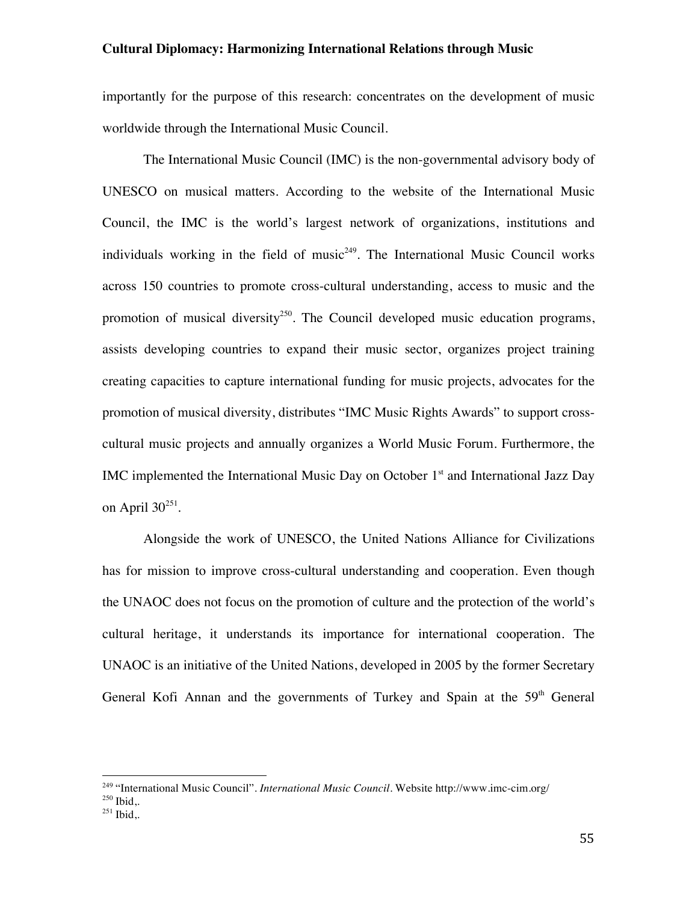importantly for the purpose of this research: concentrates on the development of music worldwide through the International Music Council.

The International Music Council (IMC) is the non-governmental advisory body of UNESCO on musical matters. According to the website of the International Music Council, the IMC is the world's largest network of organizations, institutions and individuals working in the field of music[249]. The International Music Council works across 150 countries to promote cross-cultural understanding, access to music and the promotion of musical diversity[250]. The Council developed music education programs, assists developing countries to expand their music sector, organizes project training creating capacities to capture international funding for music projects, advocates for the promotion of musical diversity, distributes "IMC Music Rights Awards" to support cross-cultural music projects and annually organizes a World Music Forum. Furthermore, the IMC implemented the International Music Day on October 1st and International Jazz Day on April 30[251].

Alongside the work of UNESCO, the United Nations Alliance for Civilizations has for mission to improve cross-cultural understanding and cooperation. Even though the UNAOC does not focus on the promotion of culture and the protection of the world's cultural heritage, it understands its importance for international cooperation. The UNAOC is an initiative of the United Nations, developed in 2005 by the former Secretary General Kofi Annan and the governments of Turkey and Spain at the 59th General

---

[249] "International Music Council". *International Music Council*. Website http://www.imc-cim.org/

[250] Ibid,.

[251] Ibid,.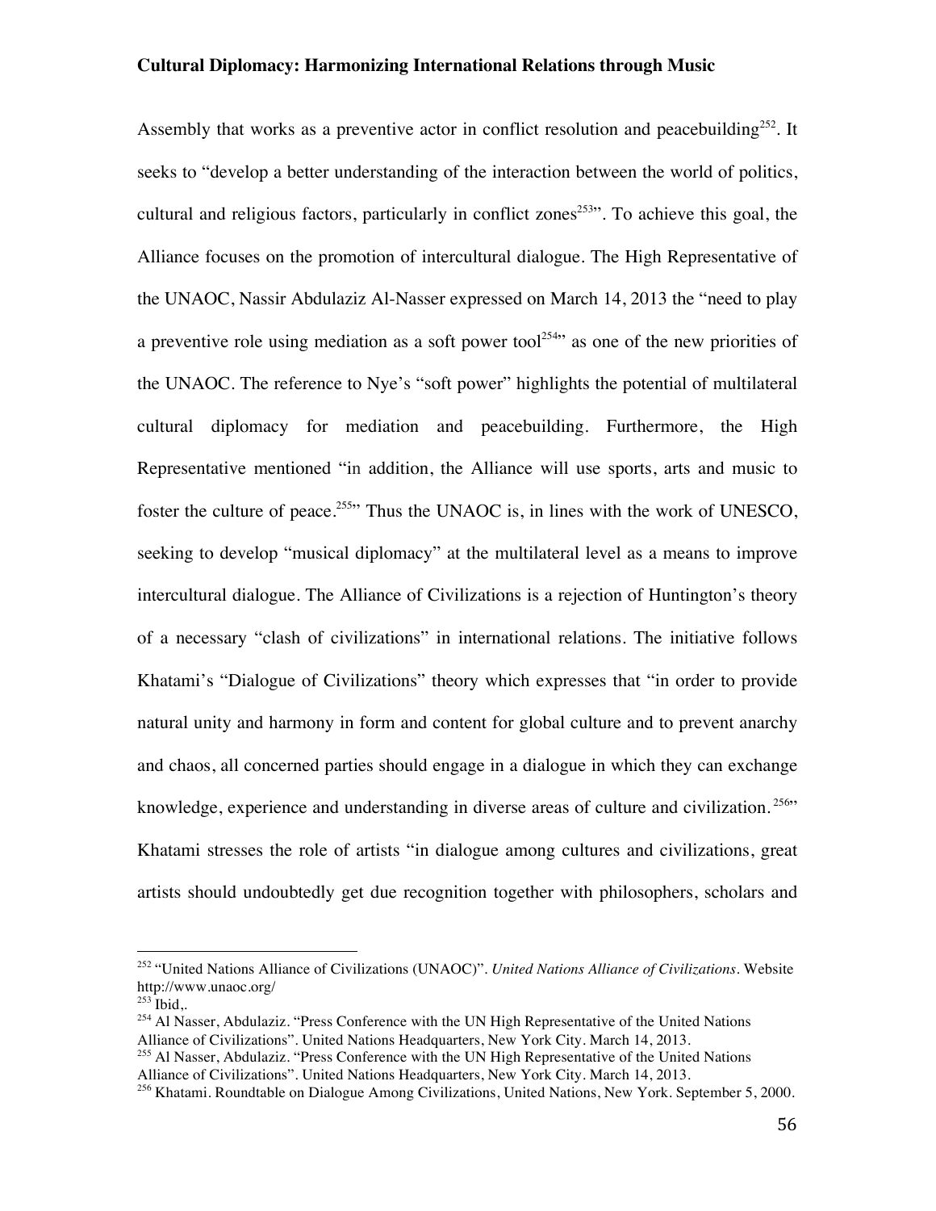Assembly that works as a preventive actor in conflict resolution and peacebuilding[252]. It seeks to "develop a better understanding of the interaction between the world of politics, cultural and religious factors, particularly in conflict zones[253]". To achieve this goal, the Alliance focuses on the promotion of intercultural dialogue. The High Representative of the UNAOC, Nassir Abdulaziz Al-Nasser expressed on March 14, 2013 the "need to play a preventive role using mediation as a soft power tool[254]" as one of the new priorities of the UNAOC. The reference to Nye's "soft power" highlights the potential of multilateral cultural diplomacy for mediation and peacebuilding. Furthermore, the High Representative mentioned "in addition, the Alliance will use sports, arts and music to foster the culture of peace.[255]" Thus the UNAOC is, in lines with the work of UNESCO, seeking to develop "musical diplomacy" at the multilateral level as a means to improve intercultural dialogue. The Alliance of Civilizations is a rejection of Huntington's theory of a necessary "clash of civilizations" in international relations. The initiative follows Khatami's "Dialogue of Civilizations" theory which expresses that "in order to provide natural unity and harmony in form and content for global culture and to prevent anarchy and chaos, all concerned parties should engage in a dialogue in which they can exchange knowledge, experience and understanding in diverse areas of culture and civilization.[256]" Khatami stresses the role of artists "in dialogue among cultures and civilizations, great artists should undoubtedly get due recognition together with philosophers, scholars and

---

[252] "United Nations Alliance of Civilizations (UNAOC)". *United Nations Alliance of Civilizations*. Website http://www.unaoc.org/

[253] Ibid,.

[254] Al Nasser, Abdulaziz. "Press Conference with the UN High Representative of the United Nations Alliance of Civilizations". United Nations Headquarters, New York City. March 14, 2013.

[255] Al Nasser, Abdulaziz. "Press Conference with the UN High Representative of the United Nations Alliance of Civilizations". United Nations Headquarters, New York City. March 14, 2013.

[256] Khatami. Roundtable on Dialogue Among Civilizations, United Nations, New York. September 5, 2000.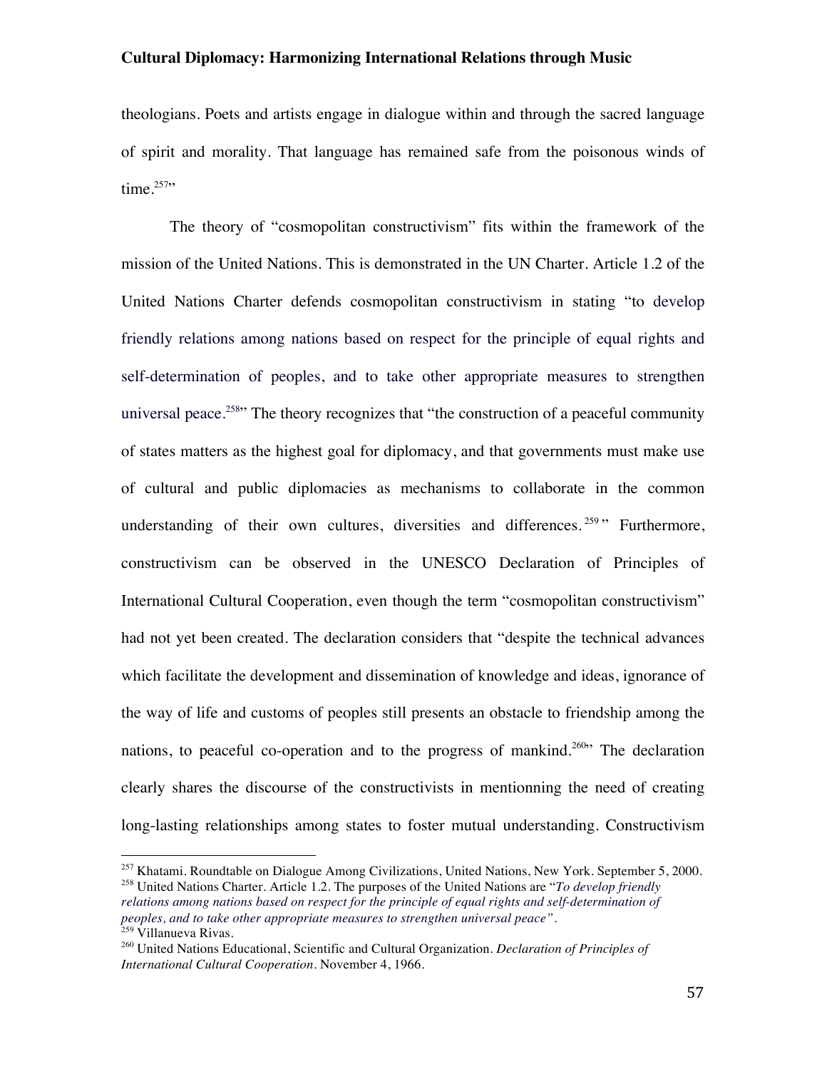theologians. Poets and artists engage in dialogue within and through the sacred language of spirit and morality. That language has remained safe from the poisonous winds of time.[257]"

The theory of "cosmopolitan constructivism" fits within the framework of the mission of the United Nations. This is demonstrated in the UN Charter. Article 1.2 of the United Nations Charter defends cosmopolitan constructivism in stating "to develop friendly relations among nations based on respect for the principle of equal rights and self-determination of peoples, and to take other appropriate measures to strengthen universal peace.[258]" The theory recognizes that "the construction of a peaceful community of states matters as the highest goal for diplomacy, and that governments must make use of cultural and public diplomacies as mechanisms to collaborate in the common understanding of their own cultures, diversities and differences.[259]" Furthermore, constructivism can be observed in the UNESCO Declaration of Principles of International Cultural Cooperation, even though the term "cosmopolitan constructivism" had not yet been created. The declaration considers that "despite the technical advances which facilitate the development and dissemination of knowledge and ideas, ignorance of the way of life and customs of peoples still presents an obstacle to friendship among the nations, to peaceful co-operation and to the progress of mankind.[260]" The declaration clearly shares the discourse of the constructivists in mentionning the need of creating long-lasting relationships among states to foster mutual understanding. Constructivism

---

[257] Khatami. Roundtable on Dialogue Among Civilizations, United Nations, New York. September 5, 2000.

[258] United Nations Charter. Article 1.2. The purposes of the United Nations are "*To develop friendly relations among nations based on respect for the principle of equal rights and self-determination of peoples, and to take other appropriate measures to strengthen universal peace"*.

[259] Villanueva Rivas.

[260] United Nations Educational, Scientific and Cultural Organization. *Declaration of Principles of International Cultural Cooperation*. November 4, 1966.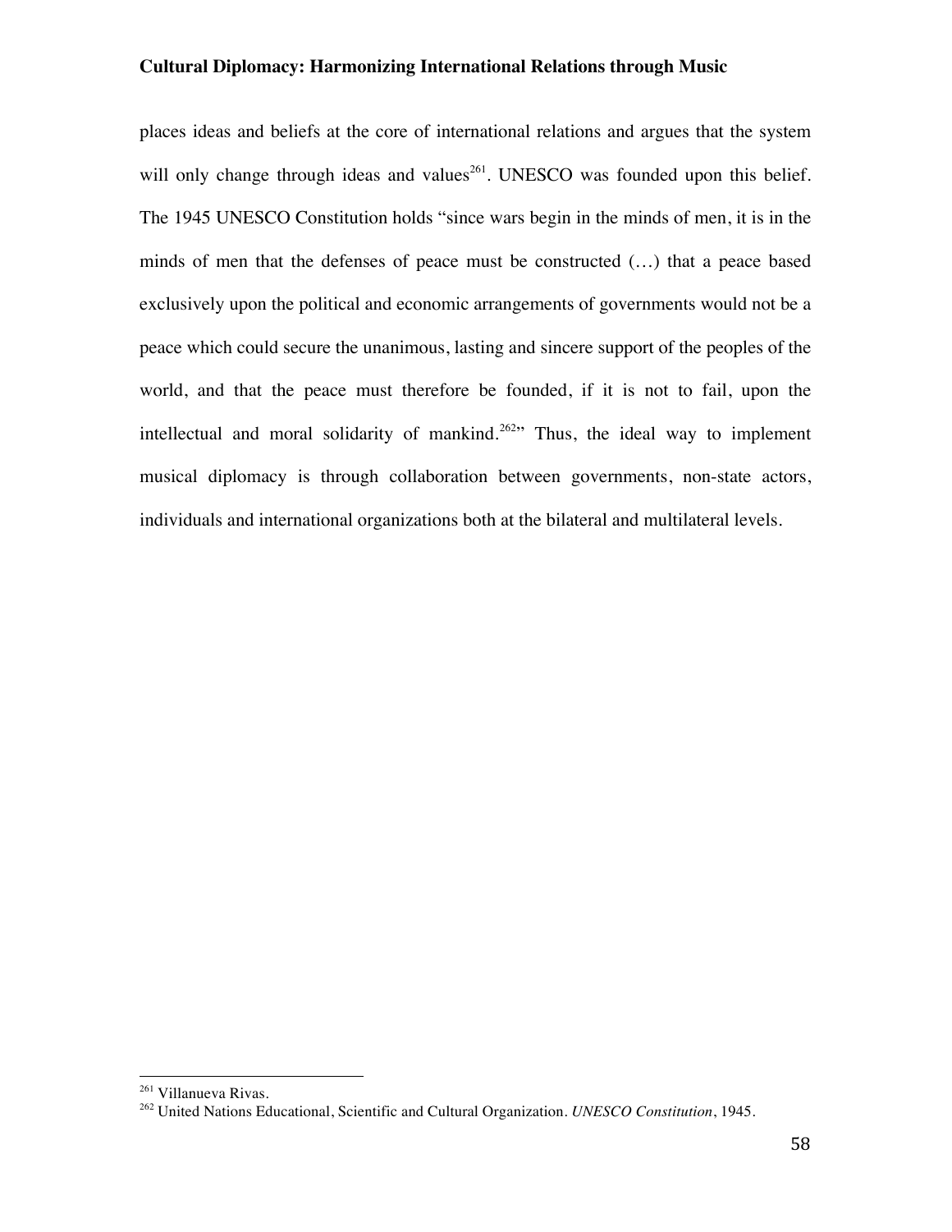places ideas and beliefs at the core of international relations and argues that the system will only change through ideas and values[261]. UNESCO was founded upon this belief. The 1945 UNESCO Constitution holds "since wars begin in the minds of men, it is in the minds of men that the defenses of peace must be constructed (…) that a peace based exclusively upon the political and economic arrangements of governments would not be a peace which could secure the unanimous, lasting and sincere support of the peoples of the world, and that the peace must therefore be founded, if it is not to fail, upon the intellectual and moral solidarity of mankind.[262]" Thus, the ideal way to implement musical diplomacy is through collaboration between governments, non-state actors, individuals and international organizations both at the bilateral and multilateral levels.

---

[261] Villanueva Rivas.

[262] United Nations Educational, Scientific and Cultural Organization. *UNESCO Constitution*, 1945.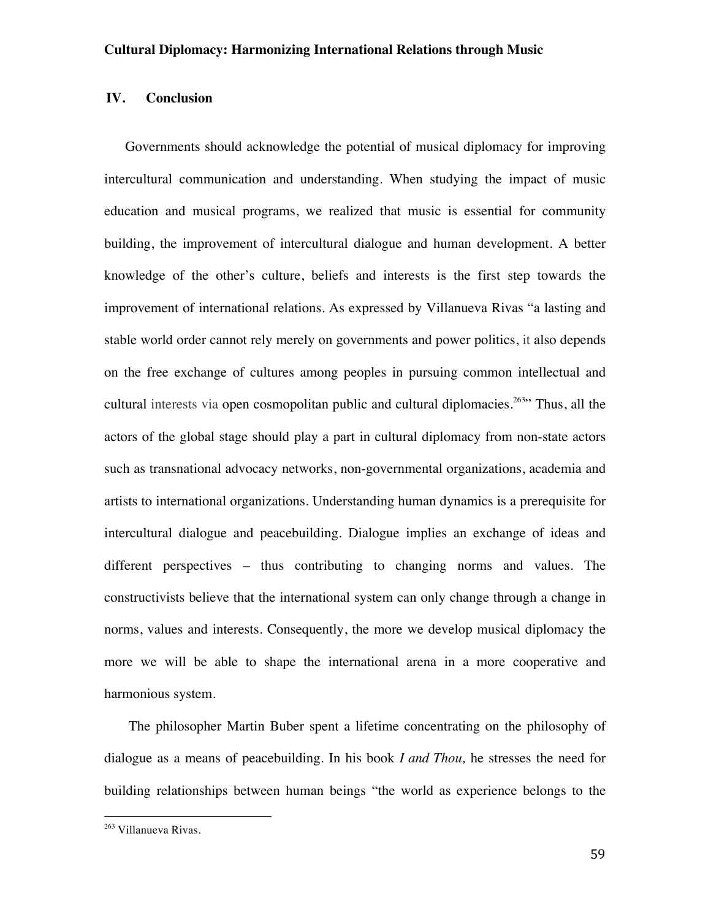## IV. Conclusion

Governments should acknowledge the potential of musical diplomacy for improving intercultural communication and understanding. When studying the impact of music education and musical programs, we realized that music is essential for community building, the improvement of intercultural dialogue and human development. A better knowledge of the other's culture, beliefs and interests is the first step towards the improvement of international relations. As expressed by Villanueva Rivas "a lasting and stable world order cannot rely merely on governments and power politics, it also depends on the free exchange of cultures among peoples in pursuing common intellectual and cultural interests via open cosmopolitan public and cultural diplomacies.[263]" Thus, all the actors of the global stage should play a part in cultural diplomacy from non-state actors such as transnational advocacy networks, non-governmental organizations, academia and artists to international organizations. Understanding human dynamics is a prerequisite for intercultural dialogue and peacebuilding. Dialogue implies an exchange of ideas and different perspectives – thus contributing to changing norms and values. The constructivists believe that the international system can only change through a change in norms, values and interests. Consequently, the more we develop musical diplomacy the more we will be able to shape the international arena in a more cooperative and harmonious system.

The philosopher Martin Buber spent a lifetime concentrating on the philosophy of dialogue as a means of peacebuilding. In his book *I and Thou,* he stresses the need for building relationships between human beings "the world as experience belongs to the

---

[263] Villanueva Rivas.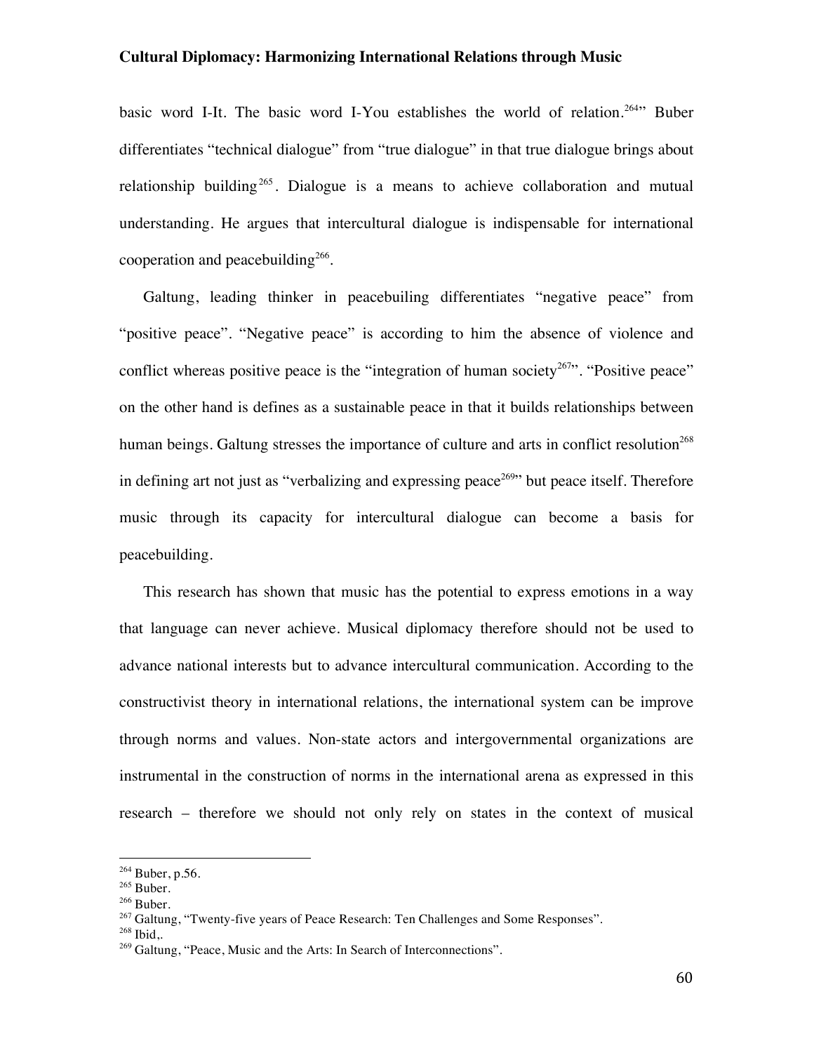basic word I-It. The basic word I-You establishes the world of relation.[264]" Buber differentiates "technical dialogue" from "true dialogue" in that true dialogue brings about relationship building[265]. Dialogue is a means to achieve collaboration and mutual understanding. He argues that intercultural dialogue is indispensable for international cooperation and peacebuilding[266].

Galtung, leading thinker in peacebuiling differentiates "negative peace" from "positive peace". "Negative peace" is according to him the absence of violence and conflict whereas positive peace is the "integration of human society[267]". "Positive peace" on the other hand is defines as a sustainable peace in that it builds relationships between human beings. Galtung stresses the importance of culture and arts in conflict resolution[268] in defining art not just as "verbalizing and expressing peace[269]" but peace itself. Therefore music through its capacity for intercultural dialogue can become a basis for peacebuilding.

This research has shown that music has the potential to express emotions in a way that language can never achieve. Musical diplomacy therefore should not be used to advance national interests but to advance intercultural communication. According to the constructivist theory in international relations, the international system can be improve through norms and values. Non-state actors and intergovernmental organizations are instrumental in the construction of norms in the international arena as expressed in this research – therefore we should not only rely on states in the context of musical

---

[264] Buber, p.56.
[265] Buber.
[266] Buber.
[267] Galtung, "Twenty-five years of Peace Research: Ten Challenges and Some Responses".
[268] Ibid,.
[269] Galtung, "Peace, Music and the Arts: In Search of Interconnections".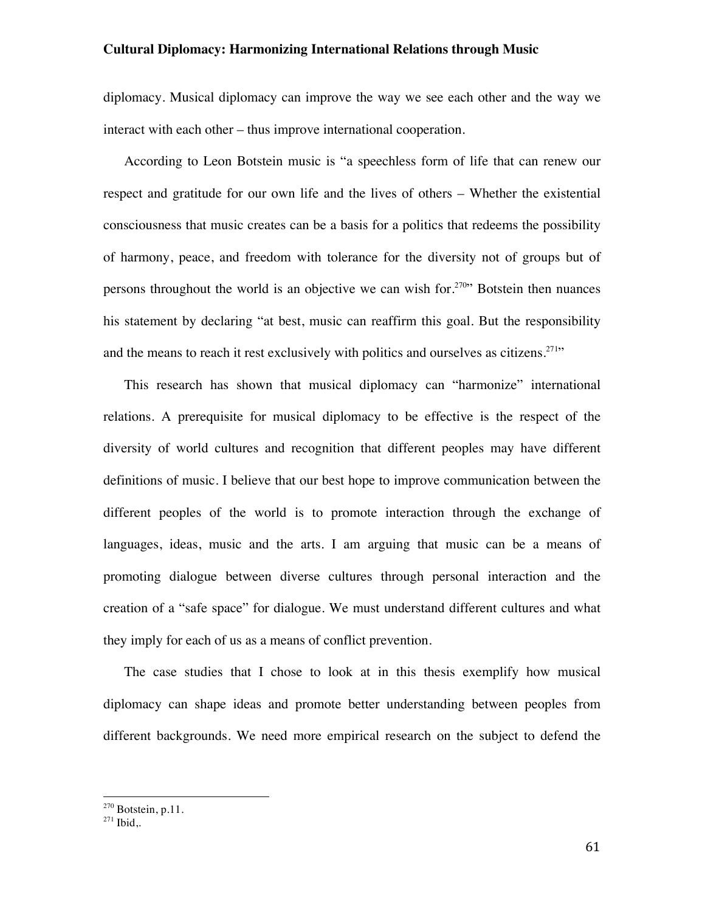diplomacy. Musical diplomacy can improve the way we see each other and the way we interact with each other – thus improve international cooperation.

According to Leon Botstein music is "a speechless form of life that can renew our respect and gratitude for our own life and the lives of others – Whether the existential consciousness that music creates can be a basis for a politics that redeems the possibility of harmony, peace, and freedom with tolerance for the diversity not of groups but of persons throughout the world is an objective we can wish for.[270]" Botstein then nuances his statement by declaring "at best, music can reaffirm this goal. But the responsibility and the means to reach it rest exclusively with politics and ourselves as citizens.[271]"

This research has shown that musical diplomacy can "harmonize" international relations. A prerequisite for musical diplomacy to be effective is the respect of the diversity of world cultures and recognition that different peoples may have different definitions of music. I believe that our best hope to improve communication between the different peoples of the world is to promote interaction through the exchange of languages, ideas, music and the arts. I am arguing that music can be a means of promoting dialogue between diverse cultures through personal interaction and the creation of a "safe space" for dialogue. We must understand different cultures and what they imply for each of us as a means of conflict prevention.

The case studies that I chose to look at in this thesis exemplify how musical diplomacy can shape ideas and promote better understanding between peoples from different backgrounds. We need more empirical research on the subject to defend the

---

[270] Botstein, p.11.

[271] Ibid,.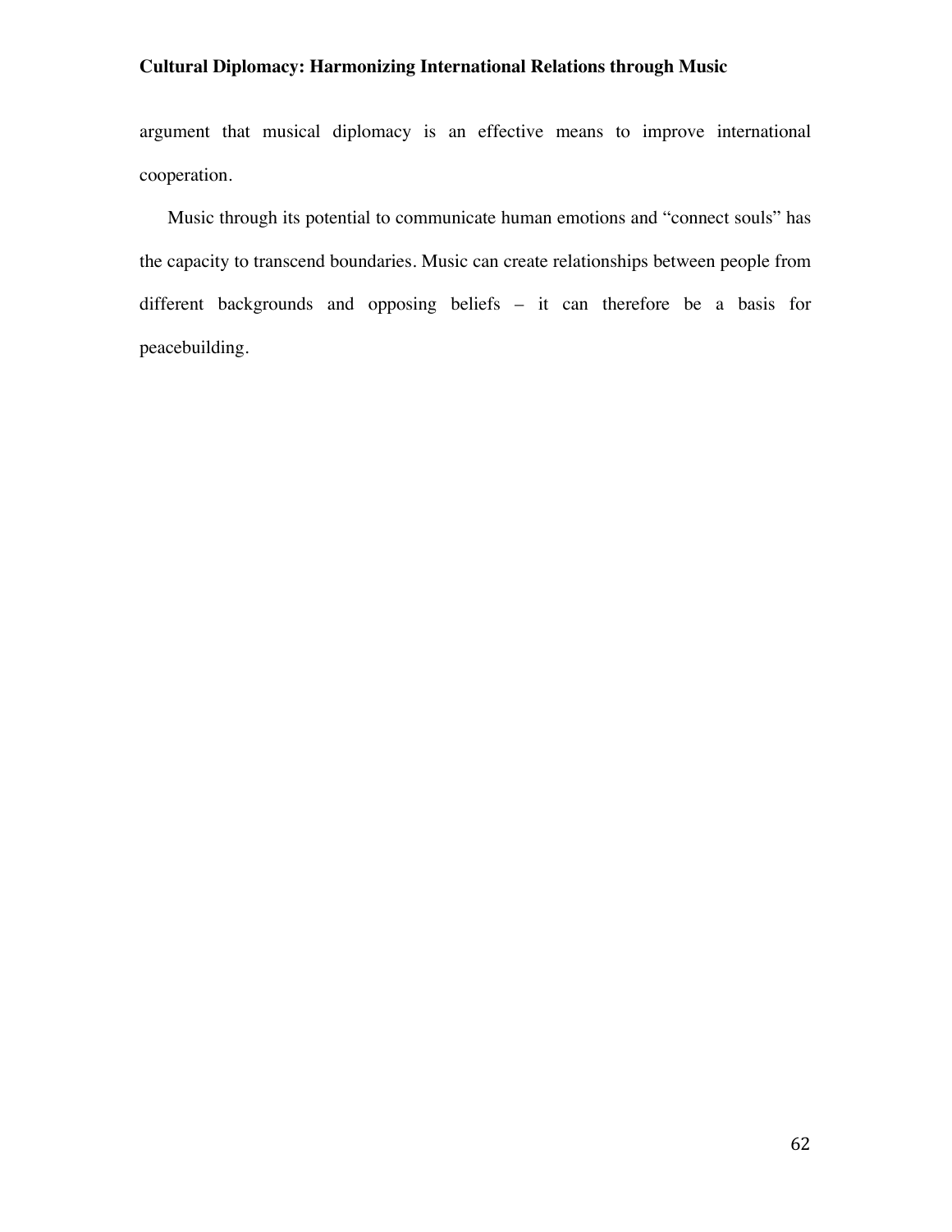argument that musical diplomacy is an effective means to improve international cooperation.

Music through its potential to communicate human emotions and "connect souls" has the capacity to transcend boundaries. Music can create relationships between people from different backgrounds and opposing beliefs – it can therefore be a basis for peacebuilding.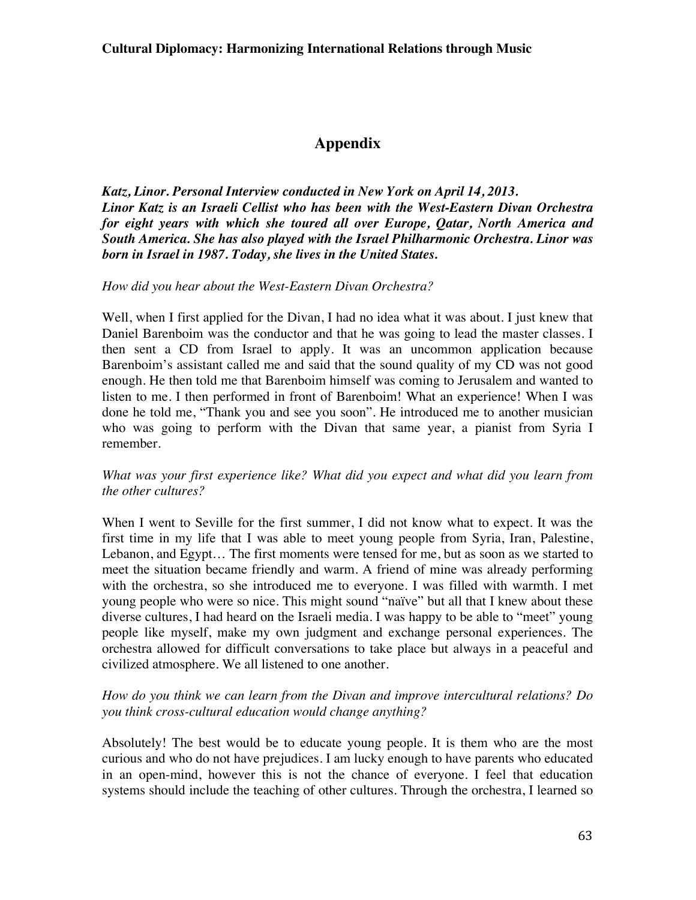# Appendix

***Katz, Linor. Personal Interview conducted in New York on April 14, 2013.***
***Linor Katz is an Israeli Cellist who has been with the West-Eastern Divan Orchestra for eight years with which she toured all over Europe, Qatar, North America and South America. She has also played with the Israel Philharmonic Orchestra. Linor was born in Israel in 1987. Today, she lives in the United States.***

*How did you hear about the West-Eastern Divan Orchestra?*

Well, when I first applied for the Divan, I had no idea what it was about. I just knew that Daniel Barenboim was the conductor and that he was going to lead the master classes. I then sent a CD from Israel to apply. It was an uncommon application because Barenboim's assistant called me and said that the sound quality of my CD was not good enough. He then told me that Barenboim himself was coming to Jerusalem and wanted to listen to me. I then performed in front of Barenboim! What an experience! When I was done he told me, "Thank you and see you soon". He introduced me to another musician who was going to perform with the Divan that same year, a pianist from Syria I remember.

*What was your first experience like? What did you expect and what did you learn from the other cultures?*

When I went to Seville for the first summer, I did not know what to expect. It was the first time in my life that I was able to meet young people from Syria, Iran, Palestine, Lebanon, and Egypt… The first moments were tensed for me, but as soon as we started to meet the situation became friendly and warm. A friend of mine was already performing with the orchestra, so she introduced me to everyone. I was filled with warmth. I met young people who were so nice. This might sound "naïve" but all that I knew about these diverse cultures, I had heard on the Israeli media. I was happy to be able to "meet" young people like myself, make my own judgment and exchange personal experiences. The orchestra allowed for difficult conversations to take place but always in a peaceful and civilized atmosphere. We all listened to one another.

*How do you think we can learn from the Divan and improve intercultural relations? Do you think cross-cultural education would change anything?*

Absolutely! The best would be to educate young people. It is them who are the most curious and who do not have prejudices. I am lucky enough to have parents who educated in an open-mind, however this is not the chance of everyone. I feel that education systems should include the teaching of other cultures. Through the orchestra, I learned so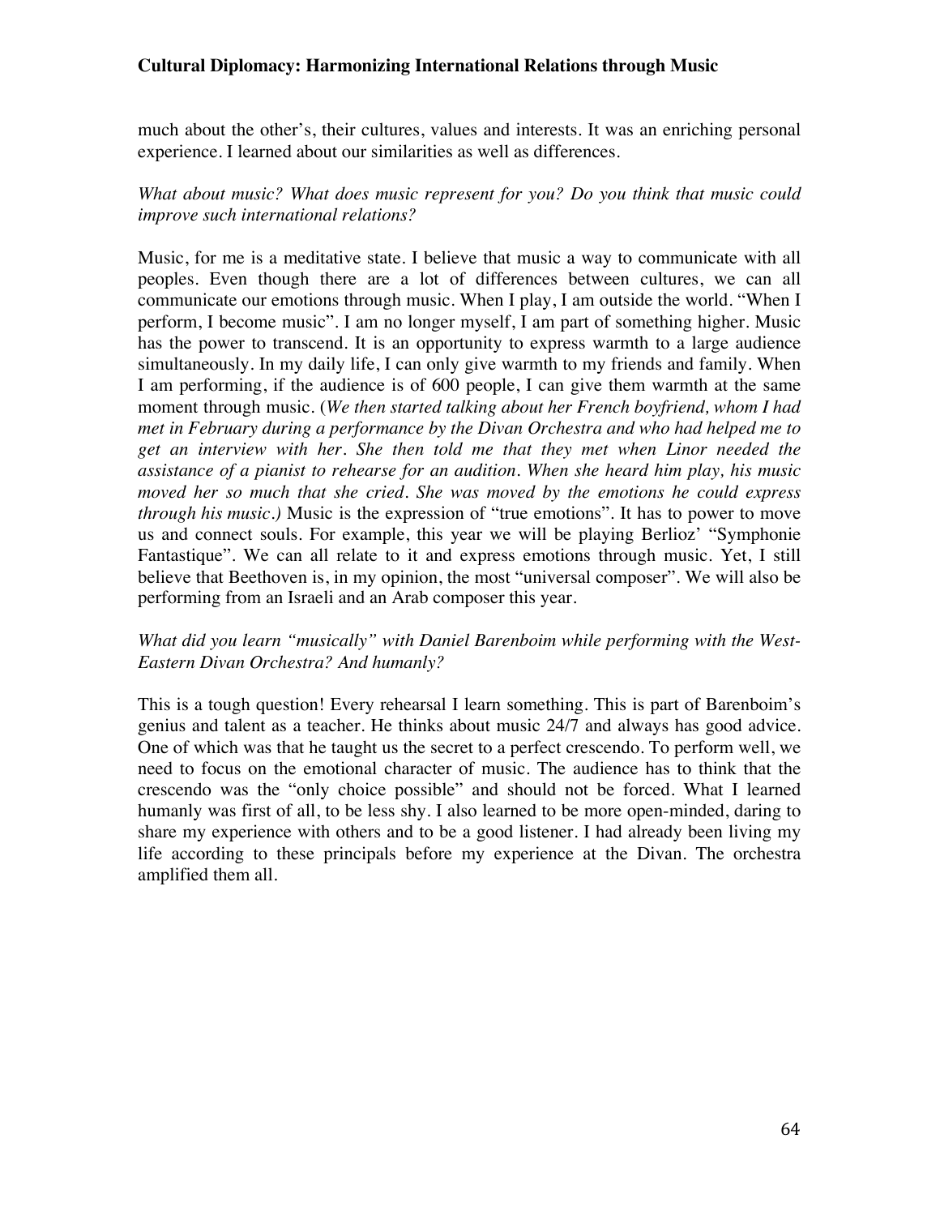much about the other's, their cultures, values and interests. It was an enriching personal experience. I learned about our similarities as well as differences.

*What about music? What does music represent for you? Do you think that music could improve such international relations?*

Music, for me is a meditative state. I believe that music a way to communicate with all peoples. Even though there are a lot of differences between cultures, we can all communicate our emotions through music. When I play, I am outside the world. "When I perform, I become music". I am no longer myself, I am part of something higher. Music has the power to transcend. It is an opportunity to express warmth to a large audience simultaneously. In my daily life, I can only give warmth to my friends and family. When I am performing, if the audience is of 600 people, I can give them warmth at the same moment through music. (*We then started talking about her French boyfriend, whom I had met in February during a performance by the Divan Orchestra and who had helped me to get an interview with her. She then told me that they met when Linor needed the assistance of a pianist to rehearse for an audition. When she heard him play, his music moved her so much that she cried. She was moved by the emotions he could express through his music.)* Music is the expression of "true emotions". It has to power to move us and connect souls. For example, this year we will be playing Berlioz' "Symphonie Fantastique". We can all relate to it and express emotions through music. Yet, I still believe that Beethoven is, in my opinion, the most "universal composer". We will also be performing from an Israeli and an Arab composer this year.

*What did you learn "musically" with Daniel Barenboim while performing with the West-Eastern Divan Orchestra? And humanly?*

This is a tough question! Every rehearsal I learn something. This is part of Barenboim's genius and talent as a teacher. He thinks about music 24/7 and always has good advice. One of which was that he taught us the secret to a perfect crescendo. To perform well, we need to focus on the emotional character of music. The audience has to think that the crescendo was the "only choice possible" and should not be forced. What I learned humanly was first of all, to be less shy. I also learned to be more open-minded, daring to share my experience with others and to be a good listener. I had already been living my life according to these principals before my experience at the Divan. The orchestra amplified them all.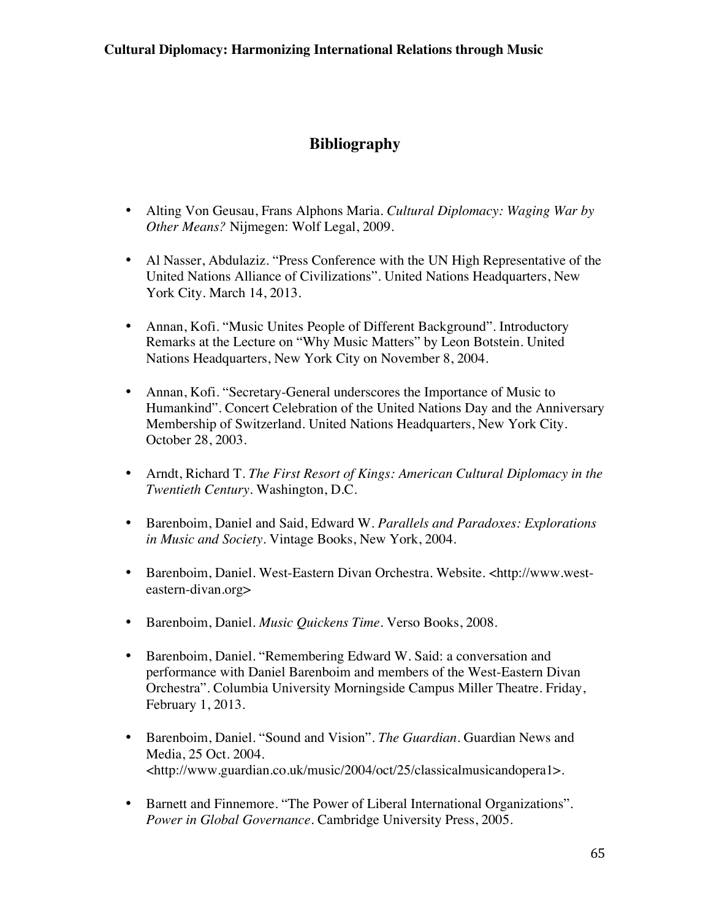## Bibliography

- Alting Von Geusau, Frans Alphons Maria. *Cultural Diplomacy: Waging War by Other Means?* Nijmegen: Wolf Legal, 2009.

- Al Nasser, Abdulaziz. "Press Conference with the UN High Representative of the United Nations Alliance of Civilizations". United Nations Headquarters, New York City. March 14, 2013.

- Annan, Kofi. "Music Unites People of Different Background". Introductory Remarks at the Lecture on "Why Music Matters" by Leon Botstein. United Nations Headquarters, New York City on November 8, 2004.

- Annan, Kofi. "Secretary-General underscores the Importance of Music to Humankind". Concert Celebration of the United Nations Day and the Anniversary Membership of Switzerland. United Nations Headquarters, New York City. October 28, 2003.

- Arndt, Richard T. *The First Resort of Kings: American Cultural Diplomacy in the Twentieth Century*. Washington, D.C.

- Barenboim, Daniel and Said, Edward W. *Parallels and Paradoxes: Explorations in Music and Society*. Vintage Books, New York, 2004.

- Barenboim, Daniel. West-Eastern Divan Orchestra. Website. <http://www.west-eastern-divan.org>

- Barenboim, Daniel. *Music Quickens Time*. Verso Books, 2008.

- Barenboim, Daniel. "Remembering Edward W. Said: a conversation and performance with Daniel Barenboim and members of the West-Eastern Divan Orchestra". Columbia University Morningside Campus Miller Theatre. Friday, February 1, 2013.

- Barenboim, Daniel. "Sound and Vision". *The Guardian*. Guardian News and Media, 25 Oct. 2004. <http://www.guardian.co.uk/music/2004/oct/25/classicalmusicandopera1>.

- Barnett and Finnemore. "The Power of Liberal International Organizations". *Power in Global Governance*. Cambridge University Press, 2005.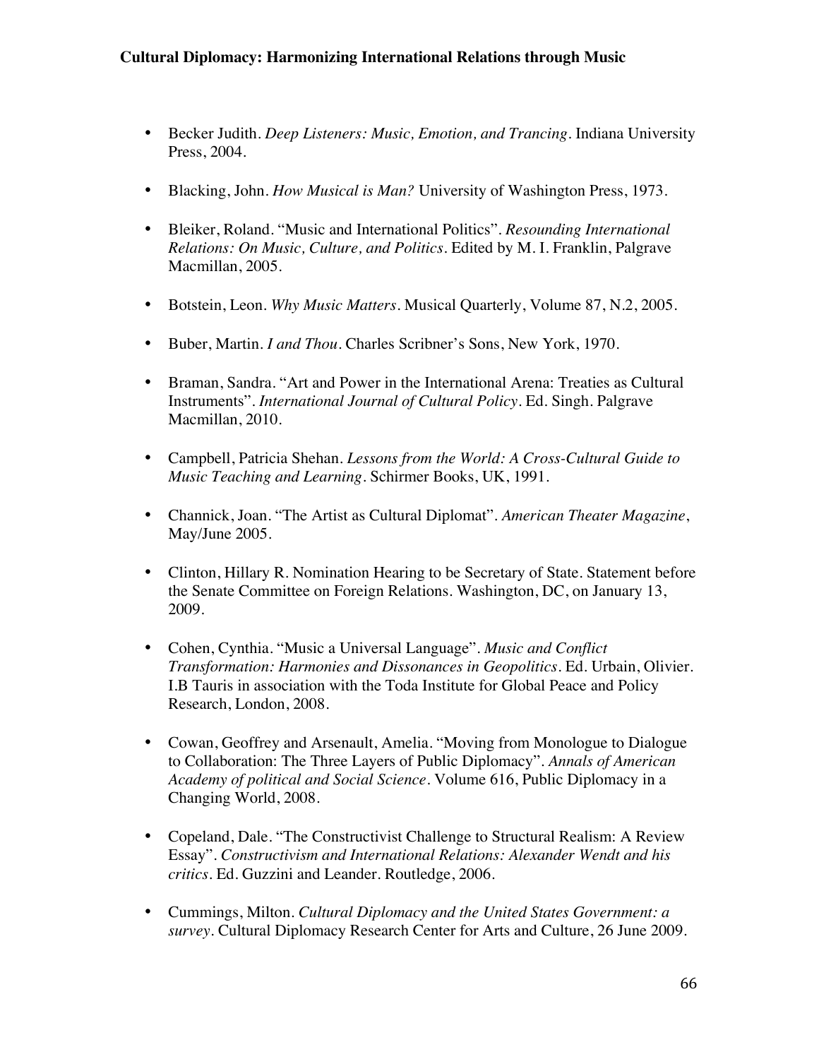- Becker Judith. *Deep Listeners: Music, Emotion, and Trancing*. Indiana University Press, 2004.

- Blacking, John. *How Musical is Man?* University of Washington Press, 1973.

- Bleiker, Roland. "Music and International Politics". *Resounding International Relations: On Music, Culture, and Politics*. Edited by M. I. Franklin, Palgrave Macmillan, 2005.

- Botstein, Leon. *Why Music Matters*. Musical Quarterly, Volume 87, N.2, 2005.

- Buber, Martin. *I and Thou*. Charles Scribner's Sons, New York, 1970.

- Braman, Sandra. "Art and Power in the International Arena: Treaties as Cultural Instruments". *International Journal of Cultural Policy*. Ed. Singh. Palgrave Macmillan, 2010.

- Campbell, Patricia Shehan. *Lessons from the World: A Cross-Cultural Guide to Music Teaching and Learning*. Schirmer Books, UK, 1991.

- Channick, Joan. "The Artist as Cultural Diplomat". *American Theater Magazine*, May/June 2005.

- Clinton, Hillary R. Nomination Hearing to be Secretary of State. Statement before the Senate Committee on Foreign Relations. Washington, DC, on January 13, 2009.

- Cohen, Cynthia. "Music a Universal Language". *Music and Conflict Transformation: Harmonies and Dissonances in Geopolitics*. Ed. Urbain, Olivier. I.B Tauris in association with the Toda Institute for Global Peace and Policy Research, London, 2008.

- Cowan, Geoffrey and Arsenault, Amelia. "Moving from Monologue to Dialogue to Collaboration: The Three Layers of Public Diplomacy". *Annals of American Academy of political and Social Science*. Volume 616, Public Diplomacy in a Changing World, 2008.

- Copeland, Dale. "The Constructivist Challenge to Structural Realism: A Review Essay". *Constructivism and International Relations: Alexander Wendt and his critics*. Ed. Guzzini and Leander. Routledge, 2006.

- Cummings, Milton. *Cultural Diplomacy and the United States Government: a survey*. Cultural Diplomacy Research Center for Arts and Culture, 26 June 2009.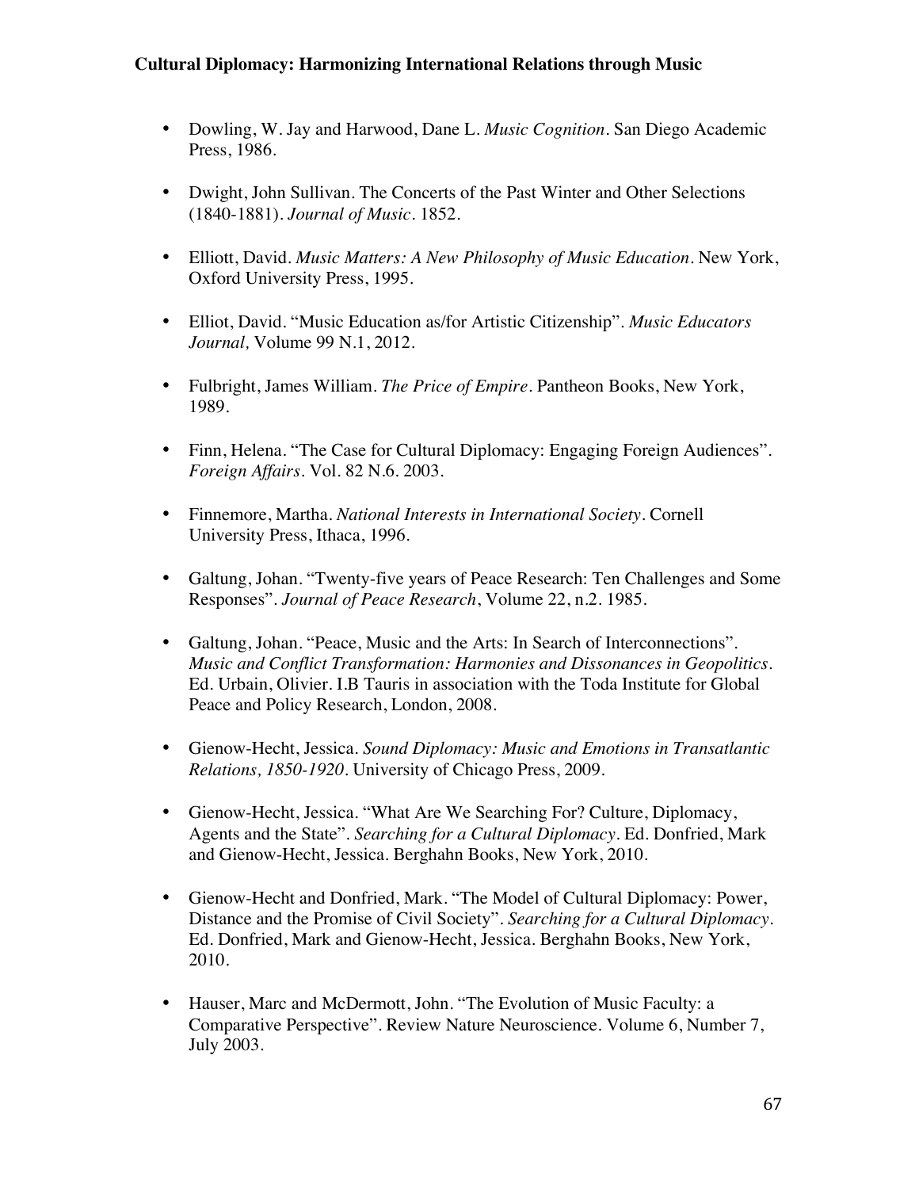- Dowling, W. Jay and Harwood, Dane L. *Music Cognition*. San Diego Academic Press, 1986.

- Dwight, John Sullivan. The Concerts of the Past Winter and Other Selections (1840-1881). *Journal of Music*. 1852.

- Elliott, David. *Music Matters: A New Philosophy of Music Education*. New York, Oxford University Press, 1995.

- Elliot, David. "Music Education as/for Artistic Citizenship". *Music Educators Journal,* Volume 99 N.1, 2012.

- Fulbright, James William. *The Price of Empire*. Pantheon Books, New York, 1989.

- Finn, Helena. "The Case for Cultural Diplomacy: Engaging Foreign Audiences". *Foreign Affairs*. Vol. 82 N.6. 2003.

- Finnemore, Martha. *National Interests in International Society*. Cornell University Press, Ithaca, 1996.

- Galtung, Johan. "Twenty-five years of Peace Research: Ten Challenges and Some Responses". *Journal of Peace Research*, Volume 22, n.2. 1985.

- Galtung, Johan. "Peace, Music and the Arts: In Search of Interconnections". *Music and Conflict Transformation: Harmonies and Dissonances in Geopolitics*. Ed. Urbain, Olivier. I.B Tauris in association with the Toda Institute for Global Peace and Policy Research, London, 2008.

- Gienow-Hecht, Jessica. *Sound Diplomacy: Music and Emotions in Transatlantic Relations, 1850-1920*. University of Chicago Press, 2009.

- Gienow-Hecht, Jessica. "What Are We Searching For? Culture, Diplomacy, Agents and the State". *Searching for a Cultural Diplomacy*. Ed. Donfried, Mark and Gienow-Hecht, Jessica. Berghahn Books, New York, 2010.

- Gienow-Hecht and Donfried, Mark. "The Model of Cultural Diplomacy: Power, Distance and the Promise of Civil Society". *Searching for a Cultural Diplomacy*. Ed. Donfried, Mark and Gienow-Hecht, Jessica. Berghahn Books, New York, 2010.

- Hauser, Marc and McDermott, John. "The Evolution of Music Faculty: a Comparative Perspective". Review Nature Neuroscience. Volume 6, Number 7, July 2003.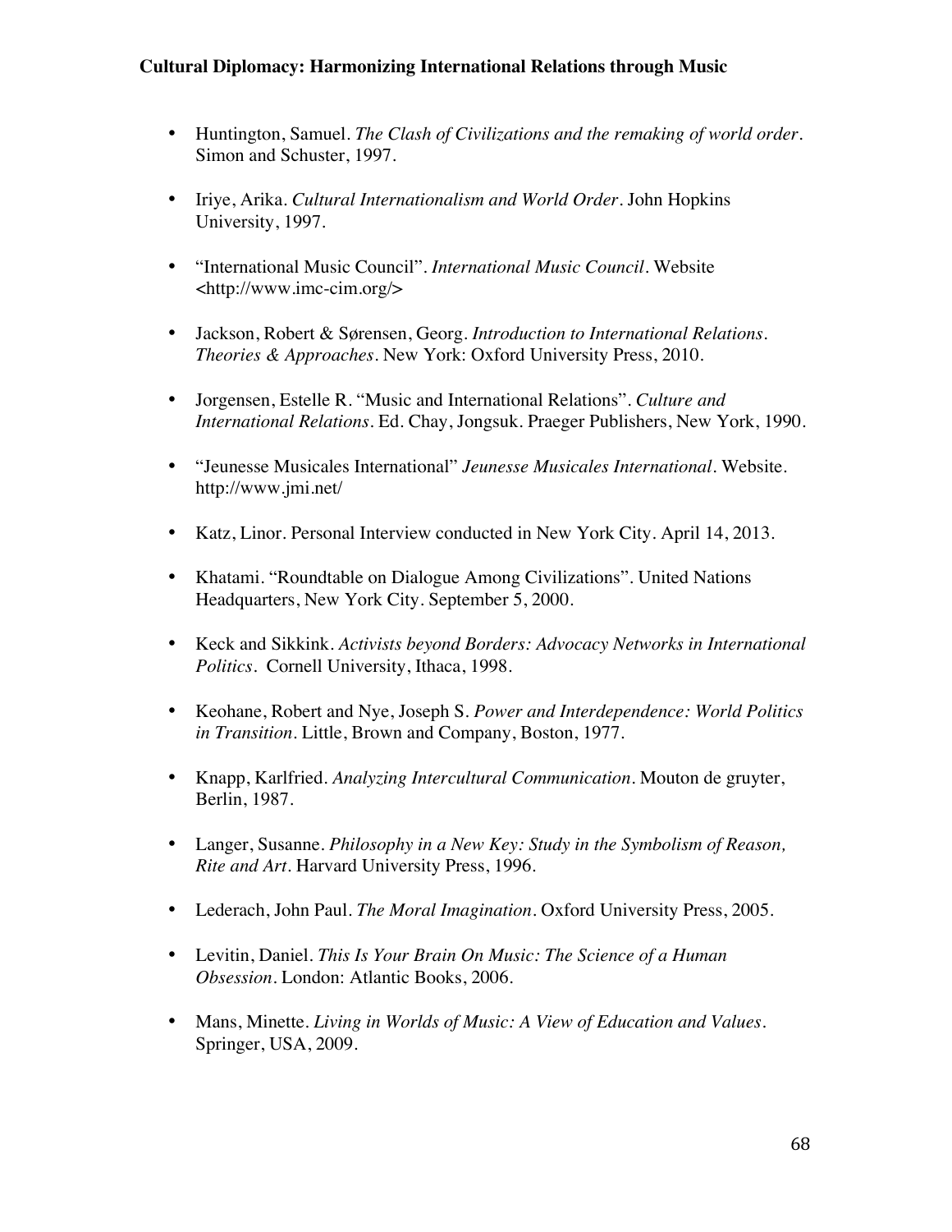- Huntington, Samuel. *The Clash of Civilizations and the remaking of world order*. Simon and Schuster, 1997.

- Iriye, Arika. *Cultural Internationalism and World Order*. John Hopkins University, 1997.

- "International Music Council". *International Music Council*. Website <http://www.imc-cim.org/>

- Jackson, Robert & Sørensen, Georg. *Introduction to International Relations. Theories & Approaches*. New York: Oxford University Press, 2010.

- Jorgensen, Estelle R. "Music and International Relations". *Culture and International Relations*. Ed. Chay, Jongsuk. Praeger Publishers, New York, 1990.

- "Jeunesse Musicales International" *Jeunesse Musicales International*. Website. http://www.jmi.net/

- Katz, Linor. Personal Interview conducted in New York City. April 14, 2013.

- Khatami. "Roundtable on Dialogue Among Civilizations". United Nations Headquarters, New York City. September 5, 2000.

- Keck and Sikkink. *Activists beyond Borders: Advocacy Networks in International Politics*. Cornell University, Ithaca, 1998.

- Keohane, Robert and Nye, Joseph S. *Power and Interdependence: World Politics in Transition*. Little, Brown and Company, Boston, 1977.

- Knapp, Karlfried. *Analyzing Intercultural Communication*. Mouton de gruyter, Berlin, 1987.

- Langer, Susanne. *Philosophy in a New Key: Study in the Symbolism of Reason, Rite and Art*. Harvard University Press, 1996.

- Lederach, John Paul. *The Moral Imagination*. Oxford University Press, 2005.

- Levitin, Daniel. *This Is Your Brain On Music: The Science of a Human Obsession*. London: Atlantic Books, 2006.

- Mans, Minette. *Living in Worlds of Music: A View of Education and Values*. Springer, USA, 2009.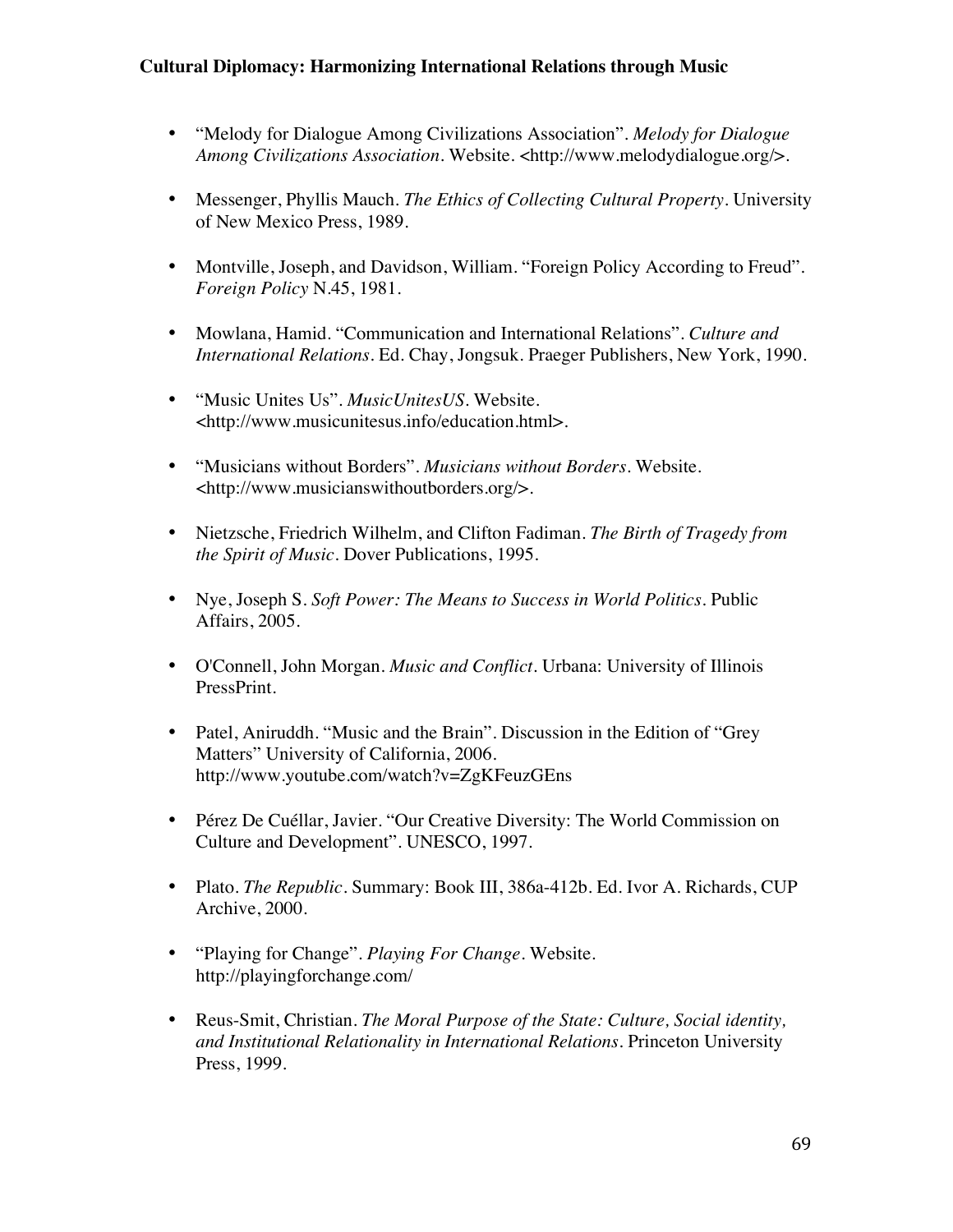- "Melody for Dialogue Among Civilizations Association". *Melody for Dialogue Among Civilizations Association*. Website. <http://www.melodydialogue.org/>.

- Messenger, Phyllis Mauch. *The Ethics of Collecting Cultural Property*. University of New Mexico Press, 1989.

- Montville, Joseph, and Davidson, William. "Foreign Policy According to Freud". *Foreign Policy* N.45, 1981.

- Mowlana, Hamid. "Communication and International Relations". *Culture and International Relations*. Ed. Chay, Jongsuk. Praeger Publishers, New York, 1990.

- "Music Unites Us". *MusicUnitesUS*. Website. <http://www.musicunitesus.info/education.html>.

- "Musicians without Borders". *Musicians without Borders*. Website. <http://www.musicianswithoutborders.org/>.

- Nietzsche, Friedrich Wilhelm, and Clifton Fadiman. *The Birth of Tragedy from the Spirit of Music*. Dover Publications, 1995.

- Nye, Joseph S. *Soft Power: The Means to Success in World Politics*. Public Affairs, 2005.

- O'Connell, John Morgan. *Music and Conflict*. Urbana: University of Illinois PressPrint.

- Patel, Aniruddh. "Music and the Brain". Discussion in the Edition of "Grey Matters" University of California, 2006. http://www.youtube.com/watch?v=ZgKFeuzGEns

- Pérez De Cuéllar, Javier. "Our Creative Diversity: The World Commission on Culture and Development". UNESCO, 1997.

- Plato. *The Republic*. Summary: Book III, 386a-412b. Ed. Ivor A. Richards, CUP Archive, 2000.

- "Playing for Change". *Playing For Change*. Website. http://playingforchange.com/

- Reus-Smit, Christian. *The Moral Purpose of the State: Culture, Social identity, and Institutional Relationality in International Relations*. Princeton University Press, 1999.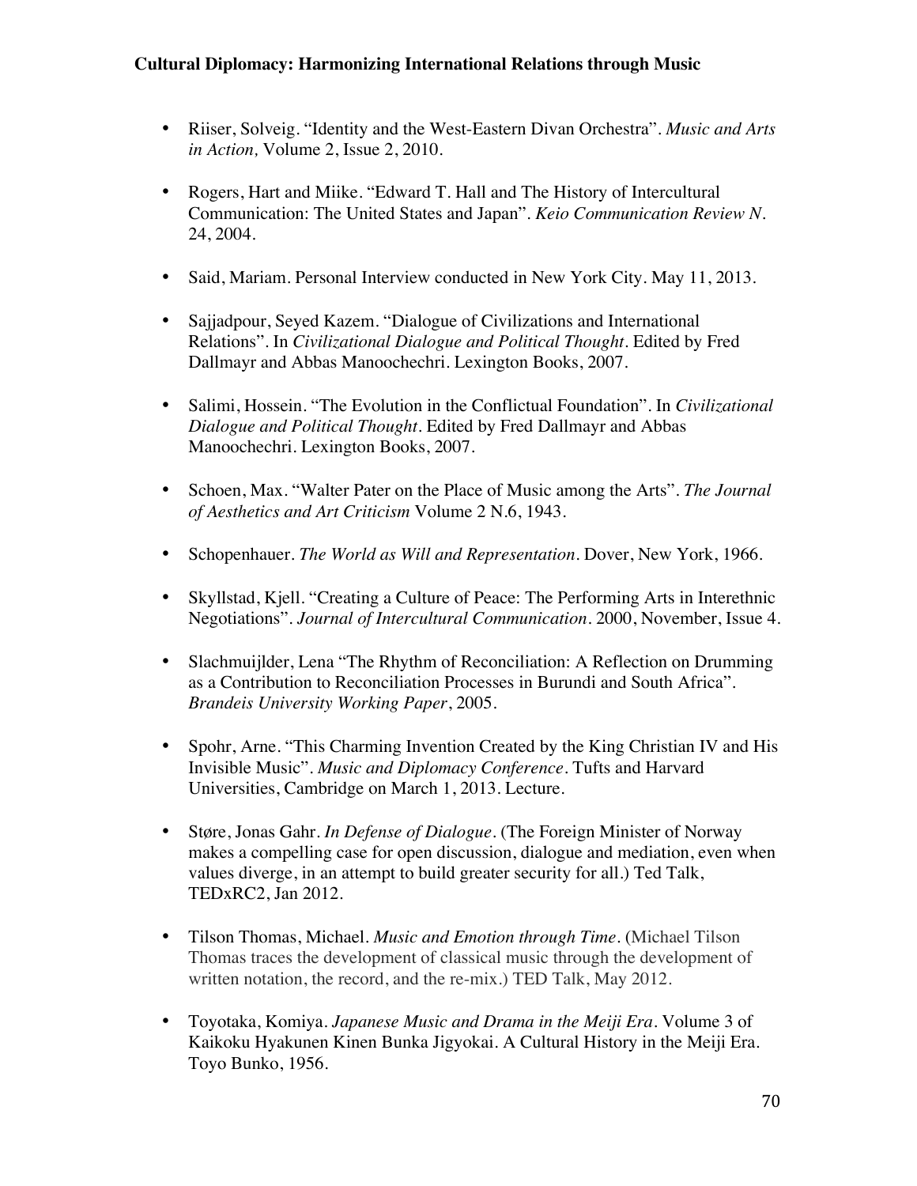- Riiser, Solveig. "Identity and the West-Eastern Divan Orchestra". *Music and Arts in Action,* Volume 2, Issue 2, 2010.

- Rogers, Hart and Miike. "Edward T. Hall and The History of Intercultural Communication: The United States and Japan". *Keio Communication Review N.* 24, 2004.

- Said, Mariam. Personal Interview conducted in New York City. May 11, 2013.

- Sajjadpour, Seyed Kazem. "Dialogue of Civilizations and International Relations". In *Civilizational Dialogue and Political Thought*. Edited by Fred Dallmayr and Abbas Manoochechri. Lexington Books, 2007.

- Salimi, Hossein. "The Evolution in the Conflictual Foundation". In *Civilizational Dialogue and Political Thought*. Edited by Fred Dallmayr and Abbas Manoochechri. Lexington Books, 2007.

- Schoen, Max. "Walter Pater on the Place of Music among the Arts". *The Journal of Aesthetics and Art Criticism* Volume 2 N.6, 1943.

- Schopenhauer. *The World as Will and Representation*. Dover, New York, 1966.

- Skyllstad, Kjell. "Creating a Culture of Peace: The Performing Arts in Interethnic Negotiations". *Journal of Intercultural Communication*. 2000, November, Issue 4.

- Slachmuijlder, Lena "The Rhythm of Reconciliation: A Reflection on Drumming as a Contribution to Reconciliation Processes in Burundi and South Africa". *Brandeis University Working Paper*, 2005.

- Spohr, Arne. "This Charming Invention Created by the King Christian IV and His Invisible Music". *Music and Diplomacy Conference*. Tufts and Harvard Universities, Cambridge on March 1, 2013. Lecture.

- Støre, Jonas Gahr. *In Defense of Dialogue*. (The Foreign Minister of Norway makes a compelling case for open discussion, dialogue and mediation, even when values diverge, in an attempt to build greater security for all.) Ted Talk, TEDxRC2, Jan 2012.

- Tilson Thomas, Michael. *Music and Emotion through Time*. (Michael Tilson Thomas traces the development of classical music through the development of written notation, the record, and the re-mix.) TED Talk, May 2012.

- Toyotaka, Komiya. *Japanese Music and Drama in the Meiji Era*. Volume 3 of Kaikoku Hyakunen Kinen Bunka Jigyokai. A Cultural History in the Meiji Era. Toyo Bunko, 1956.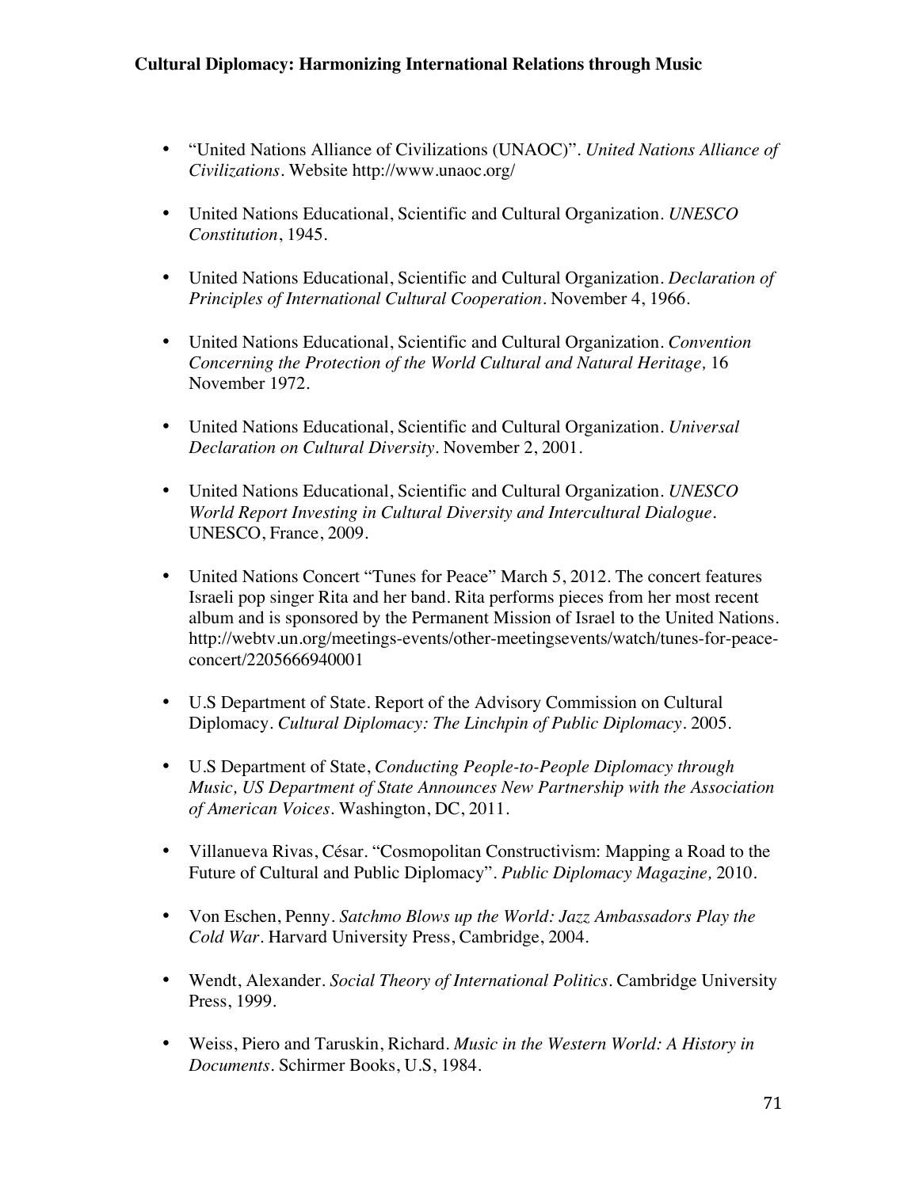- "United Nations Alliance of Civilizations (UNAOC)". *United Nations Alliance of Civilizations*. Website http://www.unaoc.org/

- United Nations Educational, Scientific and Cultural Organization. *UNESCO Constitution*, 1945.

- United Nations Educational, Scientific and Cultural Organization. *Declaration of Principles of International Cultural Cooperation*. November 4, 1966.

- United Nations Educational, Scientific and Cultural Organization. *Convention Concerning the Protection of the World Cultural and Natural Heritage,* 16 November 1972.

- United Nations Educational, Scientific and Cultural Organization. *Universal Declaration on Cultural Diversity*. November 2, 2001.

- United Nations Educational, Scientific and Cultural Organization. *UNESCO World Report Investing in Cultural Diversity and Intercultural Dialogue*. UNESCO, France, 2009.

- United Nations Concert "Tunes for Peace" March 5, 2012. The concert features Israeli pop singer Rita and her band. Rita performs pieces from her most recent album and is sponsored by the Permanent Mission of Israel to the United Nations. http://webtv.un.org/meetings-events/other-meetingsevents/watch/tunes-for-peace-concert/2205666940001

- U.S Department of State. Report of the Advisory Commission on Cultural Diplomacy. *Cultural Diplomacy: The Linchpin of Public Diplomacy*. 2005.

- U.S Department of State, *Conducting People-to-People Diplomacy through Music, US Department of State Announces New Partnership with the Association of American Voices*. Washington, DC, 2011.

- Villanueva Rivas, César. "Cosmopolitan Constructivism: Mapping a Road to the Future of Cultural and Public Diplomacy". *Public Diplomacy Magazine,* 2010.

- Von Eschen, Penny. *Satchmo Blows up the World: Jazz Ambassadors Play the Cold War*. Harvard University Press, Cambridge, 2004.

- Wendt, Alexander. *Social Theory of International Politics*. Cambridge University Press, 1999.

- Weiss, Piero and Taruskin, Richard. *Music in the Western World: A History in Documents*. Schirmer Books, U.S, 1984.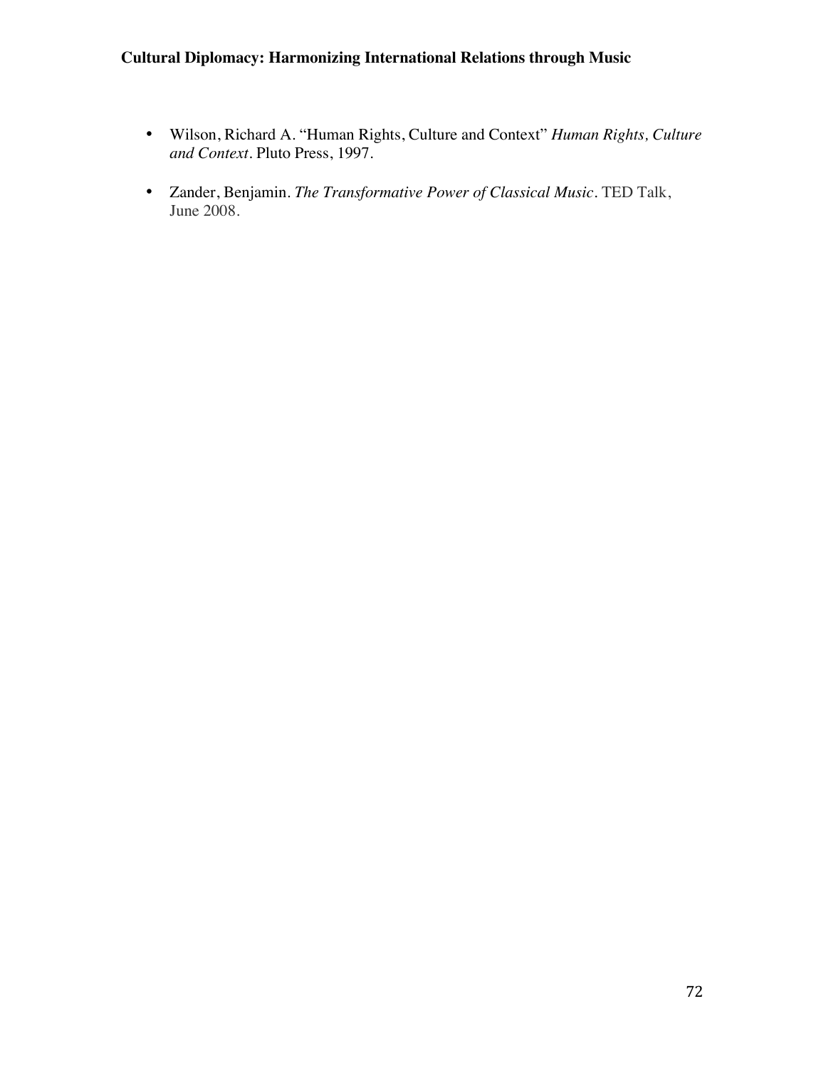- Wilson, Richard A. "Human Rights, Culture and Context" *Human Rights, Culture and Context*. Pluto Press, 1997.

- Zander, Benjamin. *The Transformative Power of Classical Music*. TED Talk, June 2008.